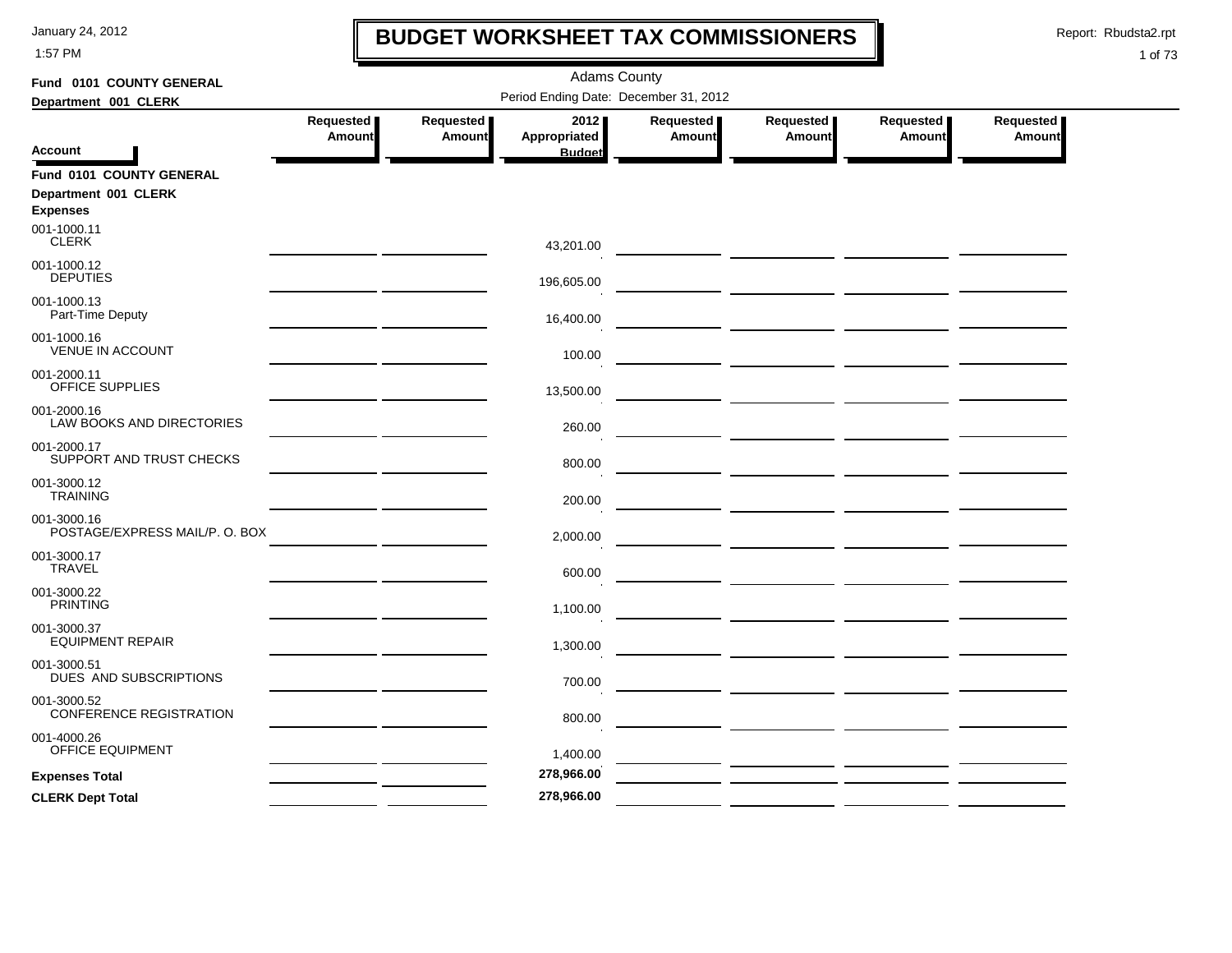# BUDGET WORKSHEET TAX COMMISSIONERS

January 24, 2012
1:57 PM

Report: Rbudsta2.rpt

Adams County

Period Ending Date: December 31, 2012

**Fund 0101 COUNTY GENERAL**
**Department 001 CLERK**

| Account | Requested Amount | Requested Amount | 2012 Appropriated Budget | Requested Amount | Requested Amount | Requested Amount | Requested Amount |
|---|---|---|---|---|---|---|---|
| **Fund 0101 COUNTY GENERAL** | | | | | | | |
| **Department 001 CLERK** | | | | | | | |
| **Expenses** | | | | | | | |
| 001-1000.11 CLERK | | | 43,201.00 | | | | |
| 001-1000.12 DEPUTIES | | | 196,605.00 | | | | |
| 001-1000.13 Part-Time Deputy | | | 16,400.00 | | | | |
| 001-1000.16 VENUE IN ACCOUNT | | | 100.00 | | | | |
| 001-2000.11 OFFICE SUPPLIES | | | 13,500.00 | | | | |
| 001-2000.16 LAW BOOKS AND DIRECTORIES | | | 260.00 | | | | |
| 001-2000.17 SUPPORT AND TRUST CHECKS | | | 800.00 | | | | |
| 001-3000.12 TRAINING | | | 200.00 | | | | |
| 001-3000.16 POSTAGE/EXPRESS MAIL/P. O. BOX | | | 2,000.00 | | | | |
| 001-3000.17 TRAVEL | | | 600.00 | | | | |
| 001-3000.22 PRINTING | | | 1,100.00 | | | | |
| 001-3000.37 EQUIPMENT REPAIR | | | 1,300.00 | | | | |
| 001-3000.51 DUES AND SUBSCRIPTIONS | | | 700.00 | | | | |
| 001-3000.52 CONFERENCE REGISTRATION | | | 800.00 | | | | |
| 001-4000.26 OFFICE EQUIPMENT | | | 1,400.00 | | | | |
| **Expenses Total** | | | **278,966.00** | | | | |
| **CLERK Dept Total** | | | **278,966.00** | | | | |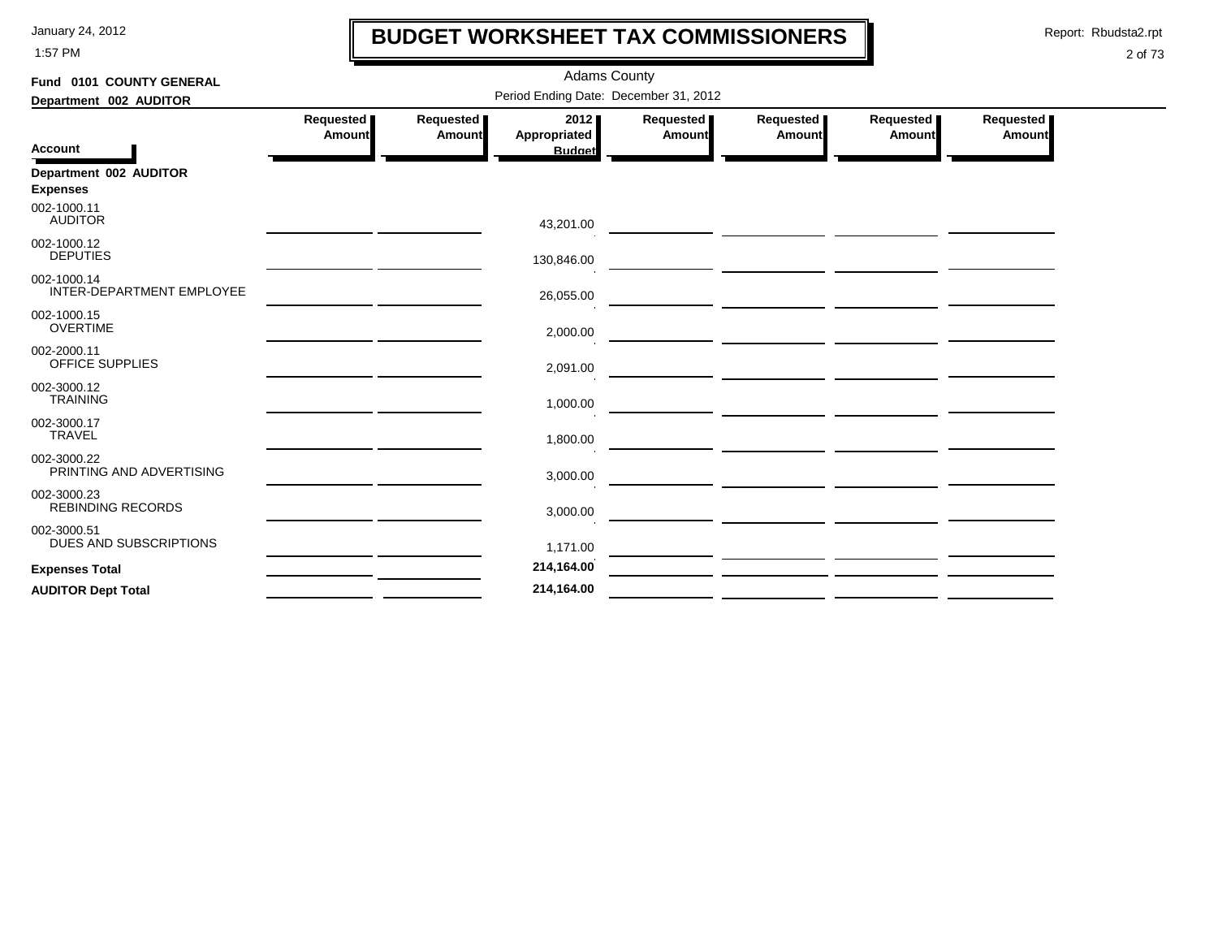# BUDGET WORKSHEET TAX COMMISSIONERS

January 24, 2012
1:57 PM

Report: Rbudsta2.rpt

Adams County

Period Ending Date: December 31, 2012

**Fund 0101 COUNTY GENERAL**

**Department 002 AUDITOR**

| Account | Requested Amount | Requested Amount | 2012 Appropriated Budget | Requested Amount | Requested Amount | Requested Amount | Requested Amount |
|---|---|---|---|---|---|---|---|
| **Department 002 AUDITOR** | | | | | | | |
| **Expenses** | | | | | | | |
| 002-1000.11 AUDITOR | | | 43,201.00 | | | | |
| 002-1000.12 DEPUTIES | | | 130,846.00 | | | | |
| 002-1000.14 INTER-DEPARTMENT EMPLOYEE | | | 26,055.00 | | | | |
| 002-1000.15 OVERTIME | | | 2,000.00 | | | | |
| 002-2000.11 OFFICE SUPPLIES | | | 2,091.00 | | | | |
| 002-3000.12 TRAINING | | | 1,000.00 | | | | |
| 002-3000.17 TRAVEL | | | 1,800.00 | | | | |
| 002-3000.22 PRINTING AND ADVERTISING | | | 3,000.00 | | | | |
| 002-3000.23 REBINDING RECORDS | | | 3,000.00 | | | | |
| 002-3000.51 DUES AND SUBSCRIPTIONS | | | 1,171.00 | | | | |
| **Expenses Total** | | | **214,164.00** | | | | |
| **AUDITOR Dept Total** | | | **214,164.00** | | | | |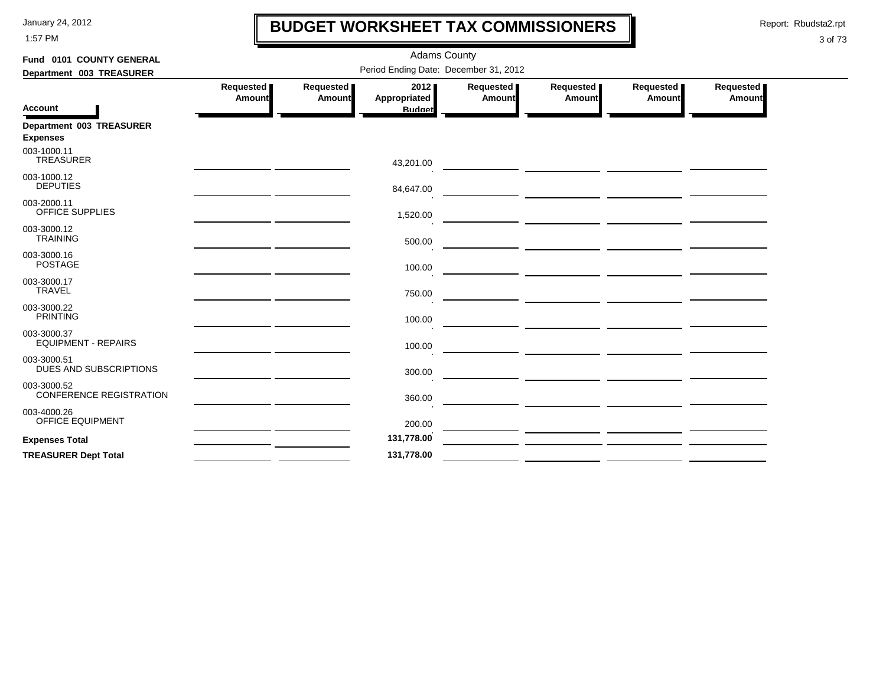# BUDGET WORKSHEET TAX COMMISSIONERS

Adams County

Period Ending Date: December 31, 2012

**Fund 0101 COUNTY GENERAL**

**Department 003 TREASURER**

| Account | Requested Amount | Requested Amount | 2012 Appropriated Budget | Requested Amount | Requested Amount | Requested Amount | Requested Amount |
|---|---|---|---|---|---|---|---|
| **Department 003 TREASURER** | | | | | | | |
| **Expenses** | | | | | | | |
| 003-1000.11 TREASURER | | | 43,201.00 | | | | |
| 003-1000.12 DEPUTIES | | | 84,647.00 | | | | |
| 003-2000.11 OFFICE SUPPLIES | | | 1,520.00 | | | | |
| 003-3000.12 TRAINING | | | 500.00 | | | | |
| 003-3000.16 POSTAGE | | | 100.00 | | | | |
| 003-3000.17 TRAVEL | | | 750.00 | | | | |
| 003-3000.22 PRINTING | | | 100.00 | | | | |
| 003-3000.37 EQUIPMENT - REPAIRS | | | 100.00 | | | | |
| 003-3000.51 DUES AND SUBSCRIPTIONS | | | 300.00 | | | | |
| 003-3000.52 CONFERENCE REGISTRATION | | | 360.00 | | | | |
| 003-4000.26 OFFICE EQUIPMENT | | | 200.00 | | | | |
| **Expenses Total** | | | **131,778.00** | | | | |
| **TREASURER Dept Total** | | | **131,778.00** | | | | |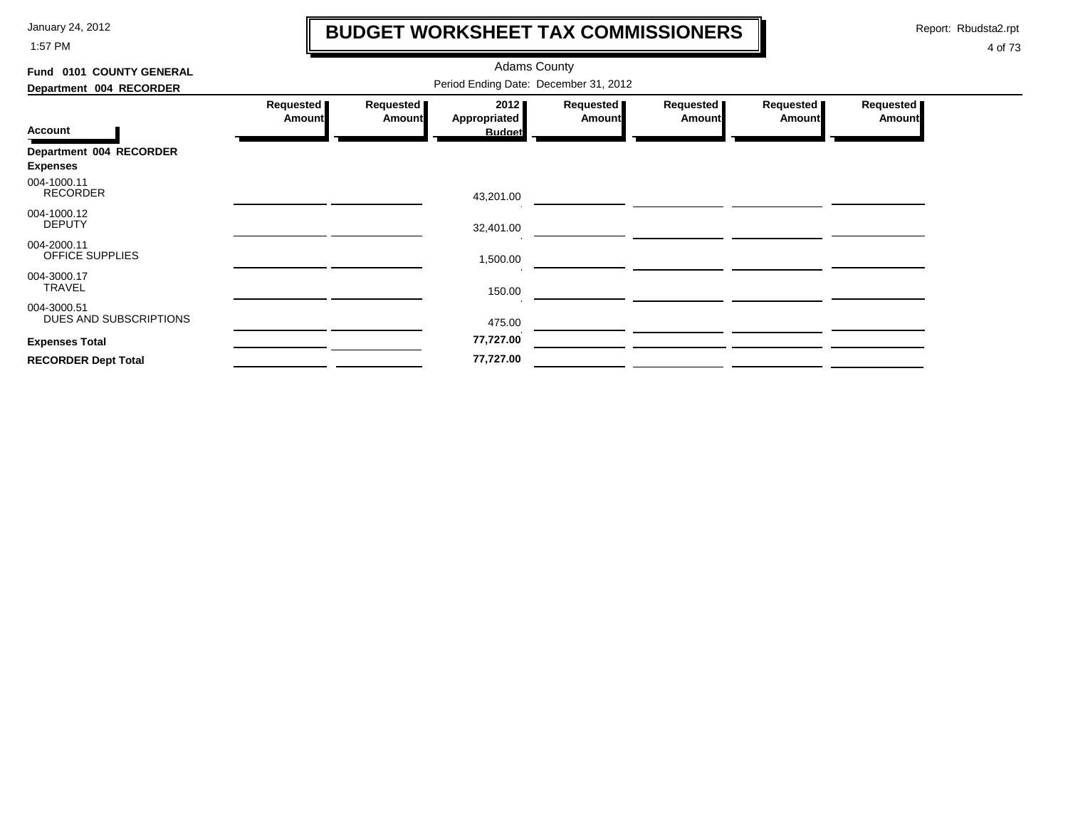# BUDGET WORKSHEET TAX COMMISSIONERS

January 24, 2012
1:57 PM

Report: Rbudsta2.rpt

Adams County

**Fund 0101 COUNTY GENERAL**

**Department 004 RECORDER**

Period Ending Date: December 31, 2012

| Account | Requested Amount | Requested Amount | 2012 Appropriated Budget | Requested Amount | Requested Amount | Requested Amount | Requested Amount |
|---|---|---|---|---|---|---|---|
| **Department 004 RECORDER** | | | | | | | |
| **Expenses** | | | | | | | |
| 004-1000.11 RECORDER | | | 43,201.00 | | | | |
| 004-1000.12 DEPUTY | | | 32,401.00 | | | | |
| 004-2000.11 OFFICE SUPPLIES | | | 1,500.00 | | | | |
| 004-3000.17 TRAVEL | | | 150.00 | | | | |
| 004-3000.51 DUES AND SUBSCRIPTIONS | | | 475.00 | | | | |
| **Expenses Total** | | | **77,727.00** | | | | |
| **RECORDER Dept Total** | | | **77,727.00** | | | | |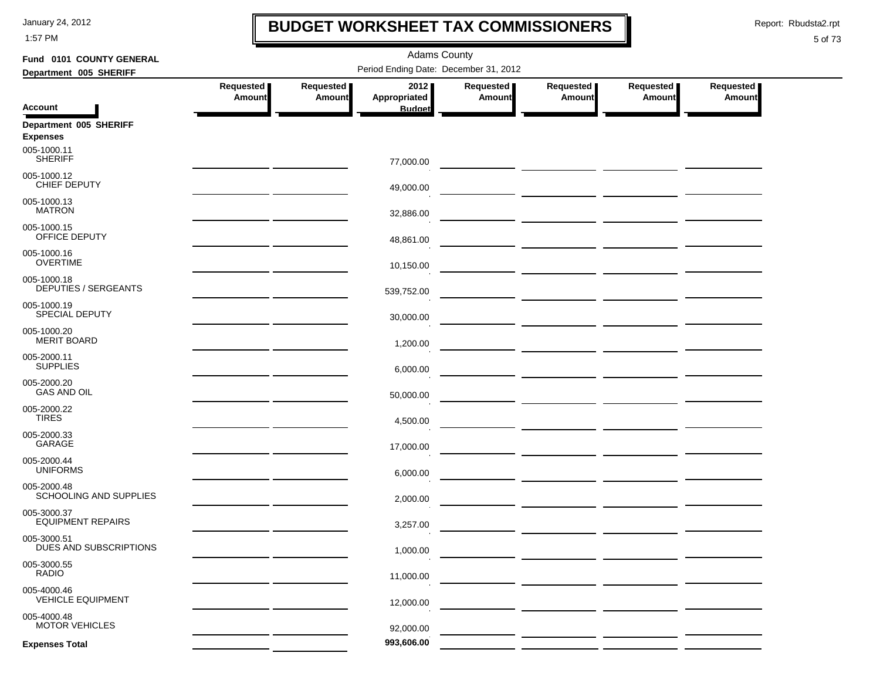# BUDGET WORKSHEET TAX COMMISSIONERS

Adams County

Period Ending Date: December 31, 2012

**Fund 0101 COUNTY GENERAL**

**Department 005 SHERIFF**

| Account | Requested Amount | Requested Amount | 2012 Appropriated Budget | Requested Amount | Requested Amount | Requested Amount | Requested Amount |
|---|---|---|---|---|---|---|---|
| **Department 005 SHERIFF** | | | | | | | |
| **Expenses** | | | | | | | |
| 005-1000.11 SHERIFF | | | 77,000.00 | | | | |
| 005-1000.12 CHIEF DEPUTY | | | 49,000.00 | | | | |
| 005-1000.13 MATRON | | | 32,886.00 | | | | |
| 005-1000.15 OFFICE DEPUTY | | | 48,861.00 | | | | |
| 005-1000.16 OVERTIME | | | 10,150.00 | | | | |
| 005-1000.18 DEPUTIES / SERGEANTS | | | 539,752.00 | | | | |
| 005-1000.19 SPECIAL DEPUTY | | | 30,000.00 | | | | |
| 005-1000.20 MERIT BOARD | | | 1,200.00 | | | | |
| 005-2000.11 SUPPLIES | | | 6,000.00 | | | | |
| 005-2000.20 GAS AND OIL | | | 50,000.00 | | | | |
| 005-2000.22 TIRES | | | 4,500.00 | | | | |
| 005-2000.33 GARAGE | | | 17,000.00 | | | | |
| 005-2000.44 UNIFORMS | | | 6,000.00 | | | | |
| 005-2000.48 SCHOOLING AND SUPPLIES | | | 2,000.00 | | | | |
| 005-3000.37 EQUIPMENT REPAIRS | | | 3,257.00 | | | | |
| 005-3000.51 DUES AND SUBSCRIPTIONS | | | 1,000.00 | | | | |
| 005-3000.55 RADIO | | | 11,000.00 | | | | |
| 005-4000.46 VEHICLE EQUIPMENT | | | 12,000.00 | | | | |
| 005-4000.48 MOTOR VEHICLES | | | 92,000.00 | | | | |
| **Expenses Total** | | | **993,606.00** | | | | |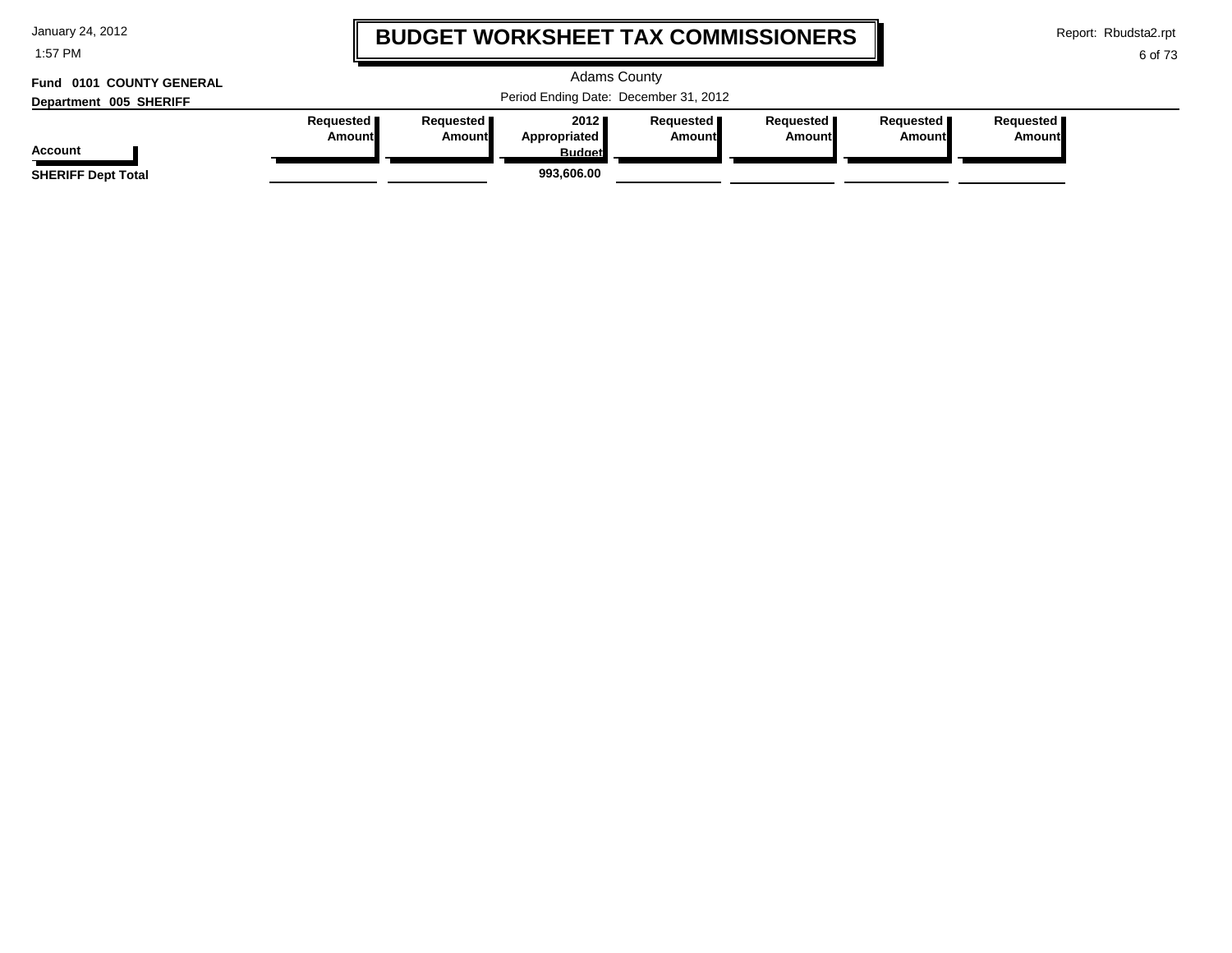# BUDGET WORKSHEET TAX COMMISSIONERS

Adams County

Period Ending Date: December 31, 2012

**Fund 0101 COUNTY GENERAL**

**Department 005 SHERIFF**

| Account | Requested Amount | Requested Amount | 2012 Appropriated Budget | Requested Amount | Requested Amount | Requested Amount | Requested Amount |
|---|---|---|---|---|---|---|---|
| **SHERIFF Dept Total** | | | **993,606.00** | | | | |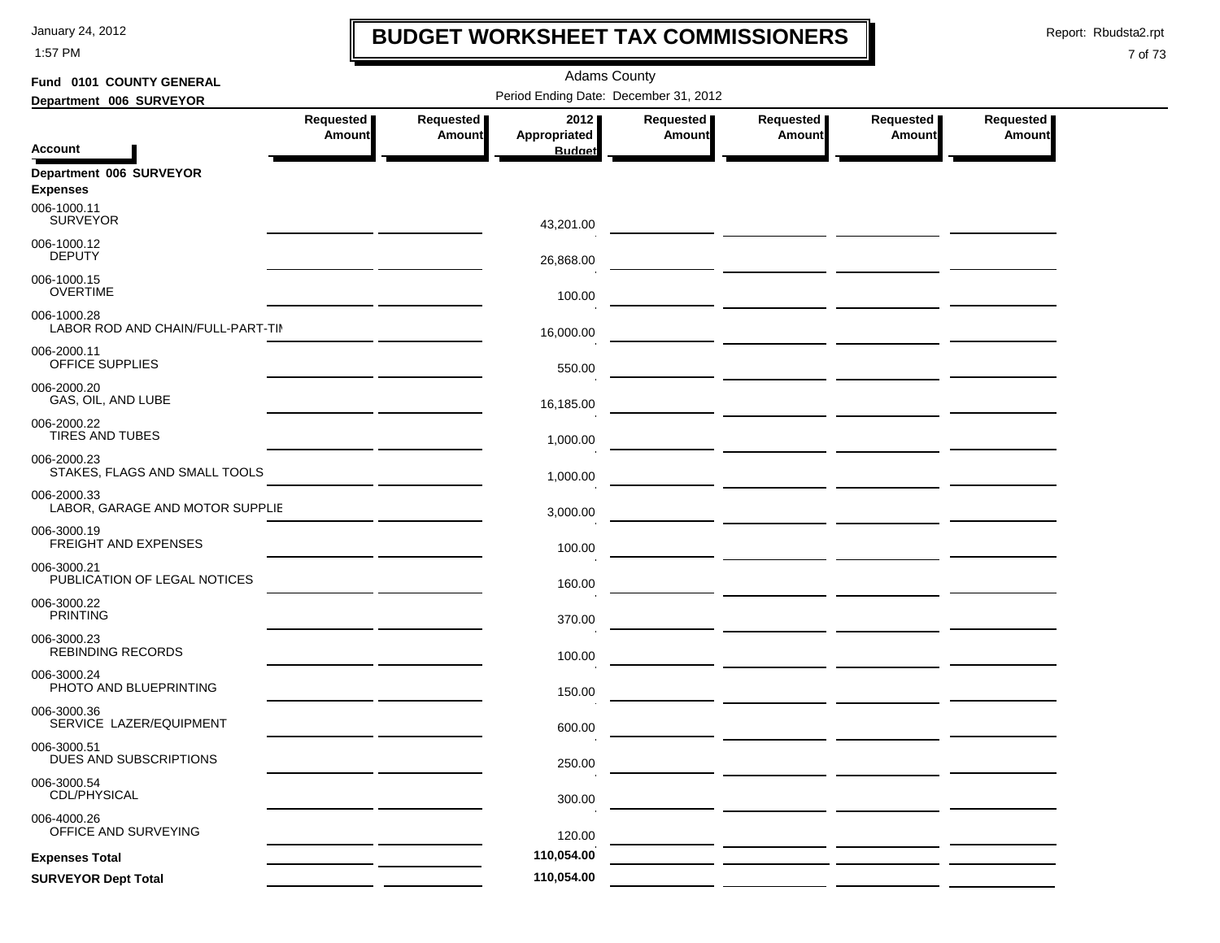# BUDGET WORKSHEET TAX COMMISSIONERS

January 24, 2012
1:57 PM

Report: Rbudsta2.rpt

Adams County

**Fund 0101 COUNTY GENERAL**

**Department 006 SURVEYOR**

Period Ending Date: December 31, 2012

| Account | Requested Amount | Requested Amount | 2012 Appropriated Budget | Requested Amount | Requested Amount | Requested Amount | Requested Amount |
|---|---|---|---|---|---|---|---|
| **Department 006 SURVEYOR** | | | | | | | |
| **Expenses** | | | | | | | |
| 006-1000.11 SURVEYOR | | | 43,201.00 | | | | |
| 006-1000.12 DEPUTY | | | 26,868.00 | | | | |
| 006-1000.15 OVERTIME | | | 100.00 | | | | |
| 006-1000.28 LABOR ROD AND CHAIN/FULL-PART-TIM | | | 16,000.00 | | | | |
| 006-2000.11 OFFICE SUPPLIES | | | 550.00 | | | | |
| 006-2000.20 GAS, OIL, AND LUBE | | | 16,185.00 | | | | |
| 006-2000.22 TIRES AND TUBES | | | 1,000.00 | | | | |
| 006-2000.23 STAKES, FLAGS AND SMALL TOOLS | | | 1,000.00 | | | | |
| 006-2000.33 LABOR, GARAGE AND MOTOR SUPPLIE | | | 3,000.00 | | | | |
| 006-3000.19 FREIGHT AND EXPENSES | | | 100.00 | | | | |
| 006-3000.21 PUBLICATION OF LEGAL NOTICES | | | 160.00 | | | | |
| 006-3000.22 PRINTING | | | 370.00 | | | | |
| 006-3000.23 REBINDING RECORDS | | | 100.00 | | | | |
| 006-3000.24 PHOTO AND BLUEPRINTING | | | 150.00 | | | | |
| 006-3000.36 SERVICE LAZER/EQUIPMENT | | | 600.00 | | | | |
| 006-3000.51 DUES AND SUBSCRIPTIONS | | | 250.00 | | | | |
| 006-3000.54 CDL/PHYSICAL | | | 300.00 | | | | |
| 006-4000.26 OFFICE AND SURVEYING | | | 120.00 | | | | |
| **Expenses Total** | | | **110,054.00** | | | | |
| **SURVEYOR Dept Total** | | | **110,054.00** | | | | |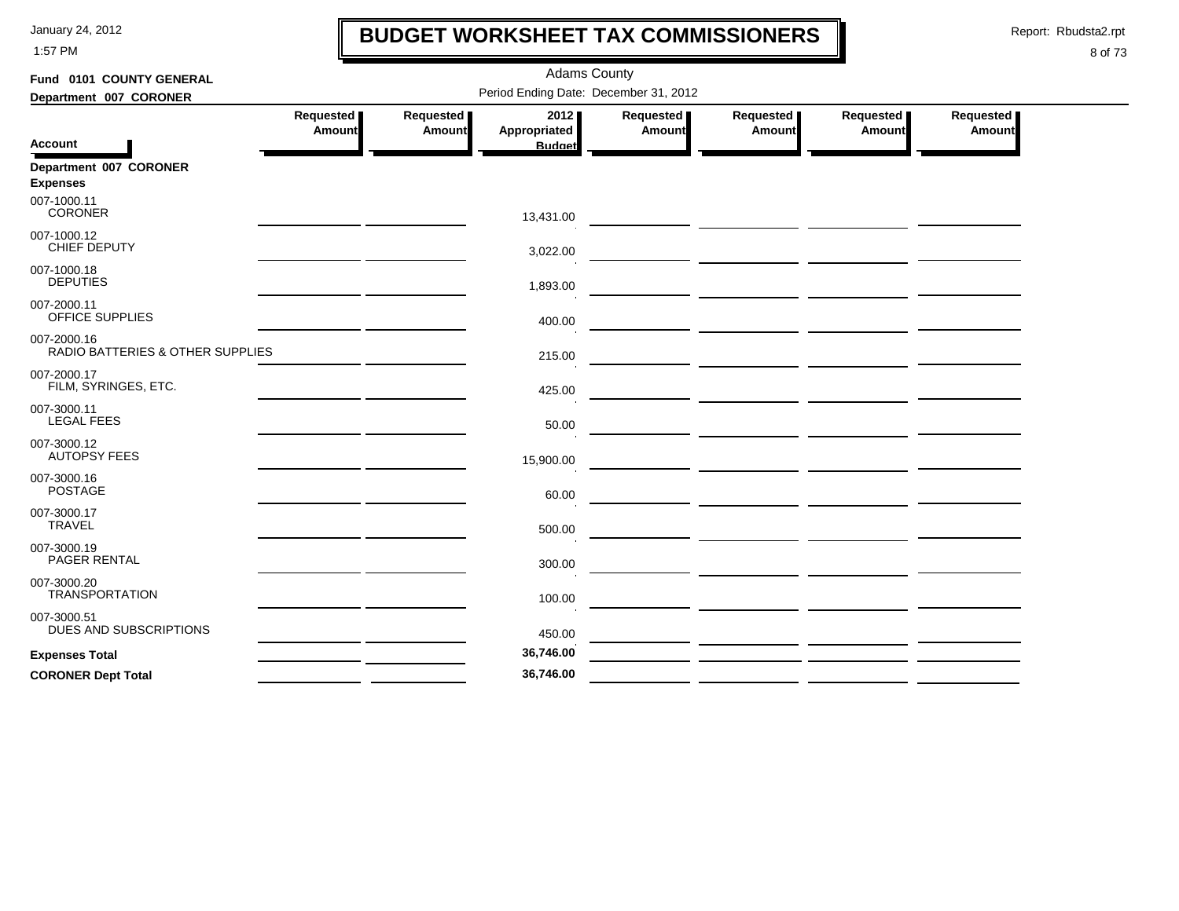# BUDGET WORKSHEET TAX COMMISSIONERS

January 24, 2012
1:57 PM

Report: Rbudsta2.rpt

Adams County

Period Ending Date: December 31, 2012

**Fund 0101 COUNTY GENERAL**

**Department 007 CORONER**

| Account | Requested Amount | Requested Amount | 2012 Appropriated Budget | Requested Amount | Requested Amount | Requested Amount | Requested Amount |
|---|---|---|---|---|---|---|---|
| **Department 007 CORONER** | | | | | | | |
| **Expenses** | | | | | | | |
| 007-1000.11 CORONER | | | 13,431.00 | | | | |
| 007-1000.12 CHIEF DEPUTY | | | 3,022.00 | | | | |
| 007-1000.18 DEPUTIES | | | 1,893.00 | | | | |
| 007-2000.11 OFFICE SUPPLIES | | | 400.00 | | | | |
| 007-2000.16 RADIO BATTERIES & OTHER SUPPLIES | | | 215.00 | | | | |
| 007-2000.17 FILM, SYRINGES, ETC. | | | 425.00 | | | | |
| 007-3000.11 LEGAL FEES | | | 50.00 | | | | |
| 007-3000.12 AUTOPSY FEES | | | 15,900.00 | | | | |
| 007-3000.16 POSTAGE | | | 60.00 | | | | |
| 007-3000.17 TRAVEL | | | 500.00 | | | | |
| 007-3000.19 PAGER RENTAL | | | 300.00 | | | | |
| 007-3000.20 TRANSPORTATION | | | 100.00 | | | | |
| 007-3000.51 DUES AND SUBSCRIPTIONS | | | 450.00 | | | | |
| **Expenses Total** | | | **36,746.00** | | | | |
| **CORONER Dept Total** | | | **36,746.00** | | | | |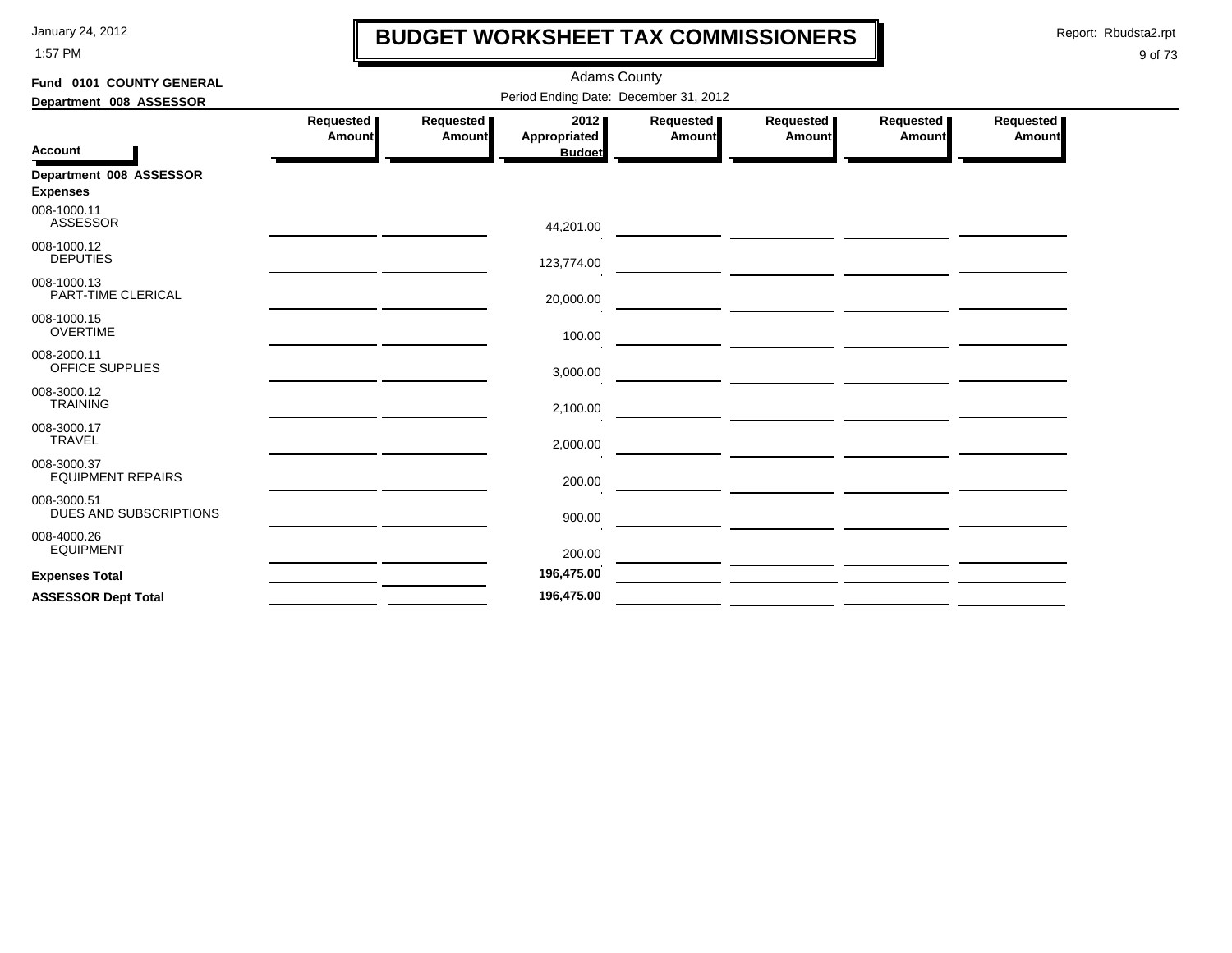# BUDGET WORKSHEET TAX COMMISSIONERS

Adams County

Period Ending Date: December 31, 2012

**Fund 0101 COUNTY GENERAL**

**Department 008 ASSESSOR**

| Account | Requested Amount | Requested Amount | 2012 Appropriated Budget | Requested Amount | Requested Amount | Requested Amount | Requested Amount |
|---|---|---|---|---|---|---|---|
| **Department 008 ASSESSOR** | | | | | | | |
| **Expenses** | | | | | | | |
| 008-1000.11 ASSESSOR | | | 44,201.00 | | | | |
| 008-1000.12 DEPUTIES | | | 123,774.00 | | | | |
| 008-1000.13 PART-TIME CLERICAL | | | 20,000.00 | | | | |
| 008-1000.15 OVERTIME | | | 100.00 | | | | |
| 008-2000.11 OFFICE SUPPLIES | | | 3,000.00 | | | | |
| 008-3000.12 TRAINING | | | 2,100.00 | | | | |
| 008-3000.17 TRAVEL | | | 2,000.00 | | | | |
| 008-3000.37 EQUIPMENT REPAIRS | | | 200.00 | | | | |
| 008-3000.51 DUES AND SUBSCRIPTIONS | | | 900.00 | | | | |
| 008-4000.26 EQUIPMENT | | | 200.00 | | | | |
| **Expenses Total** | | | **196,475.00** | | | | |
| **ASSESSOR Dept Total** | | | **196,475.00** | | | | |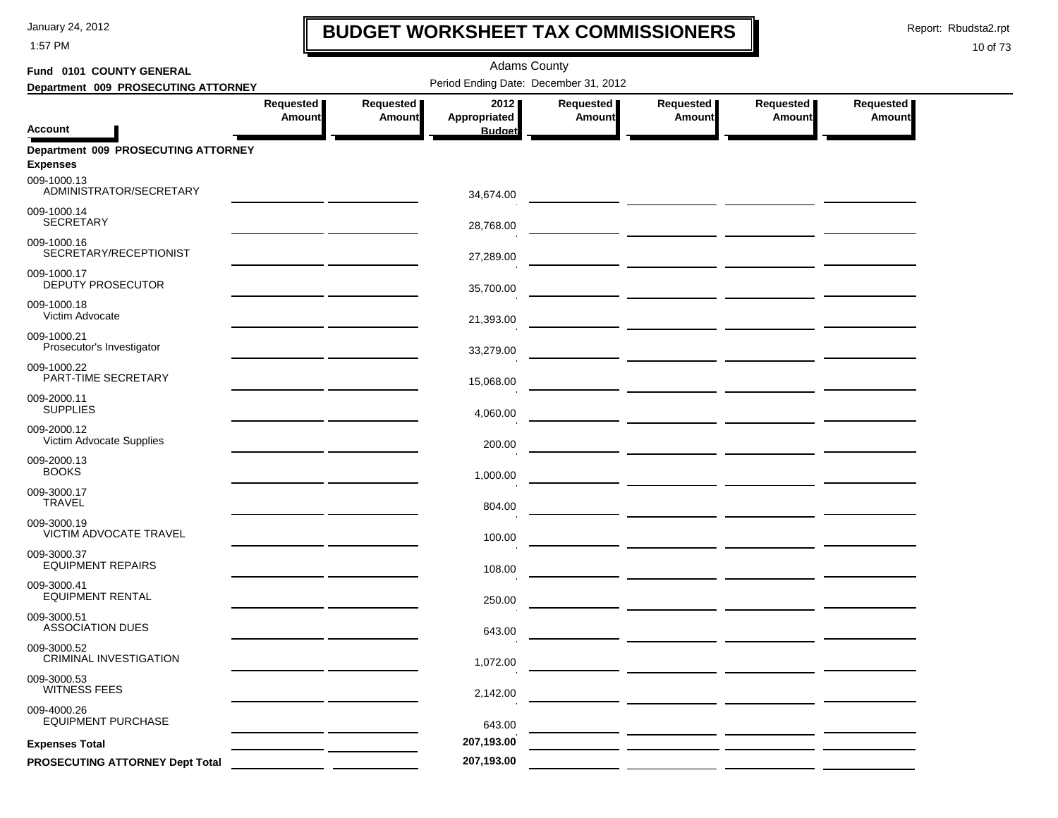# BUDGET WORKSHEET TAX COMMISSIONERS

January 24, 2012
1:57 PM

Report: Rbudsta2.rpt

Adams County

**Fund 0101 COUNTY GENERAL**

**Department 009 PROSECUTING ATTORNEY**

Period Ending Date: December 31, 2012

| Account | Requested Amount | Requested Amount | 2012 Appropriated Budget | Requested Amount | Requested Amount | Requested Amount | Requested Amount |
|---|---|---|---|---|---|---|---|
| **Department 009 PROSECUTING ATTORNEY** | | | | | | | |
| **Expenses** | | | | | | | |
| 009-1000.13 ADMINISTRATOR/SECRETARY | | | 34,674.00 | | | | |
| 009-1000.14 SECRETARY | | | 28,768.00 | | | | |
| 009-1000.16 SECRETARY/RECEPTIONIST | | | 27,289.00 | | | | |
| 009-1000.17 DEPUTY PROSECUTOR | | | 35,700.00 | | | | |
| 009-1000.18 Victim Advocate | | | 21,393.00 | | | | |
| 009-1000.21 Prosecutor's Investigator | | | 33,279.00 | | | | |
| 009-1000.22 PART-TIME SECRETARY | | | 15,068.00 | | | | |
| 009-2000.11 SUPPLIES | | | 4,060.00 | | | | |
| 009-2000.12 Victim Advocate Supplies | | | 200.00 | | | | |
| 009-2000.13 BOOKS | | | 1,000.00 | | | | |
| 009-3000.17 TRAVEL | | | 804.00 | | | | |
| 009-3000.19 VICTIM ADVOCATE TRAVEL | | | 100.00 | | | | |
| 009-3000.37 EQUIPMENT REPAIRS | | | 108.00 | | | | |
| 009-3000.41 EQUIPMENT RENTAL | | | 250.00 | | | | |
| 009-3000.51 ASSOCIATION DUES | | | 643.00 | | | | |
| 009-3000.52 CRIMINAL INVESTIGATION | | | 1,072.00 | | | | |
| 009-3000.53 WITNESS FEES | | | 2,142.00 | | | | |
| 009-4000.26 EQUIPMENT PURCHASE | | | 643.00 | | | | |
| **Expenses Total** | | | 207,193.00 | | | | |
| **PROSECUTING ATTORNEY Dept Total** | | | 207,193.00 | | | | |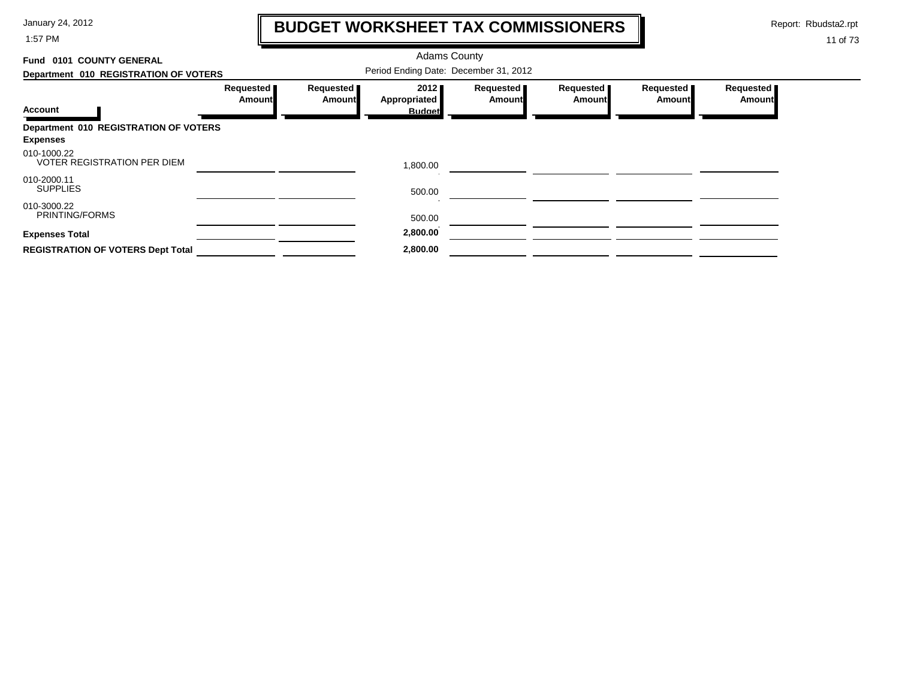# BUDGET WORKSHEET TAX COMMISSIONERS

January 24, 2012
1:57 PM

Report: Rbudsta2.rpt

Adams County

**Fund 0101 COUNTY GENERAL**

**Department 010 REGISTRATION OF VOTERS**

Period Ending Date: December 31, 2012

| Account | Requested Amount | Requested Amount | 2012 Appropriated Budget | Requested Amount | Requested Amount | Requested Amount | Requested Amount |
|---|---|---|---|---|---|---|---|
| **Department 010 REGISTRATION OF VOTERS** | | | | | | | |
| **Expenses** | | | | | | | |
| 010-1000.22 VOTER REGISTRATION PER DIEM | | | 1,800.00 | | | | |
| 010-2000.11 SUPPLIES | | | 500.00 | | | | |
| 010-3000.22 PRINTING/FORMS | | | 500.00 | | | | |
| **Expenses Total** | | | **2,800.00** | | | | |
| **REGISTRATION OF VOTERS Dept Total** | | | **2,800.00** | | | | |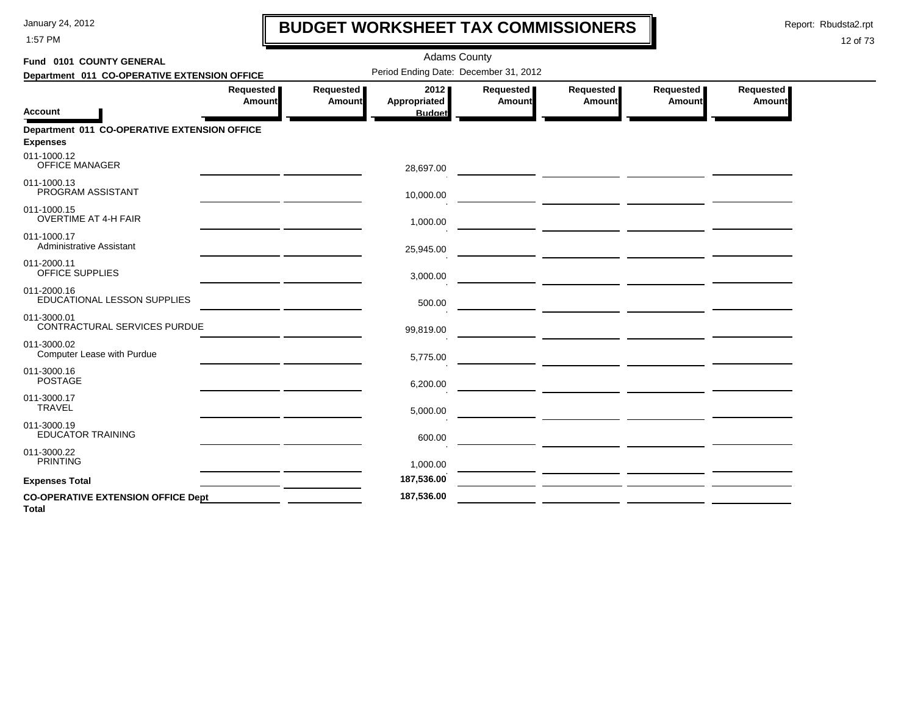# BUDGET WORKSHEET TAX COMMISSIONERS

January 24, 2012
1:57 PM

Report: Rbudsta2.rpt

Adams County

**Fund 0101 COUNTY GENERAL**

**Department 011 CO-OPERATIVE EXTENSION OFFICE**

Period Ending Date: December 31, 2012

| Account | Requested Amount | Requested Amount | 2012 Appropriated Budget | Requested Amount | Requested Amount | Requested Amount | Requested Amount |
|---|---|---|---|---|---|---|---|
| **Department 011 CO-OPERATIVE EXTENSION OFFICE** | | | | | | | |
| **Expenses** | | | | | | | |
| 011-1000.12 OFFICE MANAGER | | | 28,697.00 | | | | |
| 011-1000.13 PROGRAM ASSISTANT | | | 10,000.00 | | | | |
| 011-1000.15 OVERTIME AT 4-H FAIR | | | 1,000.00 | | | | |
| 011-1000.17 Administrative Assistant | | | 25,945.00 | | | | |
| 011-2000.11 OFFICE SUPPLIES | | | 3,000.00 | | | | |
| 011-2000.16 EDUCATIONAL LESSON SUPPLIES | | | 500.00 | | | | |
| 011-3000.01 CONTRACTURAL SERVICES PURDUE | | | 99,819.00 | | | | |
| 011-3000.02 Computer Lease with Purdue | | | 5,775.00 | | | | |
| 011-3000.16 POSTAGE | | | 6,200.00 | | | | |
| 011-3000.17 TRAVEL | | | 5,000.00 | | | | |
| 011-3000.19 EDUCATOR TRAINING | | | 600.00 | | | | |
| 011-3000.22 PRINTING | | | 1,000.00 | | | | |
| **Expenses Total** | | | **187,536.00** | | | | |
| **CO-OPERATIVE EXTENSION OFFICE Dept Total** | | | **187,536.00** | | | | |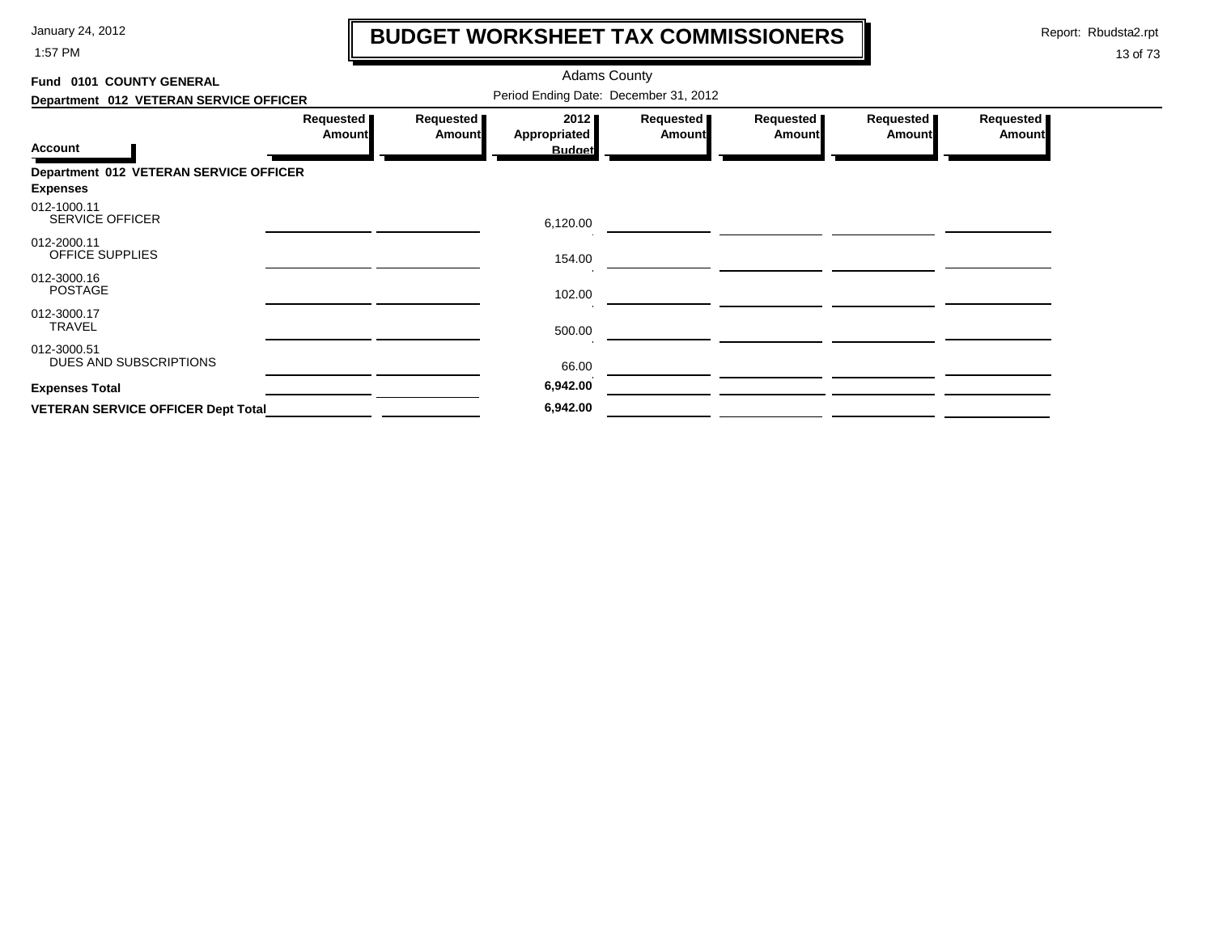# BUDGET WORKSHEET TAX COMMISSIONERS

January 24, 2012
1:57 PM

Report: Rbudsta2.rpt

Adams County

**Fund 0101 COUNTY GENERAL**

**Department 012 VETERAN SERVICE OFFICER**

Period Ending Date: December 31, 2012

| Account | Requested Amount | Requested Amount | 2012 Appropriated Budget | Requested Amount | Requested Amount | Requested Amount | Requested Amount |
|---|---|---|---|---|---|---|---|
| **Department 012 VETERAN SERVICE OFFICER** | | | | | | | |
| **Expenses** | | | | | | | |
| 012-1000.11 SERVICE OFFICER | | | 6,120.00 | | | | |
| 012-2000.11 OFFICE SUPPLIES | | | 154.00 | | | | |
| 012-3000.16 POSTAGE | | | 102.00 | | | | |
| 012-3000.17 TRAVEL | | | 500.00 | | | | |
| 012-3000.51 DUES AND SUBSCRIPTIONS | | | 66.00 | | | | |
| **Expenses Total** | | | **6,942.00** | | | | |
| **VETERAN SERVICE OFFICER Dept Total** | | | **6,942.00** | | | | |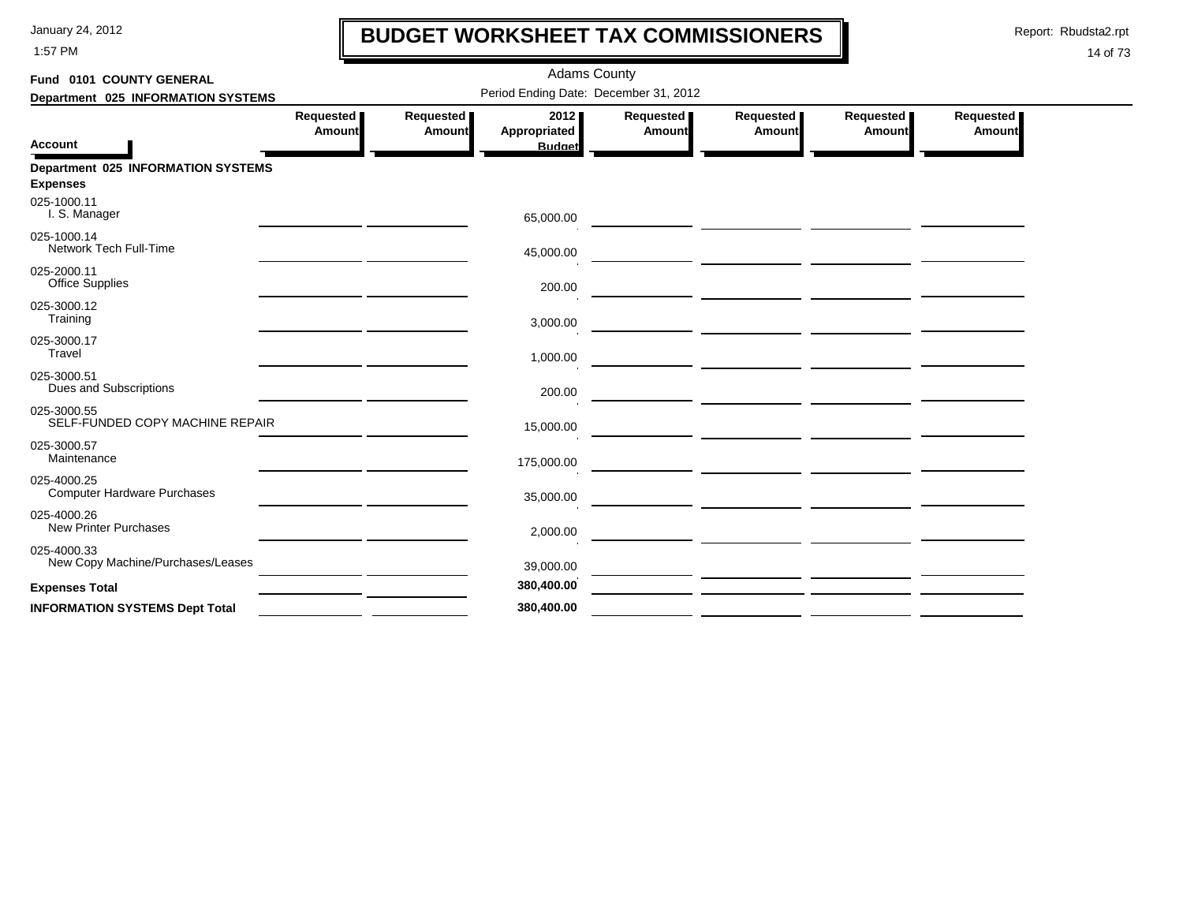# BUDGET WORKSHEET TAX COMMISSIONERS

Adams County

**Fund 0101 COUNTY GENERAL**

**Department 025 INFORMATION SYSTEMS**

Period Ending Date: December 31, 2012

| Account | Requested Amount | Requested Amount | 2012 Appropriated Budget | Requested Amount | Requested Amount | Requested Amount | Requested Amount |
|---|---|---|---|---|---|---|---|
| **Department 025 INFORMATION SYSTEMS** | | | | | | | |
| **Expenses** | | | | | | | |
| 025-1000.11 I. S. Manager | | | 65,000.00 | | | | |
| 025-1000.14 Network Tech Full-Time | | | 45,000.00 | | | | |
| 025-2000.11 Office Supplies | | | 200.00 | | | | |
| 025-3000.12 Training | | | 3,000.00 | | | | |
| 025-3000.17 Travel | | | 1,000.00 | | | | |
| 025-3000.51 Dues and Subscriptions | | | 200.00 | | | | |
| 025-3000.55 SELF-FUNDED COPY MACHINE REPAIR | | | 15,000.00 | | | | |
| 025-3000.57 Maintenance | | | 175,000.00 | | | | |
| 025-4000.25 Computer Hardware Purchases | | | 35,000.00 | | | | |
| 025-4000.26 New Printer Purchases | | | 2,000.00 | | | | |
| 025-4000.33 New Copy Machine/Purchases/Leases | | | 39,000.00 | | | | |
| **Expenses Total** | | | **380,400.00** | | | | |
| **INFORMATION SYSTEMS Dept Total** | | | **380,400.00** | | | | |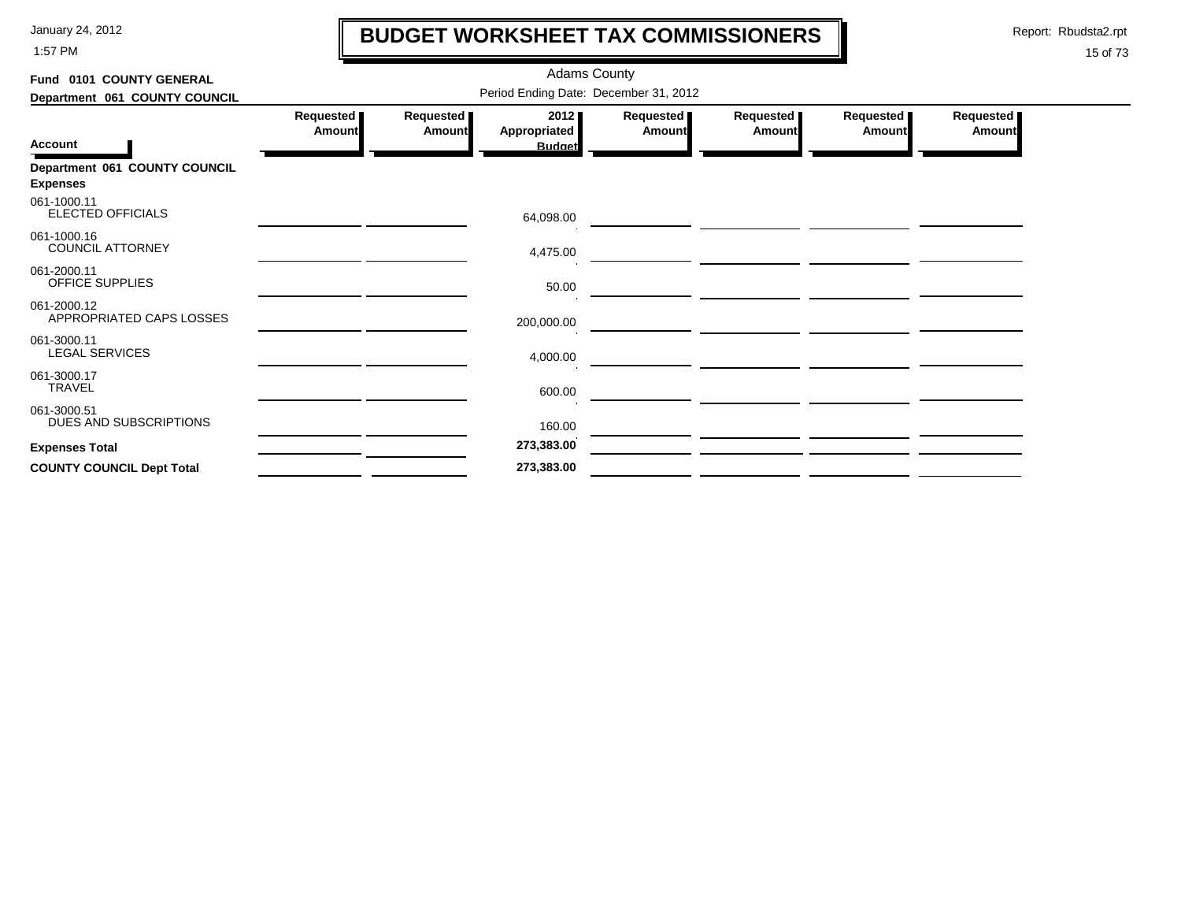# BUDGET WORKSHEET TAX COMMISSIONERS

Report: Rbudsta2.rpt

January 24, 2012
1:57 PM

Adams County

**Fund 0101 COUNTY GENERAL**

**Department 061 COUNTY COUNCIL**

Period Ending Date: December 31, 2012

| Account | Requested Amount | Requested Amount | 2012 Appropriated Budget | Requested Amount | Requested Amount | Requested Amount | Requested Amount |
|---|---|---|---|---|---|---|---|
| **Department 061 COUNTY COUNCIL** | | | | | | | |
| **Expenses** | | | | | | | |
| 061-1000.11 ELECTED OFFICIALS | | | 64,098.00 | | | | |
| 061-1000.16 COUNCIL ATTORNEY | | | 4,475.00 | | | | |
| 061-2000.11 OFFICE SUPPLIES | | | 50.00 | | | | |
| 061-2000.12 APPROPRIATED CAPS LOSSES | | | 200,000.00 | | | | |
| 061-3000.11 LEGAL SERVICES | | | 4,000.00 | | | | |
| 061-3000.17 TRAVEL | | | 600.00 | | | | |
| 061-3000.51 DUES AND SUBSCRIPTIONS | | | 160.00 | | | | |
| **Expenses Total** | | | **273,383.00** | | | | |
| **COUNTY COUNCIL Dept Total** | | | **273,383.00** | | | | |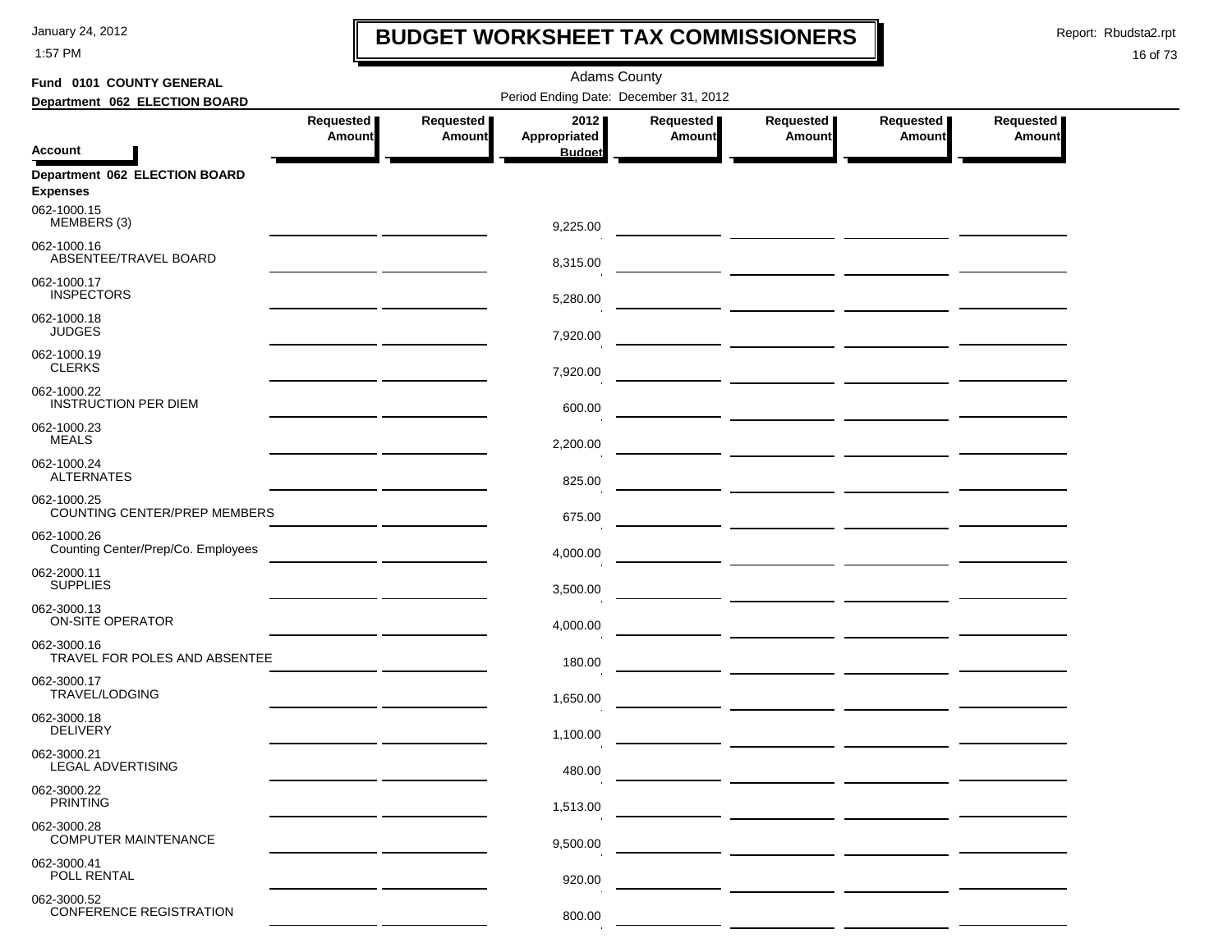# BUDGET WORKSHEET TAX COMMISSIONERS

January 24, 2012
1:57 PM

Report: Rbudsta2.rpt

Adams County

**Fund 0101 COUNTY GENERAL**
**Department 062 ELECTION BOARD**

Period Ending Date: December 31, 2012

| Account | Requested Amount | Requested Amount | 2012 Appropriated Budget | Requested Amount | Requested Amount | Requested Amount | Requested Amount |
|---|---|---|---|---|---|---|---|
| **Department 062 ELECTION BOARD** | | | | | | | |
| **Expenses** | | | | | | | |
| 062-1000.15 MEMBERS (3) | | | 9,225.00 | | | | |
| 062-1000.16 ABSENTEE/TRAVEL BOARD | | | 8,315.00 | | | | |
| 062-1000.17 INSPECTORS | | | 5,280.00 | | | | |
| 062-1000.18 JUDGES | | | 7,920.00 | | | | |
| 062-1000.19 CLERKS | | | 7,920.00 | | | | |
| 062-1000.22 INSTRUCTION PER DIEM | | | 600.00 | | | | |
| 062-1000.23 MEALS | | | 2,200.00 | | | | |
| 062-1000.24 ALTERNATES | | | 825.00 | | | | |
| 062-1000.25 COUNTING CENTER/PREP MEMBERS | | | 675.00 | | | | |
| 062-1000.26 Counting Center/Prep/Co. Employees | | | 4,000.00 | | | | |
| 062-2000.11 SUPPLIES | | | 3,500.00 | | | | |
| 062-3000.13 ON-SITE OPERATOR | | | 4,000.00 | | | | |
| 062-3000.16 TRAVEL FOR POLES AND ABSENTEE | | | 180.00 | | | | |
| 062-3000.17 TRAVEL/LODGING | | | 1,650.00 | | | | |
| 062-3000.18 DELIVERY | | | 1,100.00 | | | | |
| 062-3000.21 LEGAL ADVERTISING | | | 480.00 | | | | |
| 062-3000.22 PRINTING | | | 1,513.00 | | | | |
| 062-3000.28 COMPUTER MAINTENANCE | | | 9,500.00 | | | | |
| 062-3000.41 POLL RENTAL | | | 920.00 | | | | |
| 062-3000.52 CONFERENCE REGISTRATION | | | 800.00 | | | | |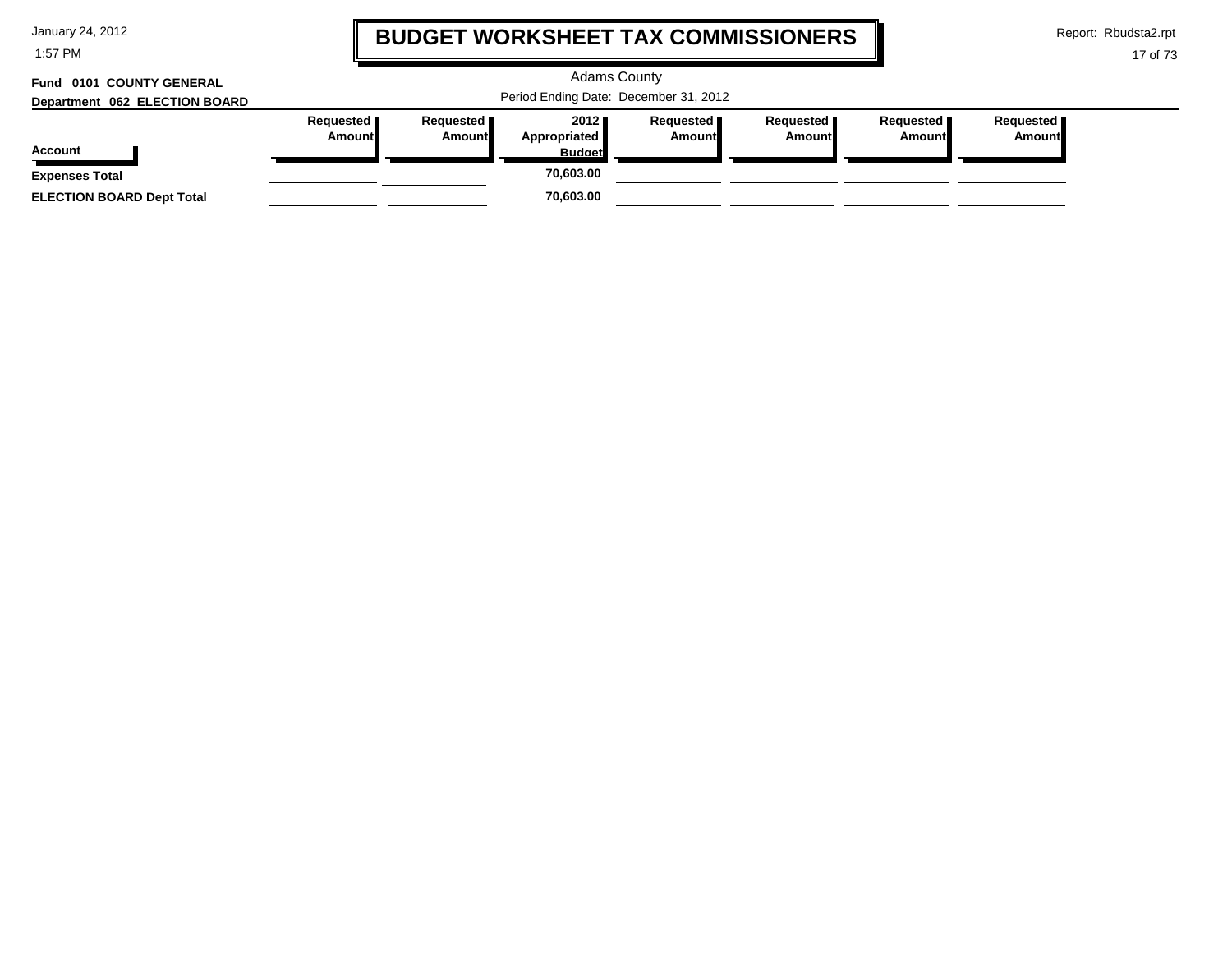# BUDGET WORKSHEET TAX COMMISSIONERS

Adams County

Period Ending Date: December 31, 2012

**Fund 0101 COUNTY GENERAL**

**Department 062 ELECTION BOARD**

| Account | Requested Amount | Requested Amount | 2012 Appropriated Budget | Requested Amount | Requested Amount | Requested Amount | Requested Amount |
|---|---|---|---|---|---|---|---|
| **Expenses Total** | | | **70,603.00** | | | | |
| **ELECTION BOARD Dept Total** | | | **70,603.00** | | | | |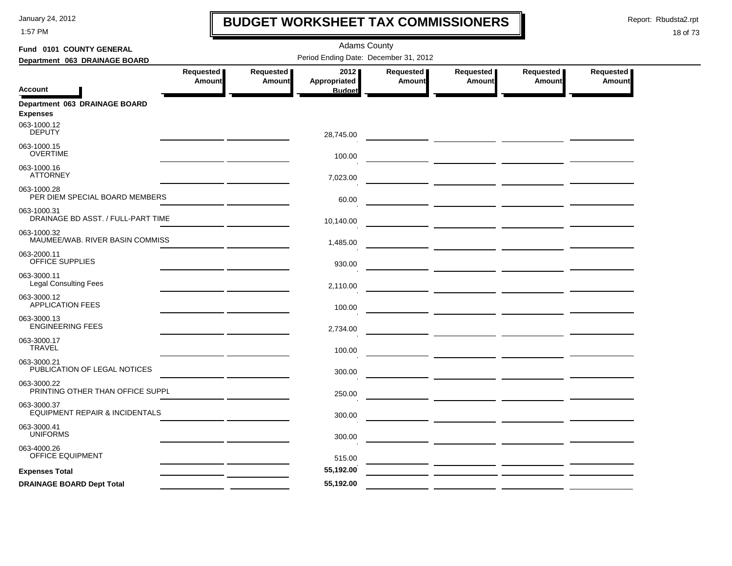# BUDGET WORKSHEET TAX COMMISSIONERS

January 24, 2012
1:57 PM

Report: Rbudsta2.rpt

Adams County

Period Ending Date: December 31, 2012

**Fund 0101 COUNTY GENERAL**

**Department 063 DRAINAGE BOARD**

| Account | Requested Amount | Requested Amount | 2012 Appropriated Budget | Requested Amount | Requested Amount | Requested Amount | Requested Amount |
|---|---|---|---|---|---|---|---|
| **Department 063 DRAINAGE BOARD** | | | | | | | |
| **Expenses** | | | | | | | |
| 063-1000.12 DEPUTY | | | 28,745.00 | | | | |
| 063-1000.15 OVERTIME | | | 100.00 | | | | |
| 063-1000.16 ATTORNEY | | | 7,023.00 | | | | |
| 063-1000.28 PER DIEM SPECIAL BOARD MEMBERS | | | 60.00 | | | | |
| 063-1000.31 DRAINAGE BD ASST. / FULL-PART TIME | | | 10,140.00 | | | | |
| 063-1000.32 MAUMEE/WAB. RIVER BASIN COMMISS | | | 1,485.00 | | | | |
| 063-2000.11 OFFICE SUPPLIES | | | 930.00 | | | | |
| 063-3000.11 Legal Consulting Fees | | | 2,110.00 | | | | |
| 063-3000.12 APPLICATION FEES | | | 100.00 | | | | |
| 063-3000.13 ENGINEERING FEES | | | 2,734.00 | | | | |
| 063-3000.17 TRAVEL | | | 100.00 | | | | |
| 063-3000.21 PUBLICATION OF LEGAL NOTICES | | | 300.00 | | | | |
| 063-3000.22 PRINTING OTHER THAN OFFICE SUPPL | | | 250.00 | | | | |
| 063-3000.37 EQUIPMENT REPAIR & INCIDENTALS | | | 300.00 | | | | |
| 063-3000.41 UNIFORMS | | | 300.00 | | | | |
| 063-4000.26 OFFICE EQUIPMENT | | | 515.00 | | | | |
| **Expenses Total** | | | **55,192.00** | | | | |
| **DRAINAGE BOARD Dept Total** | | | **55,192.00** | | | | |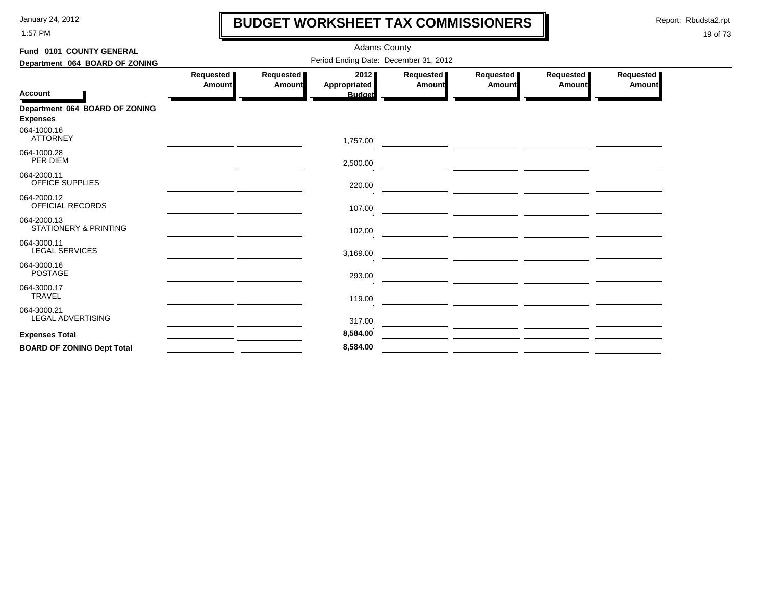# BUDGET WORKSHEET TAX COMMISSIONERS

January 24, 2012
1:57 PM

Report: Rbudsta2.rpt

Adams County

**Fund 0101 COUNTY GENERAL**

**Department 064 BOARD OF ZONING**

Period Ending Date: December 31, 2012

| Account | Requested Amount | Requested Amount | 2012 Appropriated Budget | Requested Amount | Requested Amount | Requested Amount | Requested Amount |
|---|---|---|---|---|---|---|---|
| **Department 064 BOARD OF ZONING** | | | | | | | |
| **Expenses** | | | | | | | |
| 064-1000.16 ATTORNEY | | | 1,757.00 | | | | |
| 064-1000.28 PER DIEM | | | 2,500.00 | | | | |
| 064-2000.11 OFFICE SUPPLIES | | | 220.00 | | | | |
| 064-2000.12 OFFICIAL RECORDS | | | 107.00 | | | | |
| 064-2000.13 STATIONERY & PRINTING | | | 102.00 | | | | |
| 064-3000.11 LEGAL SERVICES | | | 3,169.00 | | | | |
| 064-3000.16 POSTAGE | | | 293.00 | | | | |
| 064-3000.17 TRAVEL | | | 119.00 | | | | |
| 064-3000.21 LEGAL ADVERTISING | | | 317.00 | | | | |
| **Expenses Total** | | | **8,584.00** | | | | |
| **BOARD OF ZONING Dept Total** | | | **8,584.00** | | | | |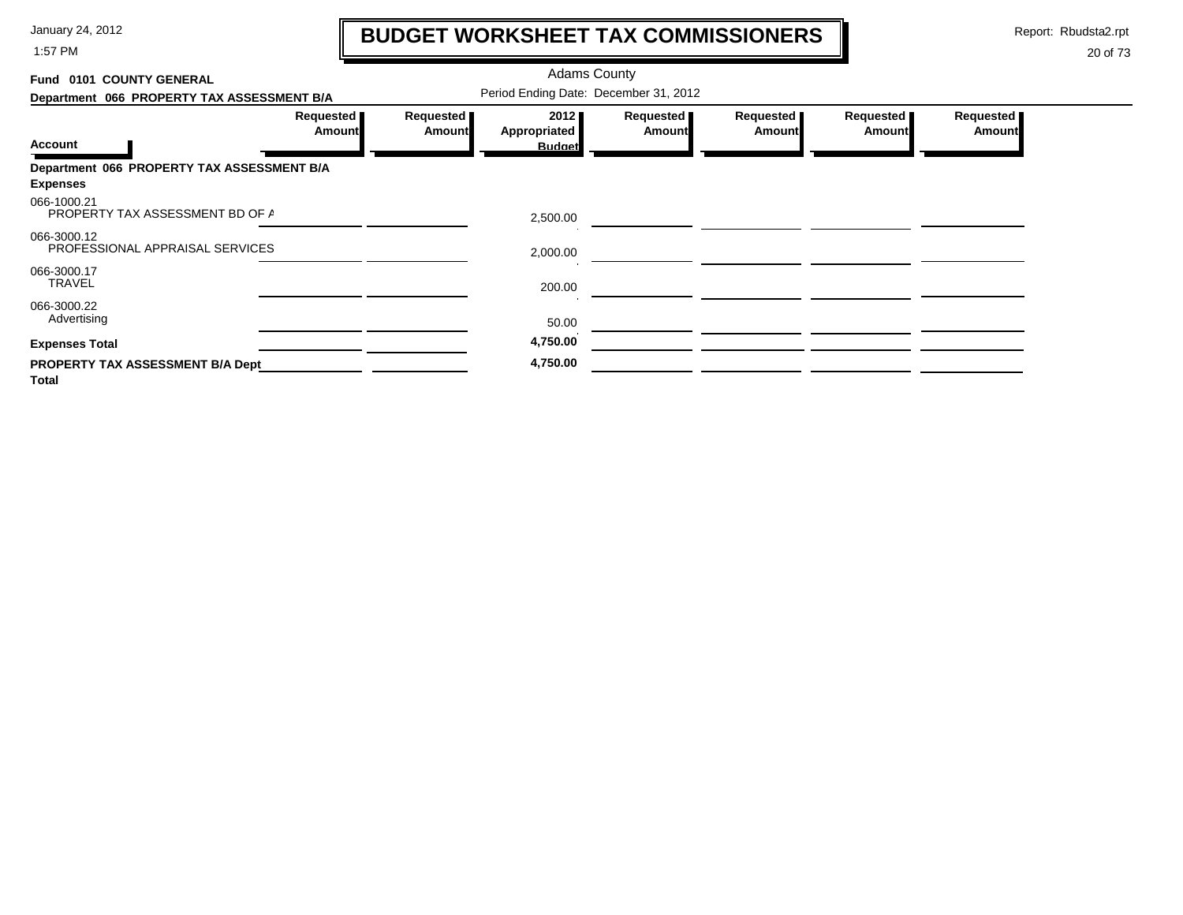# BUDGET WORKSHEET TAX COMMISSIONERS

January 24, 2012
1:57 PM

Report: Rbudsta2.rpt

Adams County

**Fund 0101 COUNTY GENERAL**

**Department 066 PROPERTY TAX ASSESSMENT B/A**

Period Ending Date: December 31, 2012

| Account | Requested Amount | Requested Amount | 2012 Appropriated Budget | Requested Amount | Requested Amount | Requested Amount | Requested Amount |
|---|---|---|---|---|---|---|---|
| **Department 066 PROPERTY TAX ASSESSMENT B/A** | | | | | | | |
| **Expenses** | | | | | | | |
| 066-1000.21 PROPERTY TAX ASSESSMENT BD OF A | | | 2,500.00 | | | | |
| 066-3000.12 PROFESSIONAL APPRAISAL SERVICES | | | 2,000.00 | | | | |
| 066-3000.17 TRAVEL | | | 200.00 | | | | |
| 066-3000.22 Advertising | | | 50.00 | | | | |
| **Expenses Total** | | | **4,750.00** | | | | |
| **PROPERTY TAX ASSESSMENT B/A Dept Total** | | | **4,750.00** | | | | |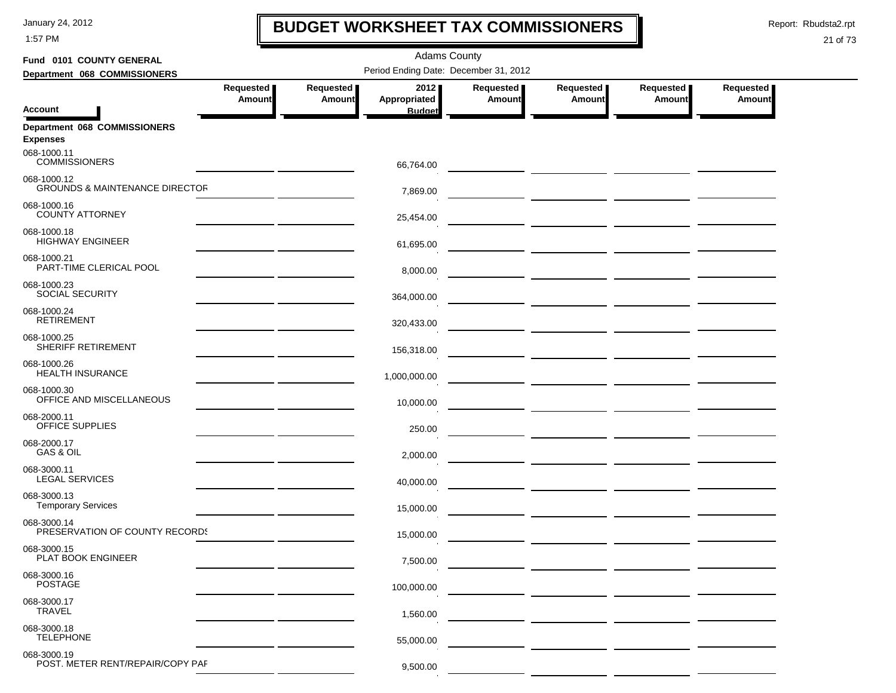# BUDGET WORKSHEET TAX COMMISSIONERS

January 24, 2012
1:57 PM

Report: Rbudsta2.rpt

Adams County

**Fund 0101 COUNTY GENERAL**

**Department 068 COMMISSIONERS**

Period Ending Date: December 31, 2012

| Account | Requested Amount | Requested Amount | 2012 Appropriated Budget | Requested Amount | Requested Amount | Requested Amount | Requested Amount |
|---|---|---|---|---|---|---|---|
| **Department 068 COMMISSIONERS** | | | | | | | |
| **Expenses** | | | | | | | |
| 068-1000.11 COMMISSIONERS | | | 66,764.00 | | | | |
| 068-1000.12 GROUNDS & MAINTENANCE DIRECTOR | | | 7,869.00 | | | | |
| 068-1000.16 COUNTY ATTORNEY | | | 25,454.00 | | | | |
| 068-1000.18 HIGHWAY ENGINEER | | | 61,695.00 | | | | |
| 068-1000.21 PART-TIME CLERICAL POOL | | | 8,000.00 | | | | |
| 068-1000.23 SOCIAL SECURITY | | | 364,000.00 | | | | |
| 068-1000.24 RETIREMENT | | | 320,433.00 | | | | |
| 068-1000.25 SHERIFF RETIREMENT | | | 156,318.00 | | | | |
| 068-1000.26 HEALTH INSURANCE | | | 1,000,000.00 | | | | |
| 068-1000.30 OFFICE AND MISCELLANEOUS | | | 10,000.00 | | | | |
| 068-2000.11 OFFICE SUPPLIES | | | 250.00 | | | | |
| 068-2000.17 GAS & OIL | | | 2,000.00 | | | | |
| 068-3000.11 LEGAL SERVICES | | | 40,000.00 | | | | |
| 068-3000.13 Temporary Services | | | 15,000.00 | | | | |
| 068-3000.14 PRESERVATION OF COUNTY RECORDS | | | 15,000.00 | | | | |
| 068-3000.15 PLAT BOOK ENGINEER | | | 7,500.00 | | | | |
| 068-3000.16 POSTAGE | | | 100,000.00 | | | | |
| 068-3000.17 TRAVEL | | | 1,560.00 | | | | |
| 068-3000.18 TELEPHONE | | | 55,000.00 | | | | |
| 068-3000.19 POST. METER RENT/REPAIR/COPY PAF | | | 9,500.00 | | | | |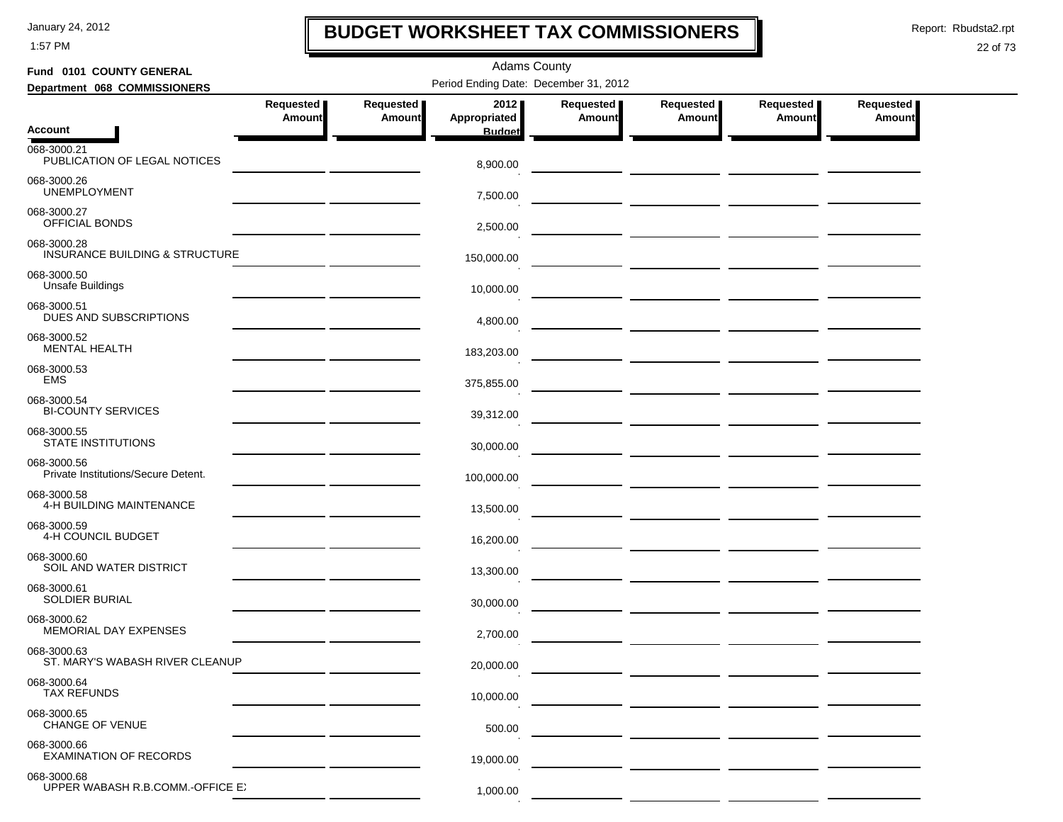# BUDGET WORKSHEET TAX COMMISSIONERS

January 24, 2012
1:57 PM

Report: Rbudsta2.rpt

Adams County

**Fund 0101 COUNTY GENERAL**

**Department 068 COMMISSIONERS**

Period Ending Date: December 31, 2012

| Account | Requested Amount | Requested Amount | 2012 Appropriated Budget | Requested Amount | Requested Amount | Requested Amount | Requested Amount |
|---|---|---|---|---|---|---|---|
| 068-3000.21 PUBLICATION OF LEGAL NOTICES | | | 8,900.00 | | | | |
| 068-3000.26 UNEMPLOYMENT | | | 7,500.00 | | | | |
| 068-3000.27 OFFICIAL BONDS | | | 2,500.00 | | | | |
| 068-3000.28 INSURANCE BUILDING & STRUCTURE | | | 150,000.00 | | | | |
| 068-3000.50 Unsafe Buildings | | | 10,000.00 | | | | |
| 068-3000.51 DUES AND SUBSCRIPTIONS | | | 4,800.00 | | | | |
| 068-3000.52 MENTAL HEALTH | | | 183,203.00 | | | | |
| 068-3000.53 EMS | | | 375,855.00 | | | | |
| 068-3000.54 BI-COUNTY SERVICES | | | 39,312.00 | | | | |
| 068-3000.55 STATE INSTITUTIONS | | | 30,000.00 | | | | |
| 068-3000.56 Private Institutions/Secure Detent. | | | 100,000.00 | | | | |
| 068-3000.58 4-H BUILDING MAINTENANCE | | | 13,500.00 | | | | |
| 068-3000.59 4-H COUNCIL BUDGET | | | 16,200.00 | | | | |
| 068-3000.60 SOIL AND WATER DISTRICT | | | 13,300.00 | | | | |
| 068-3000.61 SOLDIER BURIAL | | | 30,000.00 | | | | |
| 068-3000.62 MEMORIAL DAY EXPENSES | | | 2,700.00 | | | | |
| 068-3000.63 ST. MARY'S WABASH RIVER CLEANUP | | | 20,000.00 | | | | |
| 068-3000.64 TAX REFUNDS | | | 10,000.00 | | | | |
| 068-3000.65 CHANGE OF VENUE | | | 500.00 | | | | |
| 068-3000.66 EXAMINATION OF RECORDS | | | 19,000.00 | | | | |
| 068-3000.68 UPPER WABASH R.B.COMM.-OFFICE EX | | | 1,000.00 | | | | |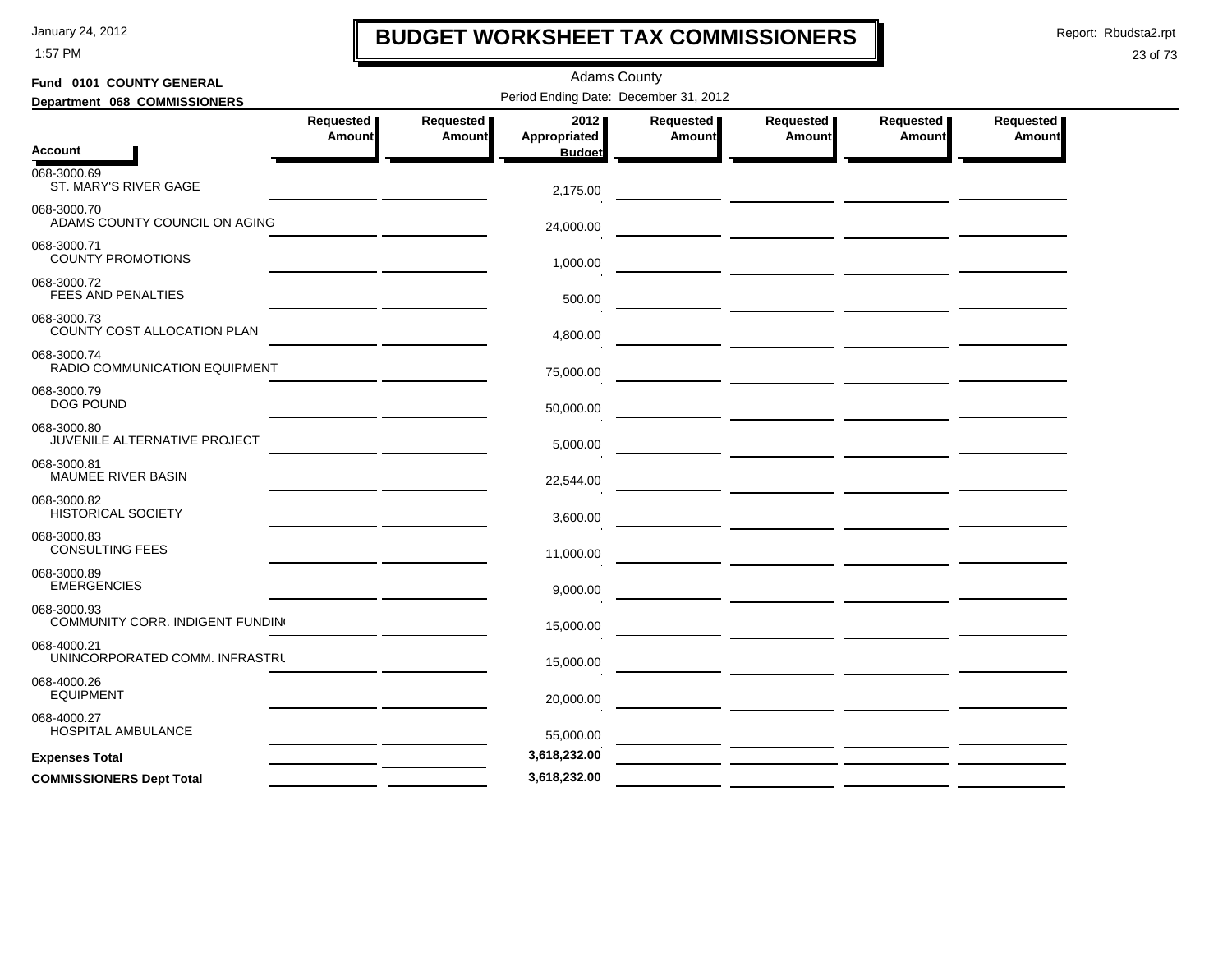# BUDGET WORKSHEET TAX COMMISSIONERS

Adams County

**Fund 0101 COUNTY GENERAL**

**Department 068 COMMISSIONERS**

Period Ending Date: December 31, 2012

| Account | Requested Amount | Requested Amount | 2012 Appropriated Budget | Requested Amount | Requested Amount | Requested Amount | Requested Amount |
|---|---|---|---|---|---|---|---|
| 068-3000.69 ST. MARY'S RIVER GAGE | | | 2,175.00 | | | | |
| 068-3000.70 ADAMS COUNTY COUNCIL ON AGING | | | 24,000.00 | | | | |
| 068-3000.71 COUNTY PROMOTIONS | | | 1,000.00 | | | | |
| 068-3000.72 FEES AND PENALTIES | | | 500.00 | | | | |
| 068-3000.73 COUNTY COST ALLOCATION PLAN | | | 4,800.00 | | | | |
| 068-3000.74 RADIO COMMUNICATION EQUIPMENT | | | 75,000.00 | | | | |
| 068-3000.79 DOG POUND | | | 50,000.00 | | | | |
| 068-3000.80 JUVENILE ALTERNATIVE PROJECT | | | 5,000.00 | | | | |
| 068-3000.81 MAUMEE RIVER BASIN | | | 22,544.00 | | | | |
| 068-3000.82 HISTORICAL SOCIETY | | | 3,600.00 | | | | |
| 068-3000.83 CONSULTING FEES | | | 11,000.00 | | | | |
| 068-3000.89 EMERGENCIES | | | 9,000.00 | | | | |
| 068-3000.93 COMMUNITY CORR. INDIGENT FUNDIN | | | 15,000.00 | | | | |
| 068-4000.21 UNINCORPORATED COMM. INFRASTRU | | | 15,000.00 | | | | |
| 068-4000.26 EQUIPMENT | | | 20,000.00 | | | | |
| 068-4000.27 HOSPITAL AMBULANCE | | | 55,000.00 | | | | |
| **Expenses Total** | | | **3,618,232.00** | | | | |
| **COMMISSIONERS Dept Total** | | | **3,618,232.00** | | | | |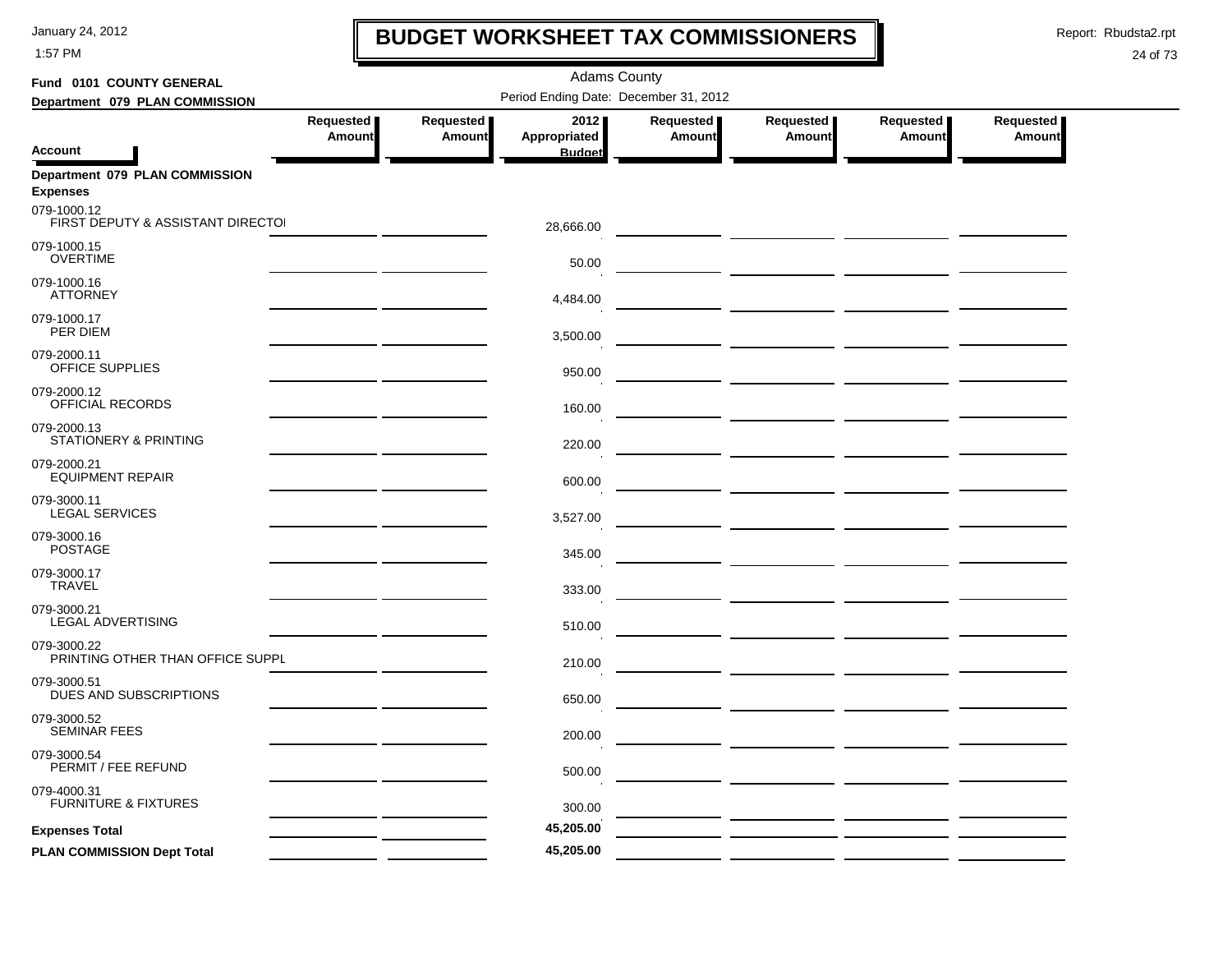# BUDGET WORKSHEET TAX COMMISSIONERS

Adams County

Period Ending Date: December 31, 2012

**Fund 0101 COUNTY GENERAL**

**Department 079 PLAN COMMISSION**

| Account | Requested Amount | Requested Amount | 2012 Appropriated Budget | Requested Amount | Requested Amount | Requested Amount | Requested Amount |
|---|---|---|---|---|---|---|---|
| **Department 079 PLAN COMMISSION** | | | | | | | |
| **Expenses** | | | | | | | |
| 079-1000.12 FIRST DEPUTY & ASSISTANT DIRECTOI | | | 28,666.00 | | | | |
| 079-1000.15 OVERTIME | | | 50.00 | | | | |
| 079-1000.16 ATTORNEY | | | 4,484.00 | | | | |
| 079-1000.17 PER DIEM | | | 3,500.00 | | | | |
| 079-2000.11 OFFICE SUPPLIES | | | 950.00 | | | | |
| 079-2000.12 OFFICIAL RECORDS | | | 160.00 | | | | |
| 079-2000.13 STATIONERY & PRINTING | | | 220.00 | | | | |
| 079-2000.21 EQUIPMENT REPAIR | | | 600.00 | | | | |
| 079-3000.11 LEGAL SERVICES | | | 3,527.00 | | | | |
| 079-3000.16 POSTAGE | | | 345.00 | | | | |
| 079-3000.17 TRAVEL | | | 333.00 | | | | |
| 079-3000.21 LEGAL ADVERTISING | | | 510.00 | | | | |
| 079-3000.22 PRINTING OTHER THAN OFFICE SUPPL | | | 210.00 | | | | |
| 079-3000.51 DUES AND SUBSCRIPTIONS | | | 650.00 | | | | |
| 079-3000.52 SEMINAR FEES | | | 200.00 | | | | |
| 079-3000.54 PERMIT / FEE REFUND | | | 500.00 | | | | |
| 079-4000.31 FURNITURE & FIXTURES | | | 300.00 | | | | |
| **Expenses Total** | | | **45,205.00** | | | | |
| **PLAN COMMISSION Dept Total** | | | **45,205.00** | | | | |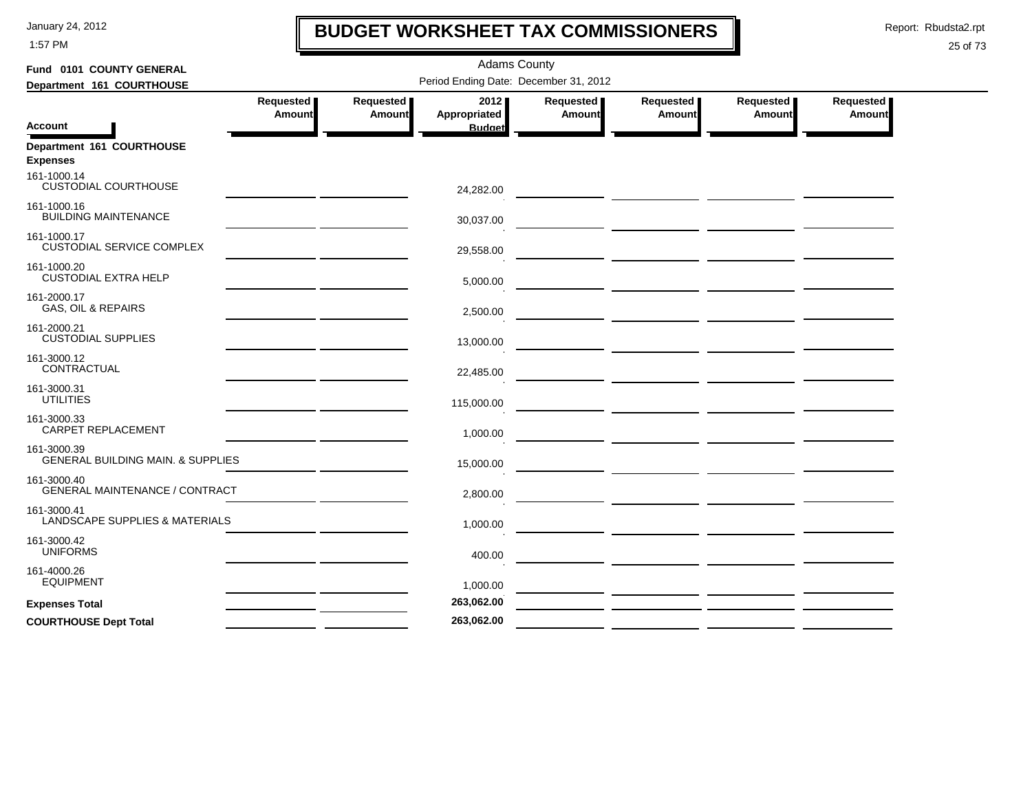# BUDGET WORKSHEET TAX COMMISSIONERS

Adams County

Period Ending Date: December 31, 2012

**Fund 0101 COUNTY GENERAL**

**Department 161 COURTHOUSE**

| Account | Requested Amount | Requested Amount | 2012 Appropriated Budget | Requested Amount | Requested Amount | Requested Amount | Requested Amount |
|---|---|---|---|---|---|---|---|
| **Department 161 COURTHOUSE** | | | | | | | |
| **Expenses** | | | | | | | |
| 161-1000.14 CUSTODIAL COURTHOUSE | | | 24,282.00 | | | | |
| 161-1000.16 BUILDING MAINTENANCE | | | 30,037.00 | | | | |
| 161-1000.17 CUSTODIAL SERVICE COMPLEX | | | 29,558.00 | | | | |
| 161-1000.20 CUSTODIAL EXTRA HELP | | | 5,000.00 | | | | |
| 161-2000.17 GAS, OIL & REPAIRS | | | 2,500.00 | | | | |
| 161-2000.21 CUSTODIAL SUPPLIES | | | 13,000.00 | | | | |
| 161-3000.12 CONTRACTUAL | | | 22,485.00 | | | | |
| 161-3000.31 UTILITIES | | | 115,000.00 | | | | |
| 161-3000.33 CARPET REPLACEMENT | | | 1,000.00 | | | | |
| 161-3000.39 GENERAL BUILDING MAIN. & SUPPLIES | | | 15,000.00 | | | | |
| 161-3000.40 GENERAL MAINTENANCE / CONTRACT | | | 2,800.00 | | | | |
| 161-3000.41 LANDSCAPE SUPPLIES & MATERIALS | | | 1,000.00 | | | | |
| 161-3000.42 UNIFORMS | | | 400.00 | | | | |
| 161-4000.26 EQUIPMENT | | | 1,000.00 | | | | |
| **Expenses Total** | | | **263,062.00** | | | | |
| **COURTHOUSE Dept Total** | | | **263,062.00** | | | | |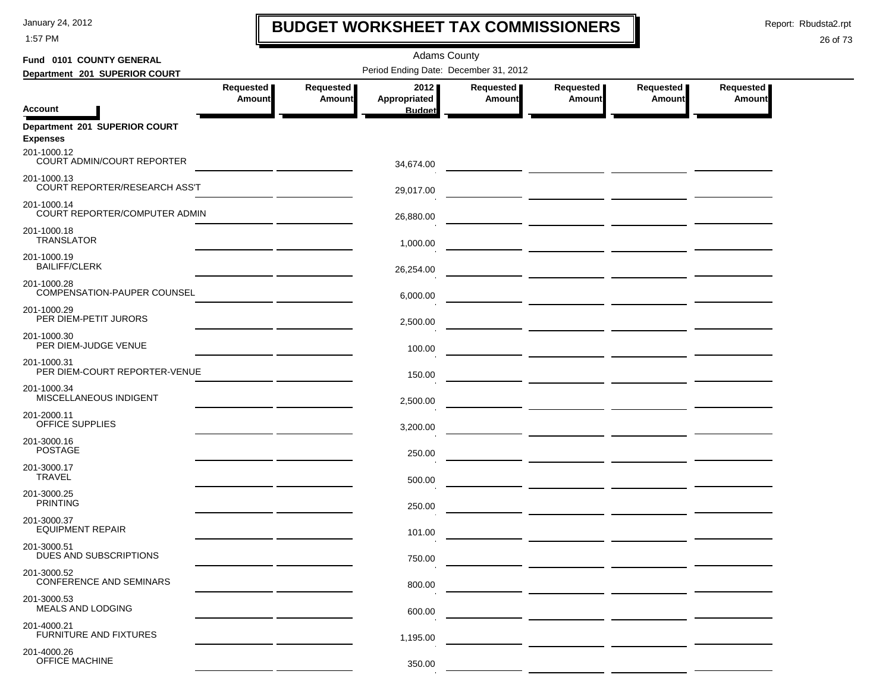# BUDGET WORKSHEET TAX COMMISSIONERS

Adams County

Period Ending Date: December 31, 2012

**Fund 0101 COUNTY GENERAL**

**Department 201 SUPERIOR COURT**

| Account | Requested Amount | Requested Amount | 2012 Appropriated Budget | Requested Amount | Requested Amount | Requested Amount | Requested Amount |
|---|---|---|---|---|---|---|---|
| **Department 201 SUPERIOR COURT** | | | | | | | |
| **Expenses** | | | | | | | |
| 201-1000.12 COURT ADMIN/COURT REPORTER | | | 34,674.00 | | | | |
| 201-1000.13 COURT REPORTER/RESEARCH ASS'T | | | 29,017.00 | | | | |
| 201-1000.14 COURT REPORTER/COMPUTER ADMIN | | | 26,880.00 | | | | |
| 201-1000.18 TRANSLATOR | | | 1,000.00 | | | | |
| 201-1000.19 BAILIFF/CLERK | | | 26,254.00 | | | | |
| 201-1000.28 COMPENSATION-PAUPER COUNSEL | | | 6,000.00 | | | | |
| 201-1000.29 PER DIEM-PETIT JURORS | | | 2,500.00 | | | | |
| 201-1000.30 PER DIEM-JUDGE VENUE | | | 100.00 | | | | |
| 201-1000.31 PER DIEM-COURT REPORTER-VENUE | | | 150.00 | | | | |
| 201-1000.34 MISCELLANEOUS INDIGENT | | | 2,500.00 | | | | |
| 201-2000.11 OFFICE SUPPLIES | | | 3,200.00 | | | | |
| 201-3000.16 POSTAGE | | | 250.00 | | | | |
| 201-3000.17 TRAVEL | | | 500.00 | | | | |
| 201-3000.25 PRINTING | | | 250.00 | | | | |
| 201-3000.37 EQUIPMENT REPAIR | | | 101.00 | | | | |
| 201-3000.51 DUES AND SUBSCRIPTIONS | | | 750.00 | | | | |
| 201-3000.52 CONFERENCE AND SEMINARS | | | 800.00 | | | | |
| 201-3000.53 MEALS AND LODGING | | | 600.00 | | | | |
| 201-4000.21 FURNITURE AND FIXTURES | | | 1,195.00 | | | | |
| 201-4000.26 OFFICE MACHINE | | | 350.00 | | | | |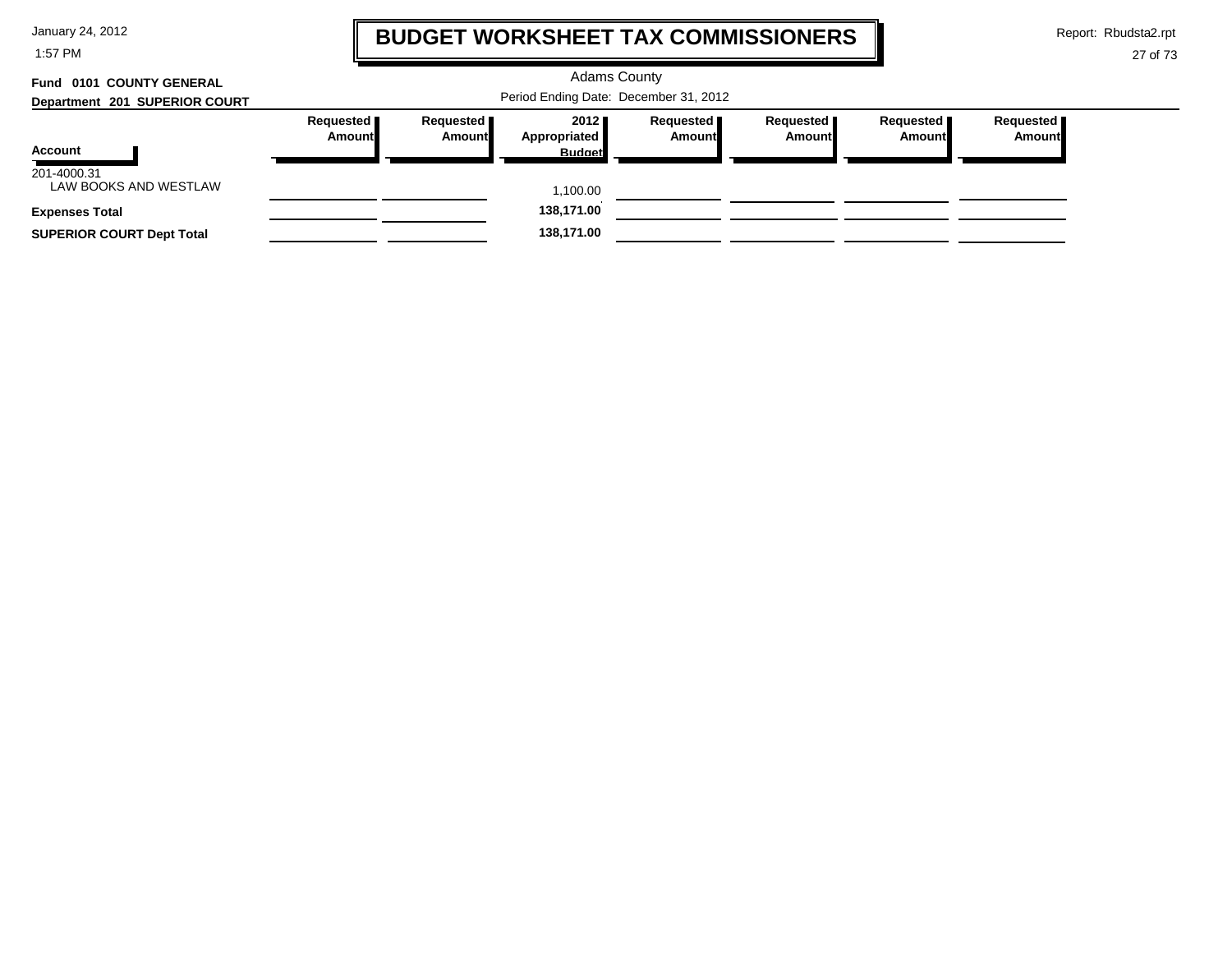# BUDGET WORKSHEET TAX COMMISSIONERS

Adams County

Period Ending Date: December 31, 2012

**Fund 0101 COUNTY GENERAL**

**Department 201 SUPERIOR COURT**

| Account | Requested Amount | Requested Amount | 2012 Appropriated Budget | Requested Amount | Requested Amount | Requested Amount | Requested Amount |
|---|---|---|---|---|---|---|---|
| 201-4000.31 LAW BOOKS AND WESTLAW | | | 1,100.00 | | | | |
| **Expenses Total** | | | **138,171.00** | | | | |
| **SUPERIOR COURT Dept Total** | | | **138,171.00** | | | | |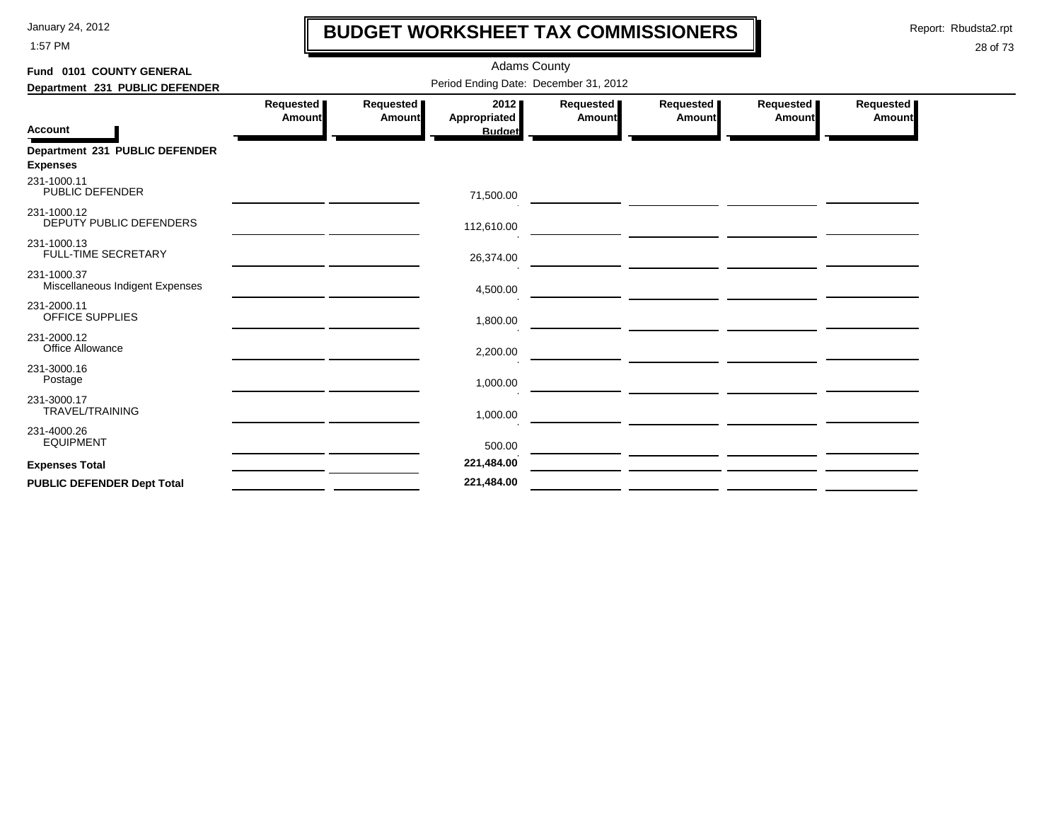# BUDGET WORKSHEET TAX COMMISSIONERS

January 24, 2012
1:57 PM

Report: Rbudsta2.rpt

Adams County

**Fund 0101 COUNTY GENERAL**
**Department 231 PUBLIC DEFENDER**

Period Ending Date: December 31, 2012

| Account | Requested Amount | Requested Amount | 2012 Appropriated Budget | Requested Amount | Requested Amount | Requested Amount | Requested Amount |
|---|---|---|---|---|---|---|---|
| **Department 231 PUBLIC DEFENDER** | | | | | | | |
| **Expenses** | | | | | | | |
| 231-1000.11 PUBLIC DEFENDER | | | 71,500.00 | | | | |
| 231-1000.12 DEPUTY PUBLIC DEFENDERS | | | 112,610.00 | | | | |
| 231-1000.13 FULL-TIME SECRETARY | | | 26,374.00 | | | | |
| 231-1000.37 Miscellaneous Indigent Expenses | | | 4,500.00 | | | | |
| 231-2000.11 OFFICE SUPPLIES | | | 1,800.00 | | | | |
| 231-2000.12 Office Allowance | | | 2,200.00 | | | | |
| 231-3000.16 Postage | | | 1,000.00 | | | | |
| 231-3000.17 TRAVEL/TRAINING | | | 1,000.00 | | | | |
| 231-4000.26 EQUIPMENT | | | 500.00 | | | | |
| **Expenses Total** | | | **221,484.00** | | | | |
| **PUBLIC DEFENDER Dept Total** | | | **221,484.00** | | | | |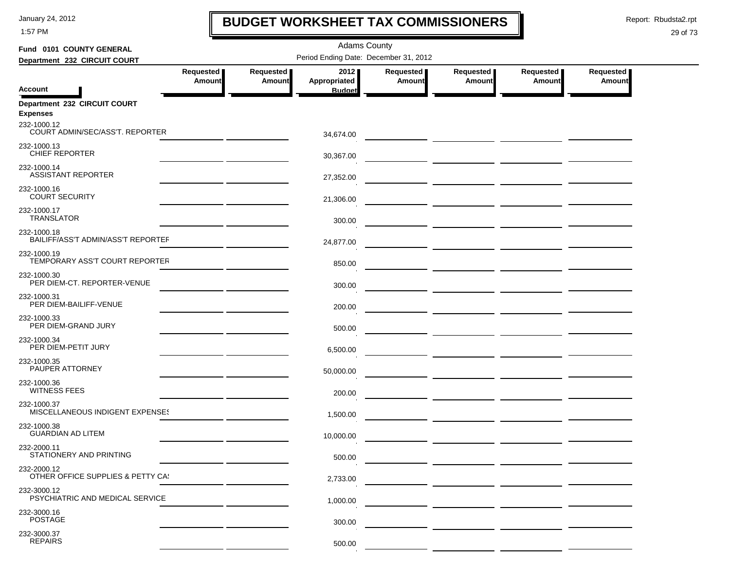# BUDGET WORKSHEET TAX COMMISSIONERS

Adams County

**Fund 0101 COUNTY GENERAL**

**Department 232 CIRCUIT COURT**

Period Ending Date: December 31, 2012

| Account | Requested Amount | Requested Amount | 2012 Appropriated Budget | Requested Amount | Requested Amount | Requested Amount | Requested Amount |
|---|---|---|---|---|---|---|---|
| **Department 232 CIRCUIT COURT** | | | | | | | |
| **Expenses** | | | | | | | |
| 232-1000.12 COURT ADMIN/SEC/ASS'T. REPORTER | | | 34,674.00 | | | | |
| 232-1000.13 CHIEF REPORTER | | | 30,367.00 | | | | |
| 232-1000.14 ASSISTANT REPORTER | | | 27,352.00 | | | | |
| 232-1000.16 COURT SECURITY | | | 21,306.00 | | | | |
| 232-1000.17 TRANSLATOR | | | 300.00 | | | | |
| 232-1000.18 BAILIFF/ASS'T ADMIN/ASS'T REPORTEF | | | 24,877.00 | | | | |
| 232-1000.19 TEMPORARY ASS'T COURT REPORTER | | | 850.00 | | | | |
| 232-1000.30 PER DIEM-CT. REPORTER-VENUE | | | 300.00 | | | | |
| 232-1000.31 PER DIEM-BAILIFF-VENUE | | | 200.00 | | | | |
| 232-1000.33 PER DIEM-GRAND JURY | | | 500.00 | | | | |
| 232-1000.34 PER DIEM-PETIT JURY | | | 6,500.00 | | | | |
| 232-1000.35 PAUPER ATTORNEY | | | 50,000.00 | | | | |
| 232-1000.36 WITNESS FEES | | | 200.00 | | | | |
| 232-1000.37 MISCELLANEOUS INDIGENT EXPENSES | | | 1,500.00 | | | | |
| 232-1000.38 GUARDIAN AD LITEM | | | 10,000.00 | | | | |
| 232-2000.11 STATIONERY AND PRINTING | | | 500.00 | | | | |
| 232-2000.12 OTHER OFFICE SUPPLIES & PETTY CA! | | | 2,733.00 | | | | |
| 232-3000.12 PSYCHIATRIC AND MEDICAL SERVICE | | | 1,000.00 | | | | |
| 232-3000.16 POSTAGE | | | 300.00 | | | | |
| 232-3000.37 REPAIRS | | | 500.00 | | | | |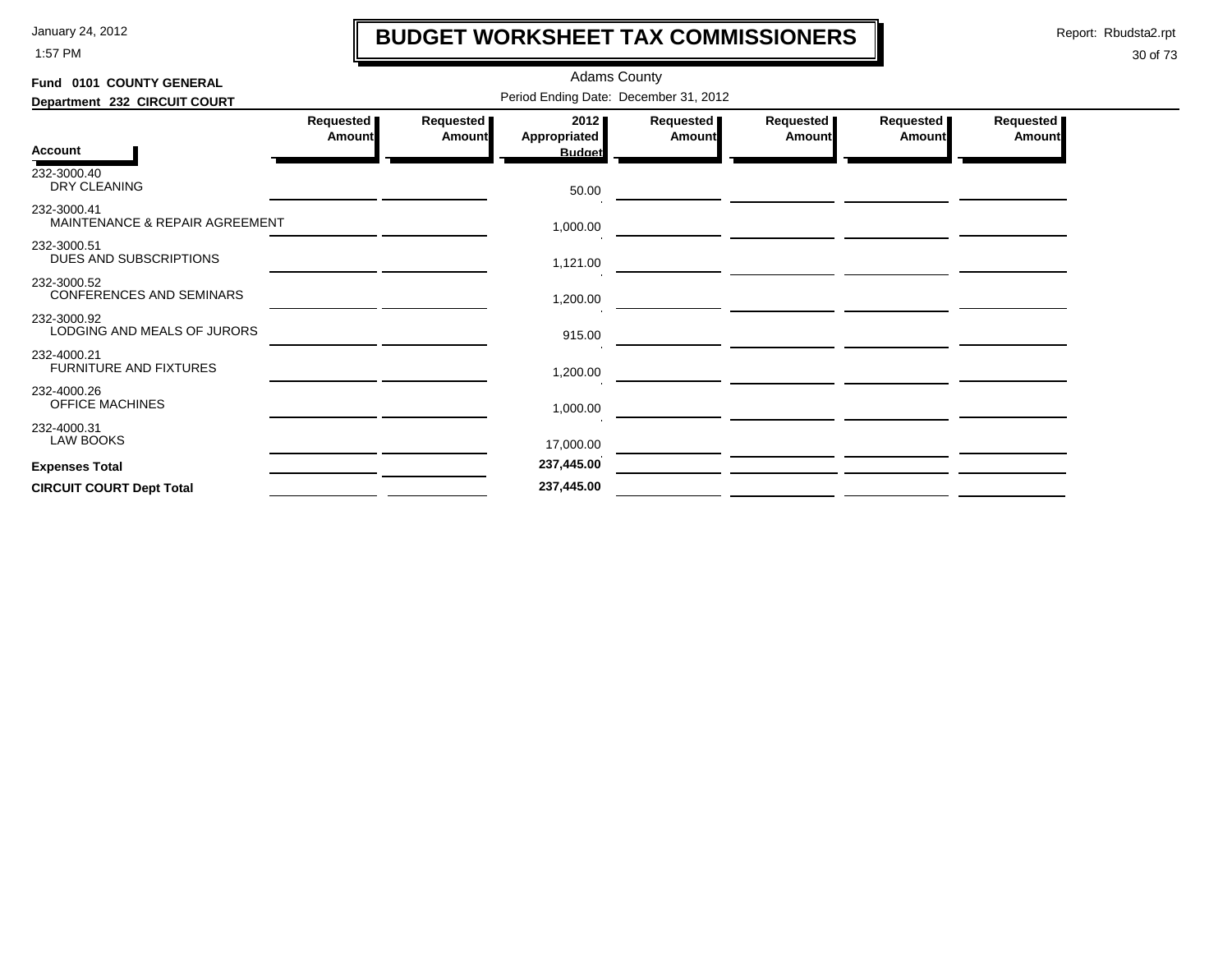# BUDGET WORKSHEET TAX COMMISSIONERS

Adams County

**Fund 0101 COUNTY GENERAL**

**Department 232 CIRCUIT COURT**

Period Ending Date: December 31, 2012

| Account | Requested Amount | Requested Amount | 2012 Appropriated Budget | Requested Amount | Requested Amount | Requested Amount | Requested Amount |
|---|---|---|---|---|---|---|---|
| 232-3000.40 DRY CLEANING | | | 50.00 | | | | |
| 232-3000.41 MAINTENANCE & REPAIR AGREEMENT | | | 1,000.00 | | | | |
| 232-3000.51 DUES AND SUBSCRIPTIONS | | | 1,121.00 | | | | |
| 232-3000.52 CONFERENCES AND SEMINARS | | | 1,200.00 | | | | |
| 232-3000.92 LODGING AND MEALS OF JURORS | | | 915.00 | | | | |
| 232-4000.21 FURNITURE AND FIXTURES | | | 1,200.00 | | | | |
| 232-4000.26 OFFICE MACHINES | | | 1,000.00 | | | | |
| 232-4000.31 LAW BOOKS | | | 17,000.00 | | | | |
| **Expenses Total** | | | **237,445.00** | | | | |
| **CIRCUIT COURT Dept Total** | | | **237,445.00** | | | | |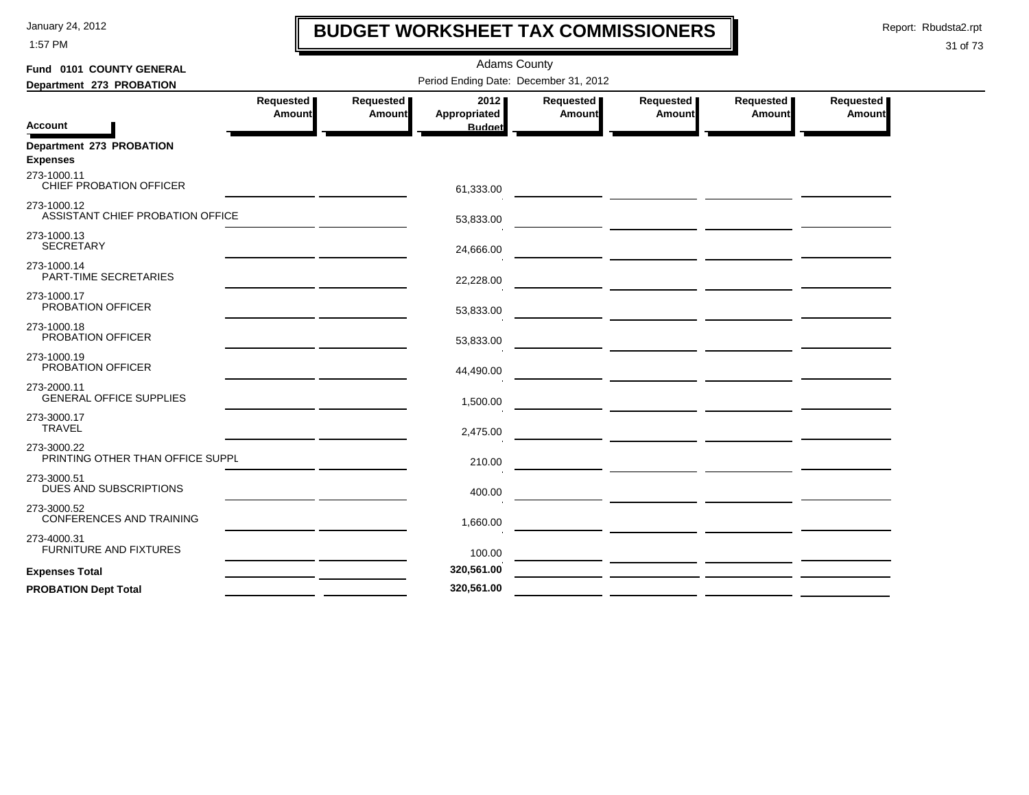# BUDGET WORKSHEET TAX COMMISSIONERS

January 24, 2012
1:57 PM

Report: Rbudsta2.rpt

Adams County

**Fund 0101 COUNTY GENERAL**

**Department 273 PROBATION**

Period Ending Date: December 31, 2012

| Account | Requested Amount | Requested Amount | 2012 Appropriated Budget | Requested Amount | Requested Amount | Requested Amount | Requested Amount |
|---|---|---|---|---|---|---|---|
| **Department 273 PROBATION** | | | | | | | |
| **Expenses** | | | | | | | |
| 273-1000.11 CHIEF PROBATION OFFICER | | | 61,333.00 | | | | |
| 273-1000.12 ASSISTANT CHIEF PROBATION OFFICE | | | 53,833.00 | | | | |
| 273-1000.13 SECRETARY | | | 24,666.00 | | | | |
| 273-1000.14 PART-TIME SECRETARIES | | | 22,228.00 | | | | |
| 273-1000.17 PROBATION OFFICER | | | 53,833.00 | | | | |
| 273-1000.18 PROBATION OFFICER | | | 53,833.00 | | | | |
| 273-1000.19 PROBATION OFFICER | | | 44,490.00 | | | | |
| 273-2000.11 GENERAL OFFICE SUPPLIES | | | 1,500.00 | | | | |
| 273-3000.17 TRAVEL | | | 2,475.00 | | | | |
| 273-3000.22 PRINTING OTHER THAN OFFICE SUPPL | | | 210.00 | | | | |
| 273-3000.51 DUES AND SUBSCRIPTIONS | | | 400.00 | | | | |
| 273-3000.52 CONFERENCES AND TRAINING | | | 1,660.00 | | | | |
| 273-4000.31 FURNITURE AND FIXTURES | | | 100.00 | | | | |
| **Expenses Total** | | | **320,561.00** | | | | |
| **PROBATION Dept Total** | | | **320,561.00** | | | | |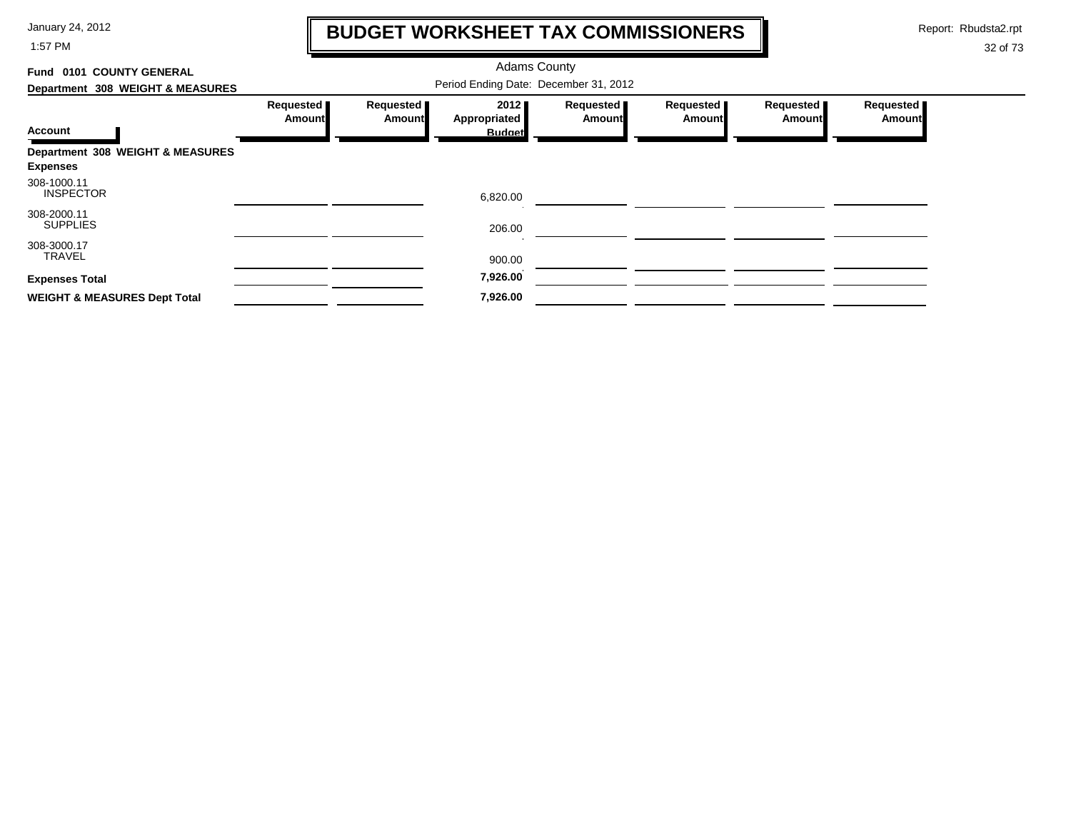# BUDGET WORKSHEET TAX COMMISSIONERS

Adams County

Period Ending Date: December 31, 2012

**Fund 0101 COUNTY GENERAL**

**Department 308 WEIGHT & MEASURES**

| Account | Requested Amount | Requested Amount | 2012 Appropriated Budget | Requested Amount | Requested Amount | Requested Amount | Requested Amount |
|---|---|---|---|---|---|---|---|
| **Department 308 WEIGHT & MEASURES** | | | | | | | |
| **Expenses** | | | | | | | |
| 308-1000.11 INSPECTOR | | | 6,820.00 | | | | |
| 308-2000.11 SUPPLIES | | | 206.00 | | | | |
| 308-3000.17 TRAVEL | | | 900.00 | | | | |
| **Expenses Total** | | | **7,926.00** | | | | |
| **WEIGHT & MEASURES Dept Total** | | | **7,926.00** | | | | |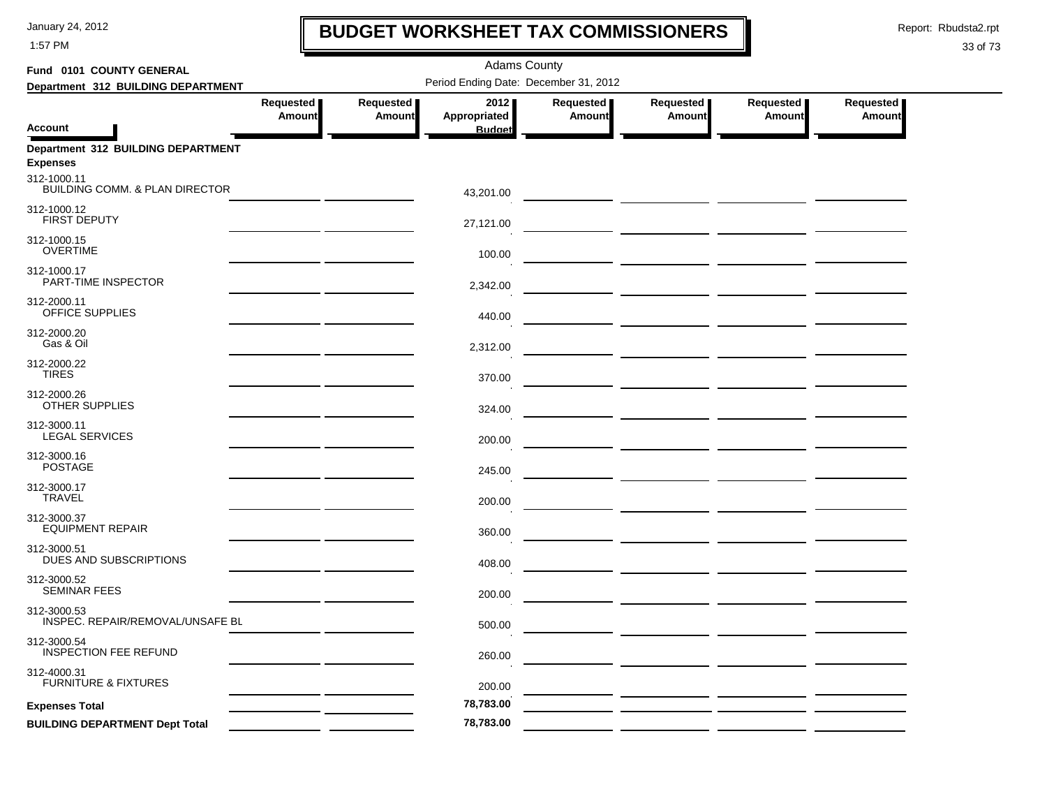# BUDGET WORKSHEET TAX COMMISSIONERS

January 24, 2012
1:57 PM

Report: Rbudsta2.rpt

Adams County

**Fund 0101 COUNTY GENERAL**

**Department 312 BUILDING DEPARTMENT**

Period Ending Date: December 31, 2012

| Account | Requested Amount | Requested Amount | 2012 Appropriated Budget | Requested Amount | Requested Amount | Requested Amount | Requested Amount |
|---|---|---|---|---|---|---|---|
| **Department 312 BUILDING DEPARTMENT** | | | | | | | |
| **Expenses** | | | | | | | |
| 312-1000.11 BUILDING COMM. & PLAN DIRECTOR | | | 43,201.00 | | | | |
| 312-1000.12 FIRST DEPUTY | | | 27,121.00 | | | | |
| 312-1000.15 OVERTIME | | | 100.00 | | | | |
| 312-1000.17 PART-TIME INSPECTOR | | | 2,342.00 | | | | |
| 312-2000.11 OFFICE SUPPLIES | | | 440.00 | | | | |
| 312-2000.20 Gas & Oil | | | 2,312.00 | | | | |
| 312-2000.22 TIRES | | | 370.00 | | | | |
| 312-2000.26 OTHER SUPPLIES | | | 324.00 | | | | |
| 312-3000.11 LEGAL SERVICES | | | 200.00 | | | | |
| 312-3000.16 POSTAGE | | | 245.00 | | | | |
| 312-3000.17 TRAVEL | | | 200.00 | | | | |
| 312-3000.37 EQUIPMENT REPAIR | | | 360.00 | | | | |
| 312-3000.51 DUES AND SUBSCRIPTIONS | | | 408.00 | | | | |
| 312-3000.52 SEMINAR FEES | | | 200.00 | | | | |
| 312-3000.53 INSPEC. REPAIR/REMOVAL/UNSAFE BL | | | 500.00 | | | | |
| 312-3000.54 INSPECTION FEE REFUND | | | 260.00 | | | | |
| 312-4000.31 FURNITURE & FIXTURES | | | 200.00 | | | | |
| **Expenses Total** | | | 78,783.00 | | | | |
| **BUILDING DEPARTMENT Dept Total** | | | 78,783.00 | | | | |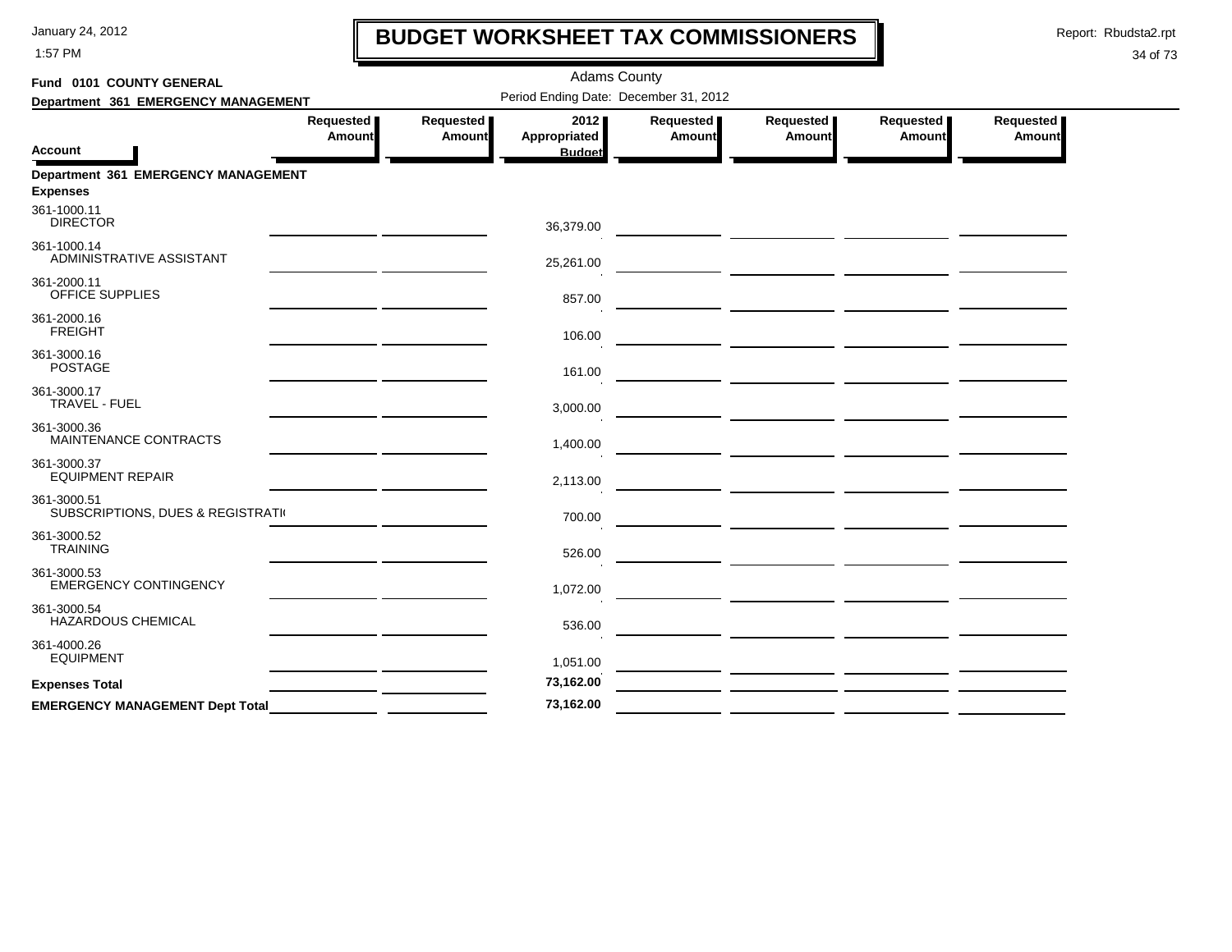# BUDGET WORKSHEET TAX COMMISSIONERS

Adams County

**Fund 0101 COUNTY GENERAL**

**Department 361 EMERGENCY MANAGEMENT**

Period Ending Date: December 31, 2012

| Account | Requested Amount | Requested Amount | 2012 Appropriated Budget | Requested Amount | Requested Amount | Requested Amount | Requested Amount |
|---|---|---|---|---|---|---|---|
| **Department 361 EMERGENCY MANAGEMENT** | | | | | | | |
| **Expenses** | | | | | | | |
| 361-1000.11 DIRECTOR | | | 36,379.00 | | | | |
| 361-1000.14 ADMINISTRATIVE ASSISTANT | | | 25,261.00 | | | | |
| 361-2000.11 OFFICE SUPPLIES | | | 857.00 | | | | |
| 361-2000.16 FREIGHT | | | 106.00 | | | | |
| 361-3000.16 POSTAGE | | | 161.00 | | | | |
| 361-3000.17 TRAVEL - FUEL | | | 3,000.00 | | | | |
| 361-3000.36 MAINTENANCE CONTRACTS | | | 1,400.00 | | | | |
| 361-3000.37 EQUIPMENT REPAIR | | | 2,113.00 | | | | |
| 361-3000.51 SUBSCRIPTIONS, DUES & REGISTRATI | | | 700.00 | | | | |
| 361-3000.52 TRAINING | | | 526.00 | | | | |
| 361-3000.53 EMERGENCY CONTINGENCY | | | 1,072.00 | | | | |
| 361-3000.54 HAZARDOUS CHEMICAL | | | 536.00 | | | | |
| 361-4000.26 EQUIPMENT | | | 1,051.00 | | | | |
| **Expenses Total** | | | **73,162.00** | | | | |
| **EMERGENCY MANAGEMENT Dept Total** | | | **73,162.00** | | | | |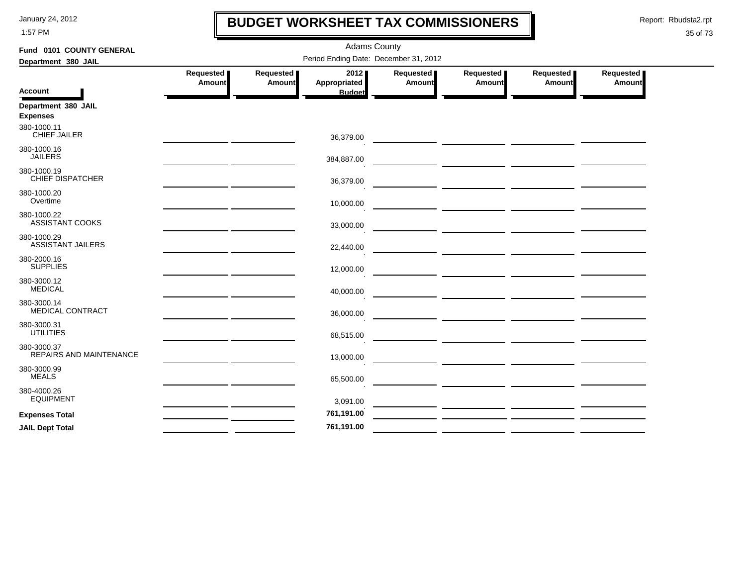# BUDGET WORKSHEET TAX COMMISSIONERS

January 24, 2012
1:57 PM

Report: Rbudsta2.rpt

Adams County

**Fund 0101 COUNTY GENERAL**

**Department 380 JAIL**

Period Ending Date: December 31, 2012

| Account | Requested Amount | Requested Amount | 2012 Appropriated Budget | Requested Amount | Requested Amount | Requested Amount | Requested Amount |
|---|---|---|---|---|---|---|---|
| **Department 380 JAIL** | | | | | | | |
| **Expenses** | | | | | | | |
| 380-1000.11 CHIEF JAILER | | | 36,379.00 | | | | |
| 380-1000.16 JAILERS | | | 384,887.00 | | | | |
| 380-1000.19 CHIEF DISPATCHER | | | 36,379.00 | | | | |
| 380-1000.20 Overtime | | | 10,000.00 | | | | |
| 380-1000.22 ASSISTANT COOKS | | | 33,000.00 | | | | |
| 380-1000.29 ASSISTANT JAILERS | | | 22,440.00 | | | | |
| 380-2000.16 SUPPLIES | | | 12,000.00 | | | | |
| 380-3000.12 MEDICAL | | | 40,000.00 | | | | |
| 380-3000.14 MEDICAL CONTRACT | | | 36,000.00 | | | | |
| 380-3000.31 UTILITIES | | | 68,515.00 | | | | |
| 380-3000.37 REPAIRS AND MAINTENANCE | | | 13,000.00 | | | | |
| 380-3000.99 MEALS | | | 65,500.00 | | | | |
| 380-4000.26 EQUIPMENT | | | 3,091.00 | | | | |
| **Expenses Total** | | | **761,191.00** | | | | |
| **JAIL Dept Total** | | | **761,191.00** | | | | |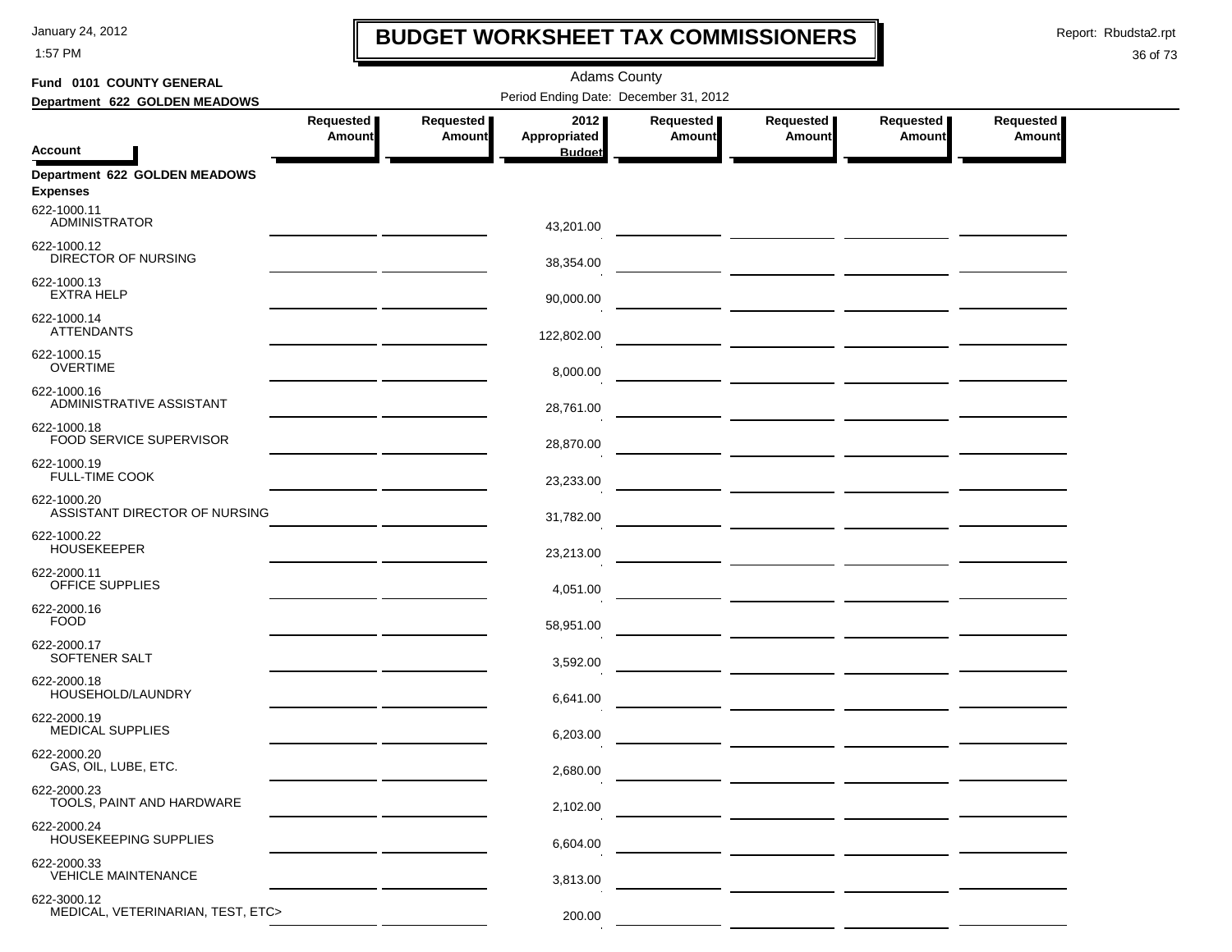# BUDGET WORKSHEET TAX COMMISSIONERS

Adams County

Period Ending Date: December 31, 2012

**Fund 0101 COUNTY GENERAL**

**Department 622 GOLDEN MEADOWS**

| Account | Requested Amount | Requested Amount | 2012 Appropriated Budget | Requested Amount | Requested Amount | Requested Amount | Requested Amount |
|---|---|---|---|---|---|---|---|
| **Department 622 GOLDEN MEADOWS** | | | | | | | |
| **Expenses** | | | | | | | |
| 622-1000.11 ADMINISTRATOR | | | 43,201.00 | | | | |
| 622-1000.12 DIRECTOR OF NURSING | | | 38,354.00 | | | | |
| 622-1000.13 EXTRA HELP | | | 90,000.00 | | | | |
| 622-1000.14 ATTENDANTS | | | 122,802.00 | | | | |
| 622-1000.15 OVERTIME | | | 8,000.00 | | | | |
| 622-1000.16 ADMINISTRATIVE ASSISTANT | | | 28,761.00 | | | | |
| 622-1000.18 FOOD SERVICE SUPERVISOR | | | 28,870.00 | | | | |
| 622-1000.19 FULL-TIME COOK | | | 23,233.00 | | | | |
| 622-1000.20 ASSISTANT DIRECTOR OF NURSING | | | 31,782.00 | | | | |
| 622-1000.22 HOUSEKEEPER | | | 23,213.00 | | | | |
| 622-2000.11 OFFICE SUPPLIES | | | 4,051.00 | | | | |
| 622-2000.16 FOOD | | | 58,951.00 | | | | |
| 622-2000.17 SOFTENER SALT | | | 3,592.00 | | | | |
| 622-2000.18 HOUSEHOLD/LAUNDRY | | | 6,641.00 | | | | |
| 622-2000.19 MEDICAL SUPPLIES | | | 6,203.00 | | | | |
| 622-2000.20 GAS, OIL, LUBE, ETC. | | | 2,680.00 | | | | |
| 622-2000.23 TOOLS, PAINT AND HARDWARE | | | 2,102.00 | | | | |
| 622-2000.24 HOUSEKEEPING SUPPLIES | | | 6,604.00 | | | | |
| 622-2000.33 VEHICLE MAINTENANCE | | | 3,813.00 | | | | |
| 622-3000.12 MEDICAL, VETERINARIAN, TEST, ETC> | | | 200.00 | | | | |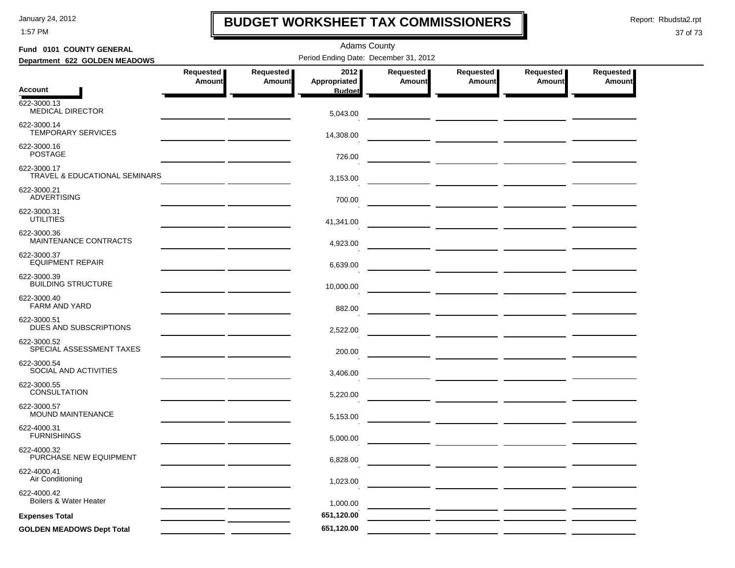# BUDGET WORKSHEET TAX COMMISSIONERS

Adams County

**Fund 0101 COUNTY GENERAL**

**Department 622 GOLDEN MEADOWS**

Period Ending Date: December 31, 2012

Report: Rbudsta2.rpt

| Account | Requested Amount | Requested Amount | 2012 Appropriated Budget | Requested Amount | Requested Amount | Requested Amount | Requested Amount |
|---|---|---|---|---|---|---|---|
| 622-3000.13 MEDICAL DIRECTOR | | | 5,043.00 | | | | |
| 622-3000.14 TEMPORARY SERVICES | | | 14,308.00 | | | | |
| 622-3000.16 POSTAGE | | | 726.00 | | | | |
| 622-3000.17 TRAVEL & EDUCATIONAL SEMINARS | | | 3,153.00 | | | | |
| 622-3000.21 ADVERTISING | | | 700.00 | | | | |
| 622-3000.31 UTILITIES | | | 41,341.00 | | | | |
| 622-3000.36 MAINTENANCE CONTRACTS | | | 4,923.00 | | | | |
| 622-3000.37 EQUIPMENT REPAIR | | | 6,639.00 | | | | |
| 622-3000.39 BUILDING STRUCTURE | | | 10,000.00 | | | | |
| 622-3000.40 FARM AND YARD | | | 882.00 | | | | |
| 622-3000.51 DUES AND SUBSCRIPTIONS | | | 2,522.00 | | | | |
| 622-3000.52 SPECIAL ASSESSMENT TAXES | | | 200.00 | | | | |
| 622-3000.54 SOCIAL AND ACTIVITIES | | | 3,406.00 | | | | |
| 622-3000.55 CONSULTATION | | | 5,220.00 | | | | |
| 622-3000.57 MOUND MAINTENANCE | | | 5,153.00 | | | | |
| 622-4000.31 FURNISHINGS | | | 5,000.00 | | | | |
| 622-4000.32 PURCHASE NEW EQUIPMENT | | | 6,828.00 | | | | |
| 622-4000.41 Air Conditioning | | | 1,023.00 | | | | |
| 622-4000.42 Boilers & Water Heater | | | 1,000.00 | | | | |
| **Expenses Total** | | | **651,120.00** | | | | |
| **GOLDEN MEADOWS Dept Total** | | | **651,120.00** | | | | |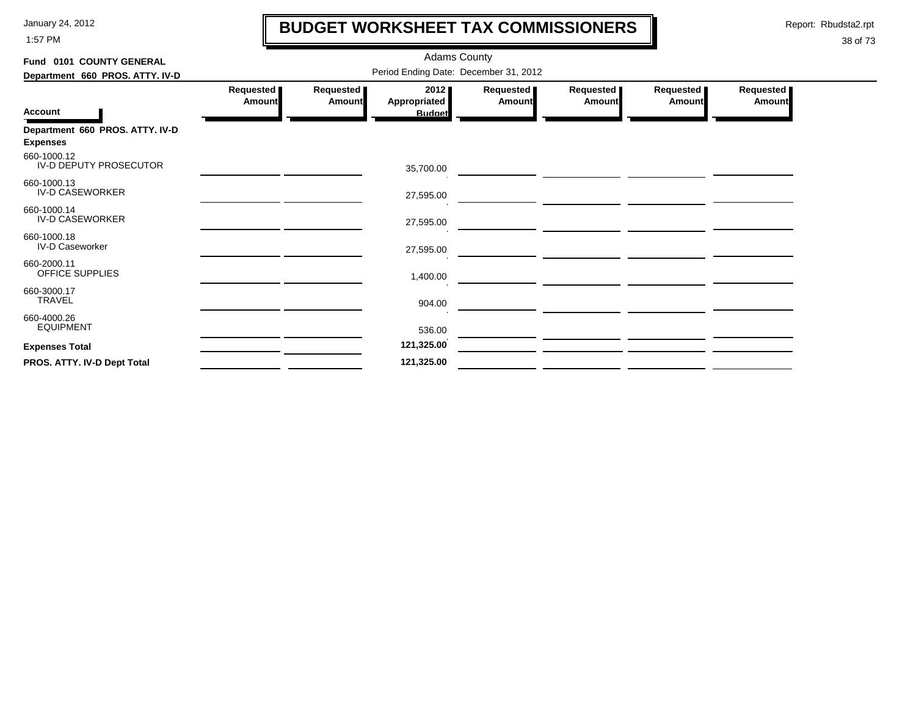# BUDGET WORKSHEET TAX COMMISSIONERS

Report: Rbudsta2.rpt

Adams County

Period Ending Date: December 31, 2012

**Fund 0101 COUNTY GENERAL**

**Department 660 PROS. ATTY. IV-D**

| Account | Requested Amount | Requested Amount | 2012 Appropriated Budget | Requested Amount | Requested Amount | Requested Amount | Requested Amount |
|---|---|---|---|---|---|---|---|
| **Department 660 PROS. ATTY. IV-D** | | | | | | | |
| **Expenses** | | | | | | | |
| 660-1000.12 IV-D DEPUTY PROSECUTOR | | | 35,700.00 | | | | |
| 660-1000.13 IV-D CASEWORKER | | | 27,595.00 | | | | |
| 660-1000.14 IV-D CASEWORKER | | | 27,595.00 | | | | |
| 660-1000.18 IV-D Caseworker | | | 27,595.00 | | | | |
| 660-2000.11 OFFICE SUPPLIES | | | 1,400.00 | | | | |
| 660-3000.17 TRAVEL | | | 904.00 | | | | |
| 660-4000.26 EQUIPMENT | | | 536.00 | | | | |
| **Expenses Total** | | | **121,325.00** | | | | |
| **PROS. ATTY. IV-D Dept Total** | | | **121,325.00** | | | | |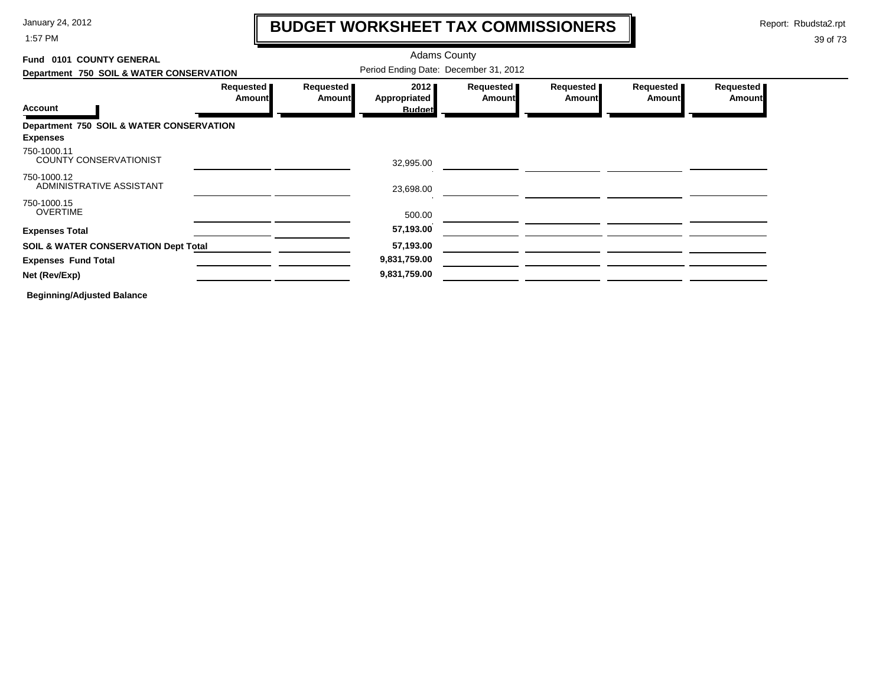# BUDGET WORKSHEET TAX COMMISSIONERS

Adams County

**Fund 0101 COUNTY GENERAL**

**Department 750 SOIL & WATER CONSERVATION**

Period Ending Date: December 31, 2012

| Account | Requested Amount | Requested Amount | 2012 Appropriated Budget | Requested Amount | Requested Amount | Requested Amount | Requested Amount |
|---|---|---|---|---|---|---|---|
| **Department 750 SOIL & WATER CONSERVATION** | | | | | | | |
| **Expenses** | | | | | | | |
| 750-1000.11 COUNTY CONSERVATIONIST | | | 32,995.00 | | | | |
| 750-1000.12 ADMINISTRATIVE ASSISTANT | | | 23,698.00 | | | | |
| 750-1000.15 OVERTIME | | | 500.00 | | | | |
| **Expenses Total** | | | **57,193.00** | | | | |
| **SOIL & WATER CONSERVATION Dept Total** | | | **57,193.00** | | | | |
| **Expenses Fund Total** | | | **9,831,759.00** | | | | |
| **Net (Rev/Exp)** | | | **9,831,759.00** | | | | |

**Beginning/Adjusted Balance**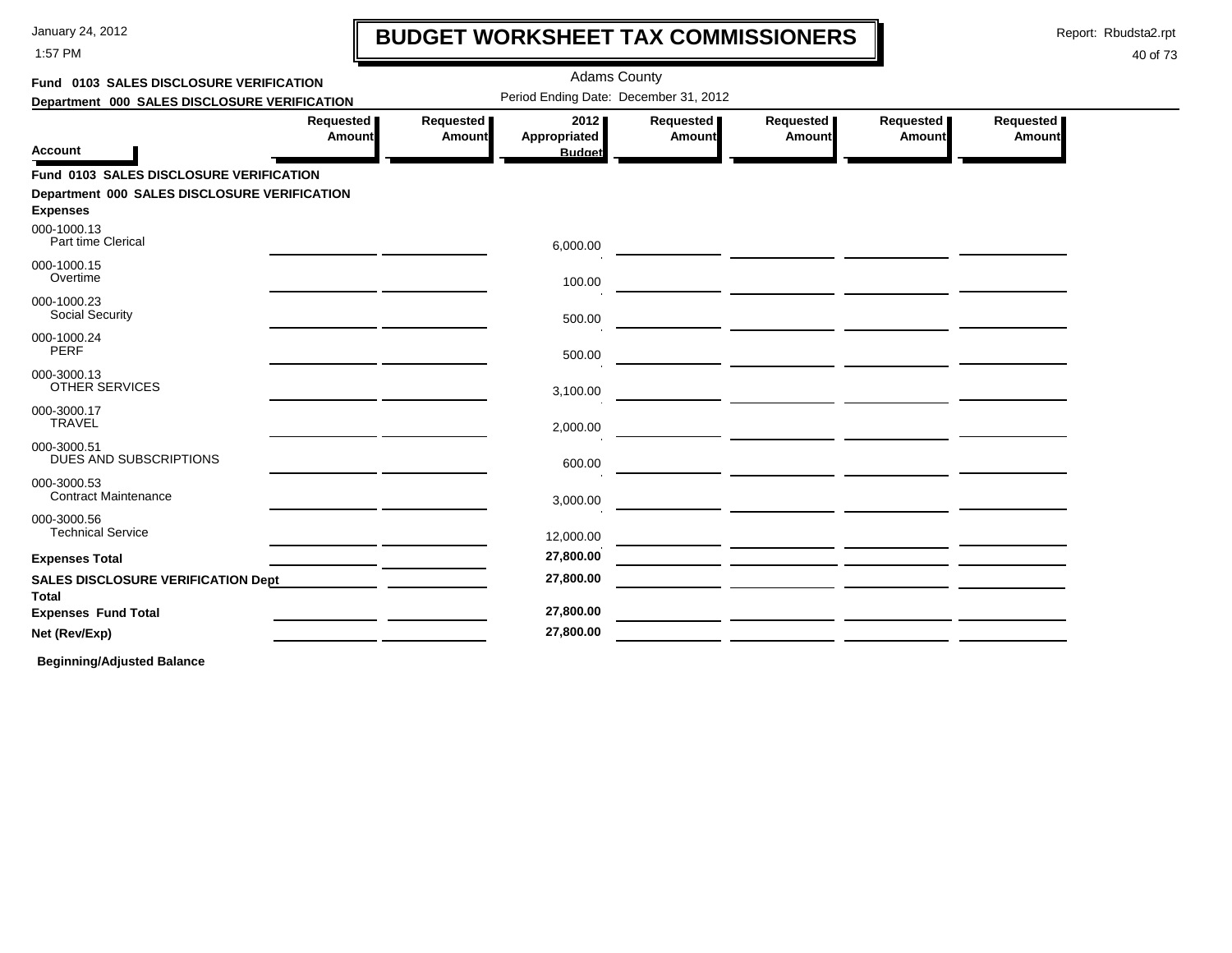# BUDGET WORKSHEET TAX COMMISSIONERS

January 24, 2012
1:57 PM

Report: Rbudsta2.rpt

Adams County

Period Ending Date: December 31, 2012

**Fund 0103 SALES DISCLOSURE VERIFICATION**
**Department 000 SALES DISCLOSURE VERIFICATION**

| Account | Requested Amount | Requested Amount | 2012 Appropriated Budget | Requested Amount | Requested Amount | Requested Amount | Requested Amount |
|---|---|---|---|---|---|---|---|
| **Fund 0103 SALES DISCLOSURE VERIFICATION** | | | | | | | |
| **Department 000 SALES DISCLOSURE VERIFICATION** | | | | | | | |
| **Expenses** | | | | | | | |
| 000-1000.13 Part time Clerical | | | 6,000.00 | | | | |
| 000-1000.15 Overtime | | | 100.00 | | | | |
| 000-1000.23 Social Security | | | 500.00 | | | | |
| 000-1000.24 PERF | | | 500.00 | | | | |
| 000-3000.13 OTHER SERVICES | | | 3,100.00 | | | | |
| 000-3000.17 TRAVEL | | | 2,000.00 | | | | |
| 000-3000.51 DUES AND SUBSCRIPTIONS | | | 600.00 | | | | |
| 000-3000.53 Contract Maintenance | | | 3,000.00 | | | | |
| 000-3000.56 Technical Service | | | 12,000.00 | | | | |
| **Expenses Total** | | | **27,800.00** | | | | |
| **SALES DISCLOSURE VERIFICATION Dept Total** | | | **27,800.00** | | | | |
| **Expenses Fund Total** | | | **27,800.00** | | | | |
| **Net (Rev/Exp)** | | | **27,800.00** | | | | |

**Beginning/Adjusted Balance**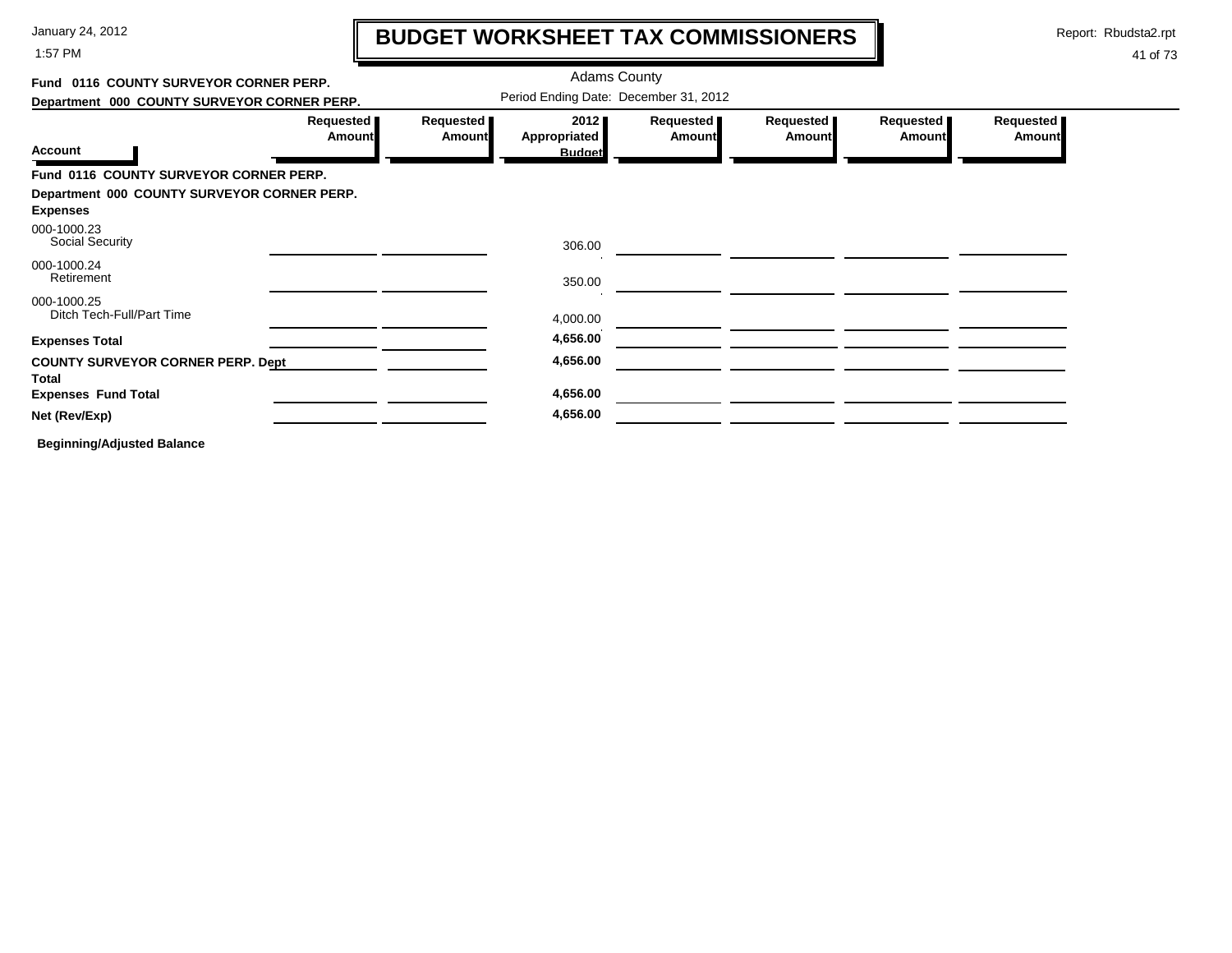# BUDGET WORKSHEET TAX COMMISSIONERS

Adams County

Period Ending Date: December 31, 2012

**Fund 0116 COUNTY SURVEYOR CORNER PERP.**

**Department 000 COUNTY SURVEYOR CORNER PERP.**

| Account | Requested Amount | Requested Amount | 2012 Appropriated Budget | Requested Amount | Requested Amount | Requested Amount | Requested Amount |
|---|---|---|---|---|---|---|---|
| **Fund 0116 COUNTY SURVEYOR CORNER PERP.** | | | | | | | |
| **Department 000 COUNTY SURVEYOR CORNER PERP.** | | | | | | | |
| **Expenses** | | | | | | | |
| 000-1000.23 Social Security | | | 306.00 | | | | |
| 000-1000.24 Retirement | | | 350.00 | | | | |
| 000-1000.25 Ditch Tech-Full/Part Time | | | 4,000.00 | | | | |
| **Expenses Total** | | | **4,656.00** | | | | |
| **COUNTY SURVEYOR CORNER PERP. Dept Total** | | | **4,656.00** | | | | |
| **Expenses Fund Total** | | | **4,656.00** | | | | |
| **Net (Rev/Exp)** | | | **4,656.00** | | | | |

**Beginning/Adjusted Balance**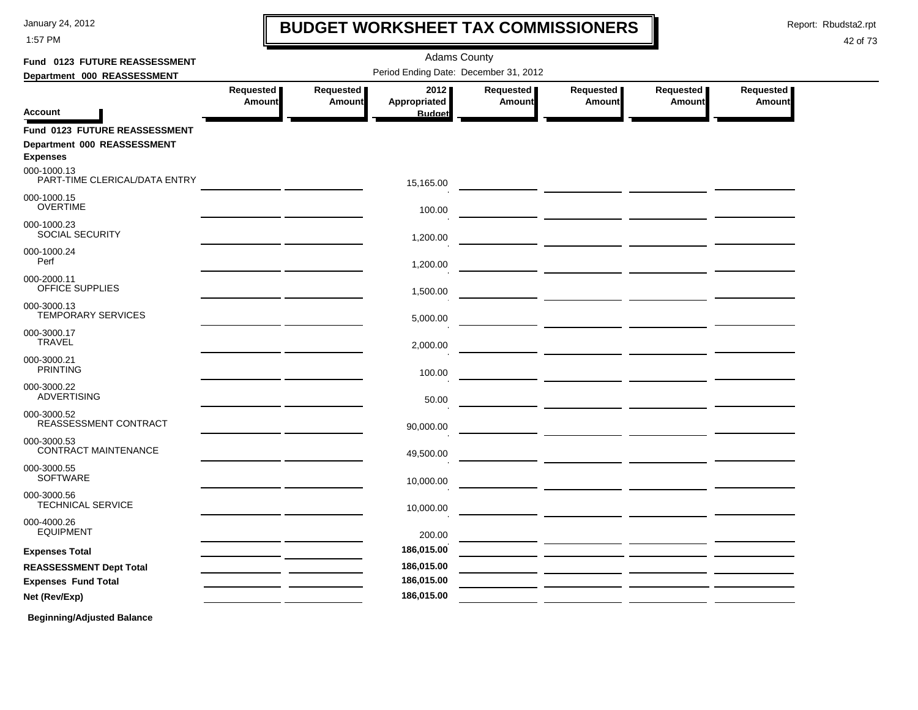# BUDGET WORKSHEET TAX COMMISSIONERS

January 24, 2012
1:57 PM

Report: Rbudsta2.rpt

Adams County

Period Ending Date: December 31, 2012

**Fund 0123 FUTURE REASSESSMENT**
**Department 000 REASSESSMENT**

| Account | Requested Amount | Requested Amount | 2012 Appropriated Budget | Requested Amount | Requested Amount | Requested Amount | Requested Amount |
|---|---|---|---|---|---|---|---|
| **Fund 0123 FUTURE REASSESSMENT** | | | | | | | |
| **Department 000 REASSESSMENT** | | | | | | | |
| **Expenses** | | | | | | | |
| 000-1000.13 PART-TIME CLERICAL/DATA ENTRY | | | 15,165.00 | | | | |
| 000-1000.15 OVERTIME | | | 100.00 | | | | |
| 000-1000.23 SOCIAL SECURITY | | | 1,200.00 | | | | |
| 000-1000.24 Perf | | | 1,200.00 | | | | |
| 000-2000.11 OFFICE SUPPLIES | | | 1,500.00 | | | | |
| 000-3000.13 TEMPORARY SERVICES | | | 5,000.00 | | | | |
| 000-3000.17 TRAVEL | | | 2,000.00 | | | | |
| 000-3000.21 PRINTING | | | 100.00 | | | | |
| 000-3000.22 ADVERTISING | | | 50.00 | | | | |
| 000-3000.52 REASSESSMENT CONTRACT | | | 90,000.00 | | | | |
| 000-3000.53 CONTRACT MAINTENANCE | | | 49,500.00 | | | | |
| 000-3000.55 SOFTWARE | | | 10,000.00 | | | | |
| 000-3000.56 TECHNICAL SERVICE | | | 10,000.00 | | | | |
| 000-4000.26 EQUIPMENT | | | 200.00 | | | | |
| **Expenses Total** | | | **186,015.00** | | | | |
| **REASSESSMENT Dept Total** | | | **186,015.00** | | | | |
| **Expenses Fund Total** | | | **186,015.00** | | | | |
| **Net (Rev/Exp)** | | | **186,015.00** | | | | |

**Beginning/Adjusted Balance**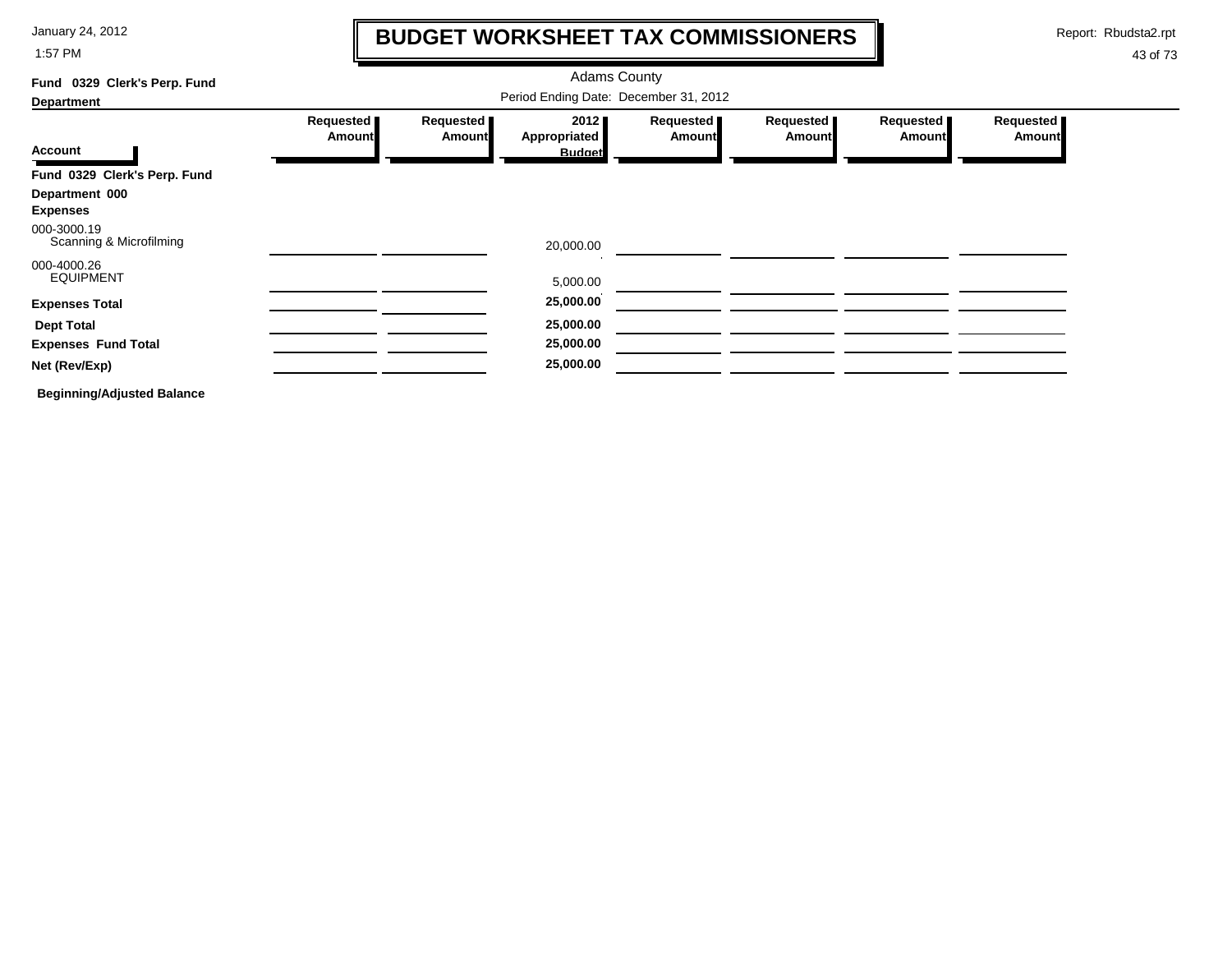# BUDGET WORKSHEET TAX COMMISSIONERS

Adams County

Period Ending Date: December 31, 2012

**Fund 0329 Clerk's Perp. Fund**

**Department**

| Account | Requested Amount | Requested Amount | 2012 Appropriated Budget | Requested Amount | Requested Amount | Requested Amount | Requested Amount |
|---|---|---|---|---|---|---|---|
| **Fund 0329 Clerk's Perp. Fund** | | | | | | | |
| **Department 000** | | | | | | | |
| **Expenses** | | | | | | | |
| 000-3000.19 Scanning & Microfilming | | | 20,000.00 | | | | |
| 000-4000.26 EQUIPMENT | | | 5,000.00 | | | | |
| **Expenses Total** | | | **25,000.00** | | | | |
| **Dept Total** | | | **25,000.00** | | | | |
| **Expenses Fund Total** | | | **25,000.00** | | | | |
| **Net (Rev/Exp)** | | | **25,000.00** | | | | |
| **Beginning/Adjusted Balance** | | | | | | | |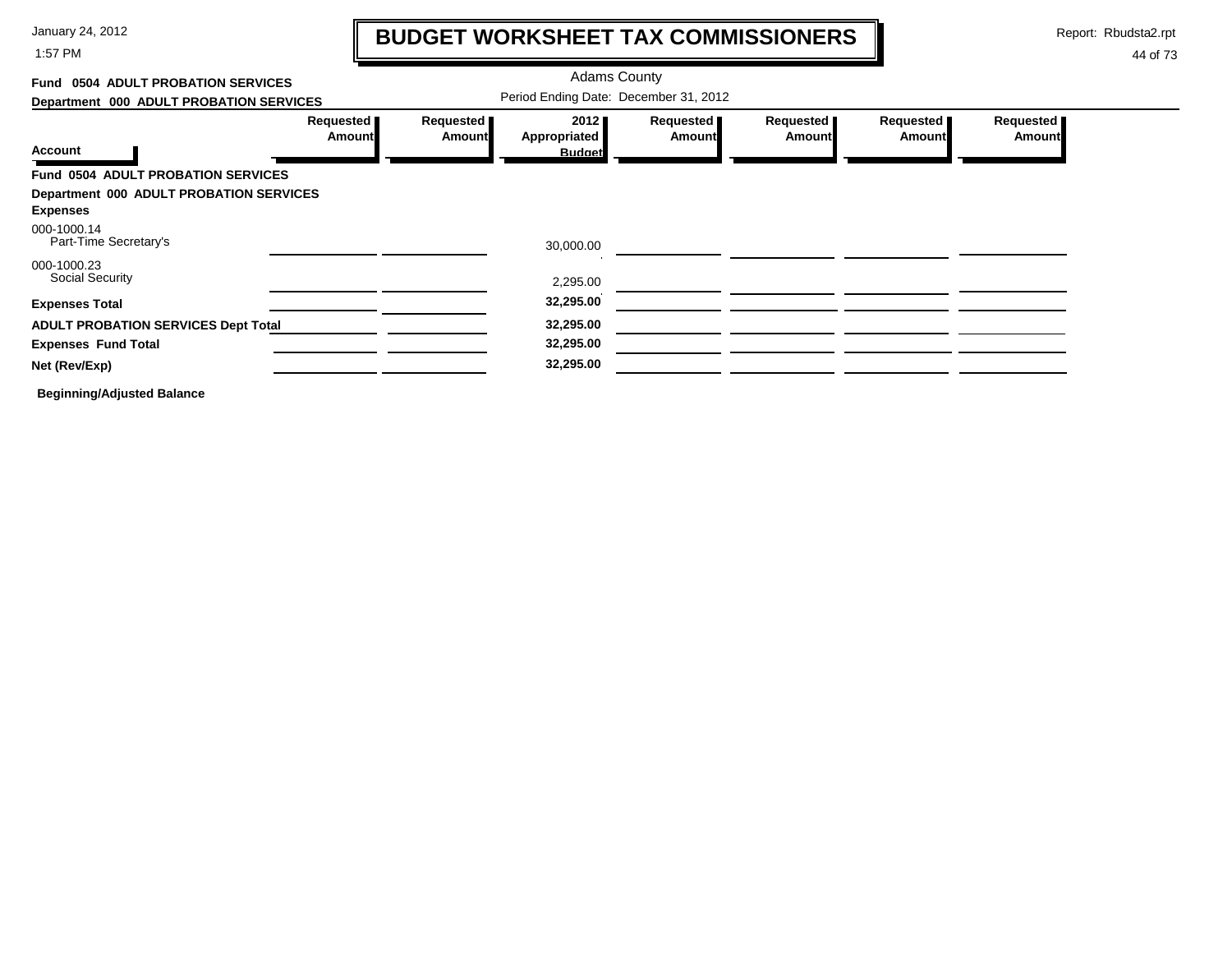# BUDGET WORKSHEET TAX COMMISSIONERS

January 24, 2012
1:57 PM

Report: Rbudsta2.rpt

Adams County

**Fund 0504 ADULT PROBATION SERVICES**
**Department 000 ADULT PROBATION SERVICES**

Period Ending Date: December 31, 2012

| Account | Requested Amount | Requested Amount | 2012 Appropriated Budget | Requested Amount | Requested Amount | Requested Amount | Requested Amount |
|---|---|---|---|---|---|---|---|
| **Fund 0504 ADULT PROBATION SERVICES** | | | | | | | |
| **Department 000 ADULT PROBATION SERVICES** | | | | | | | |
| **Expenses** | | | | | | | |
| 000-1000.14 Part-Time Secretary's | | | 30,000.00 | | | | |
| 000-1000.23 Social Security | | | 2,295.00 | | | | |
| **Expenses Total** | | | **32,295.00** | | | | |
| **ADULT PROBATION SERVICES Dept Total** | | | **32,295.00** | | | | |
| **Expenses Fund Total** | | | **32,295.00** | | | | |
| **Net (Rev/Exp)** | | | **32,295.00** | | | | |

**Beginning/Adjusted Balance**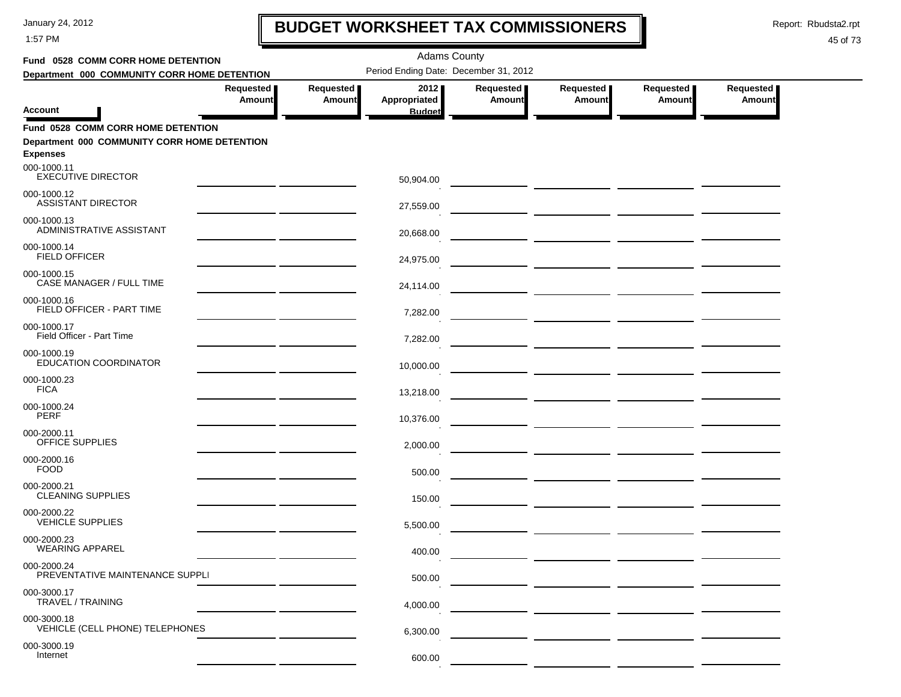# BUDGET WORKSHEET TAX COMMISSIONERS

January 24, 2012
1:57 PM

Report: Rbudsta2.rpt

Adams County

Period Ending Date: December 31, 2012

**Fund 0528 COMM CORR HOME DETENTION**
**Department 000 COMMUNITY CORR HOME DETENTION**

| Account | Requested Amount | Requested Amount | 2012 Appropriated Budget | Requested Amount | Requested Amount | Requested Amount | Requested Amount |
|---|---|---|---|---|---|---|---|
| **Fund 0528 COMM CORR HOME DETENTION** | | | | | | | |
| **Department 000 COMMUNITY CORR HOME DETENTION** | | | | | | | |
| **Expenses** | | | | | | | |
| 000-1000.11 EXECUTIVE DIRECTOR | | | 50,904.00 | | | | |
| 000-1000.12 ASSISTANT DIRECTOR | | | 27,559.00 | | | | |
| 000-1000.13 ADMINISTRATIVE ASSISTANT | | | 20,668.00 | | | | |
| 000-1000.14 FIELD OFFICER | | | 24,975.00 | | | | |
| 000-1000.15 CASE MANAGER / FULL TIME | | | 24,114.00 | | | | |
| 000-1000.16 FIELD OFFICER - PART TIME | | | 7,282.00 | | | | |
| 000-1000.17 Field Officer - Part Time | | | 7,282.00 | | | | |
| 000-1000.19 EDUCATION COORDINATOR | | | 10,000.00 | | | | |
| 000-1000.23 FICA | | | 13,218.00 | | | | |
| 000-1000.24 PERF | | | 10,376.00 | | | | |
| 000-2000.11 OFFICE SUPPLIES | | | 2,000.00 | | | | |
| 000-2000.16 FOOD | | | 500.00 | | | | |
| 000-2000.21 CLEANING SUPPLIES | | | 150.00 | | | | |
| 000-2000.22 VEHICLE SUPPLIES | | | 5,500.00 | | | | |
| 000-2000.23 WEARING APPAREL | | | 400.00 | | | | |
| 000-2000.24 PREVENTATIVE MAINTENANCE SUPPLI | | | 500.00 | | | | |
| 000-3000.17 TRAVEL / TRAINING | | | 4,000.00 | | | | |
| 000-3000.18 VEHICLE (CELL PHONE) TELEPHONES | | | 6,300.00 | | | | |
| 000-3000.19 Internet | | | 600.00 | | | | |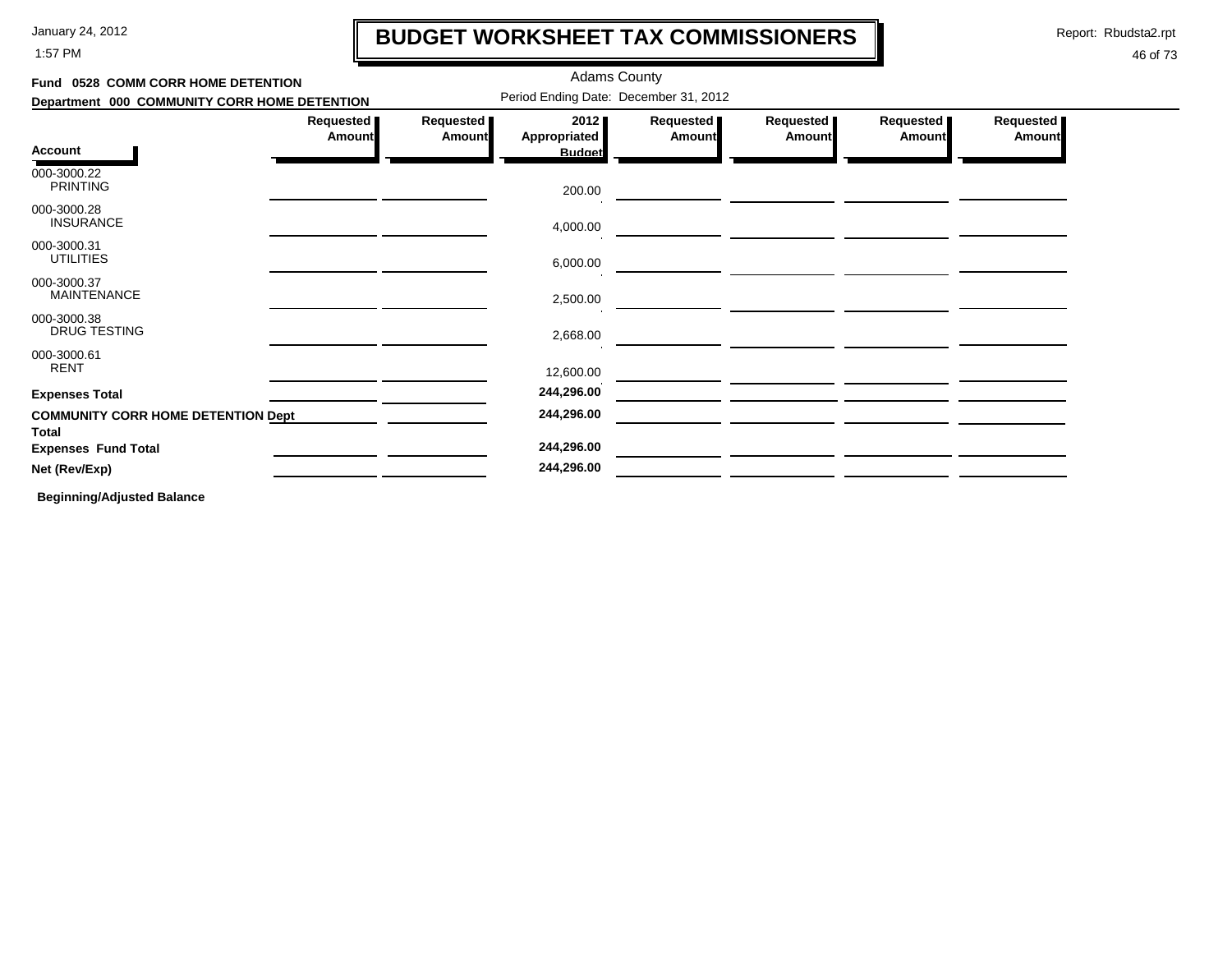# BUDGET WORKSHEET TAX COMMISSIONERS

Adams County

Period Ending Date: December 31, 2012

**Fund 0528 COMM CORR HOME DETENTION**

**Department 000 COMMUNITY CORR HOME DETENTION**

| Account | Requested Amount | Requested Amount | 2012 Appropriated Budget | Requested Amount | Requested Amount | Requested Amount | Requested Amount |
|---|---|---|---|---|---|---|---|
| 000-3000.22 PRINTING | | | 200.00 | | | | |
| 000-3000.28 INSURANCE | | | 4,000.00 | | | | |
| 000-3000.31 UTILITIES | | | 6,000.00 | | | | |
| 000-3000.37 MAINTENANCE | | | 2,500.00 | | | | |
| 000-3000.38 DRUG TESTING | | | 2,668.00 | | | | |
| 000-3000.61 RENT | | | 12,600.00 | | | | |
| **Expenses Total** | | | **244,296.00** | | | | |
| **COMMUNITY CORR HOME DETENTION Dept Total** | | | **244,296.00** | | | | |
| **Expenses Fund Total** | | | **244,296.00** | | | | |
| **Net (Rev/Exp)** | | | **244,296.00** | | | | |

**Beginning/Adjusted Balance**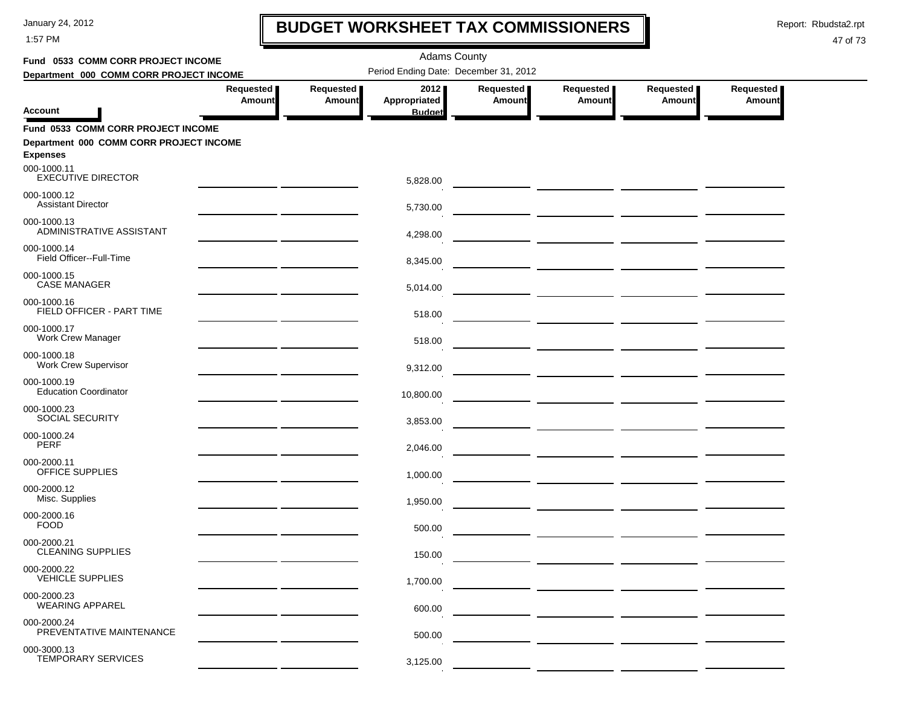# BUDGET WORKSHEET TAX COMMISSIONERS

Adams County

**Fund 0533 COMM CORR PROJECT INCOME**

**Department 000 COMM CORR PROJECT INCOME**

Period Ending Date: December 31, 2012

| Account | Requested Amount | Requested Amount | 2012 Appropriated Budget | Requested Amount | Requested Amount | Requested Amount | Requested Amount |
|---|---|---|---|---|---|---|---|
| **Fund 0533 COMM CORR PROJECT INCOME** | | | | | | | |
| **Department 000 COMM CORR PROJECT INCOME** | | | | | | | |
| **Expenses** | | | | | | | |
| 000-1000.11 EXECUTIVE DIRECTOR | | | 5,828.00 | | | | |
| 000-1000.12 Assistant Director | | | 5,730.00 | | | | |
| 000-1000.13 ADMINISTRATIVE ASSISTANT | | | 4,298.00 | | | | |
| 000-1000.14 Field Officer--Full-Time | | | 8,345.00 | | | | |
| 000-1000.15 CASE MANAGER | | | 5,014.00 | | | | |
| 000-1000.16 FIELD OFFICER - PART TIME | | | 518.00 | | | | |
| 000-1000.17 Work Crew Manager | | | 518.00 | | | | |
| 000-1000.18 Work Crew Supervisor | | | 9,312.00 | | | | |
| 000-1000.19 Education Coordinator | | | 10,800.00 | | | | |
| 000-1000.23 SOCIAL SECURITY | | | 3,853.00 | | | | |
| 000-1000.24 PERF | | | 2,046.00 | | | | |
| 000-2000.11 OFFICE SUPPLIES | | | 1,000.00 | | | | |
| 000-2000.12 Misc. Supplies | | | 1,950.00 | | | | |
| 000-2000.16 FOOD | | | 500.00 | | | | |
| 000-2000.21 CLEANING SUPPLIES | | | 150.00 | | | | |
| 000-2000.22 VEHICLE SUPPLIES | | | 1,700.00 | | | | |
| 000-2000.23 WEARING APPAREL | | | 600.00 | | | | |
| 000-2000.24 PREVENTATIVE MAINTENANCE | | | 500.00 | | | | |
| 000-3000.13 TEMPORARY SERVICES | | | 3,125.00 | | | | |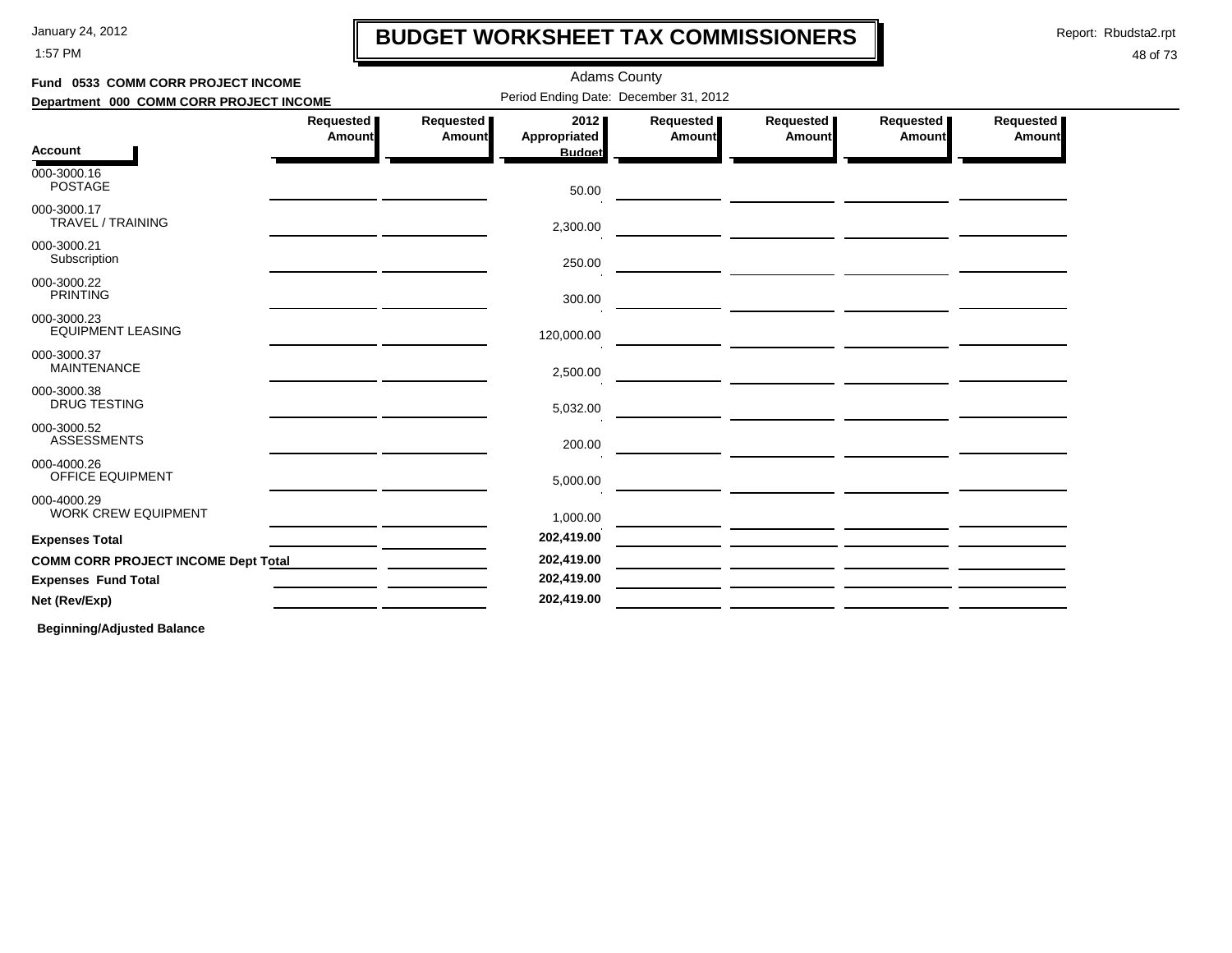# BUDGET WORKSHEET TAX COMMISSIONERS

January 24, 2012
1:57 PM

Report: Rbudsta2.rpt

Adams County

**Fund 0533 COMM CORR PROJECT INCOME**

**Department 000 COMM CORR PROJECT INCOME**

Period Ending Date: December 31, 2012

| Account | Requested Amount | Requested Amount | 2012 Appropriated Budget | Requested Amount | Requested Amount | Requested Amount | Requested Amount |
|---|---|---|---|---|---|---|---|
| 000-3000.16 POSTAGE | | | 50.00 | | | | |
| 000-3000.17 TRAVEL / TRAINING | | | 2,300.00 | | | | |
| 000-3000.21 Subscription | | | 250.00 | | | | |
| 000-3000.22 PRINTING | | | 300.00 | | | | |
| 000-3000.23 EQUIPMENT LEASING | | | 120,000.00 | | | | |
| 000-3000.37 MAINTENANCE | | | 2,500.00 | | | | |
| 000-3000.38 DRUG TESTING | | | 5,032.00 | | | | |
| 000-3000.52 ASSESSMENTS | | | 200.00 | | | | |
| 000-4000.26 OFFICE EQUIPMENT | | | 5,000.00 | | | | |
| 000-4000.29 WORK CREW EQUIPMENT | | | 1,000.00 | | | | |
| **Expenses Total** | | | **202,419.00** | | | | |
| **COMM CORR PROJECT INCOME Dept Total** | | | **202,419.00** | | | | |
| **Expenses Fund Total** | | | **202,419.00** | | | | |
| **Net (Rev/Exp)** | | | **202,419.00** | | | | |

**Beginning/Adjusted Balance**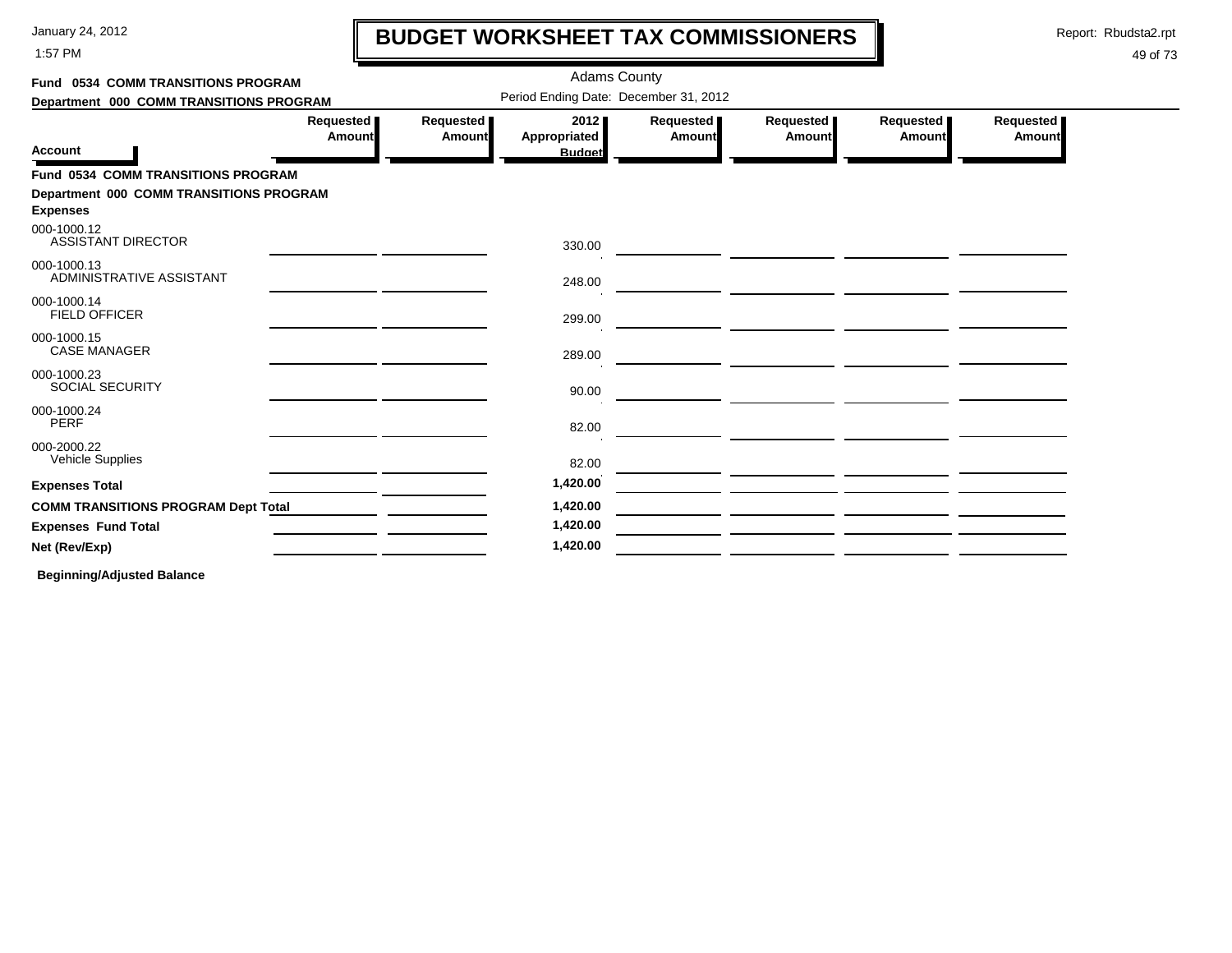# BUDGET WORKSHEET TAX COMMISSIONERS

January 24, 2012
1:57 PM

Report: Rbudsta2.rpt

Adams County

**Fund 0534 COMM TRANSITIONS PROGRAM**

**Department 000 COMM TRANSITIONS PROGRAM**

Period Ending Date: December 31, 2012

| Account | Requested Amount | Requested Amount | 2012 Appropriated Budget | Requested Amount | Requested Amount | Requested Amount | Requested Amount |
|---|---|---|---|---|---|---|---|
| **Fund 0534 COMM TRANSITIONS PROGRAM** | | | | | | | |
| **Department 000 COMM TRANSITIONS PROGRAM** | | | | | | | |
| **Expenses** | | | | | | | |
| 000-1000.12 ASSISTANT DIRECTOR | | | 330.00 | | | | |
| 000-1000.13 ADMINISTRATIVE ASSISTANT | | | 248.00 | | | | |
| 000-1000.14 FIELD OFFICER | | | 299.00 | | | | |
| 000-1000.15 CASE MANAGER | | | 289.00 | | | | |
| 000-1000.23 SOCIAL SECURITY | | | 90.00 | | | | |
| 000-1000.24 PERF | | | 82.00 | | | | |
| 000-2000.22 Vehicle Supplies | | | 82.00 | | | | |
| **Expenses Total** | | | **1,420.00** | | | | |
| **COMM TRANSITIONS PROGRAM Dept Total** | | | **1,420.00** | | | | |
| **Expenses Fund Total** | | | **1,420.00** | | | | |
| **Net (Rev/Exp)** | | | **1,420.00** | | | | |

**Beginning/Adjusted Balance**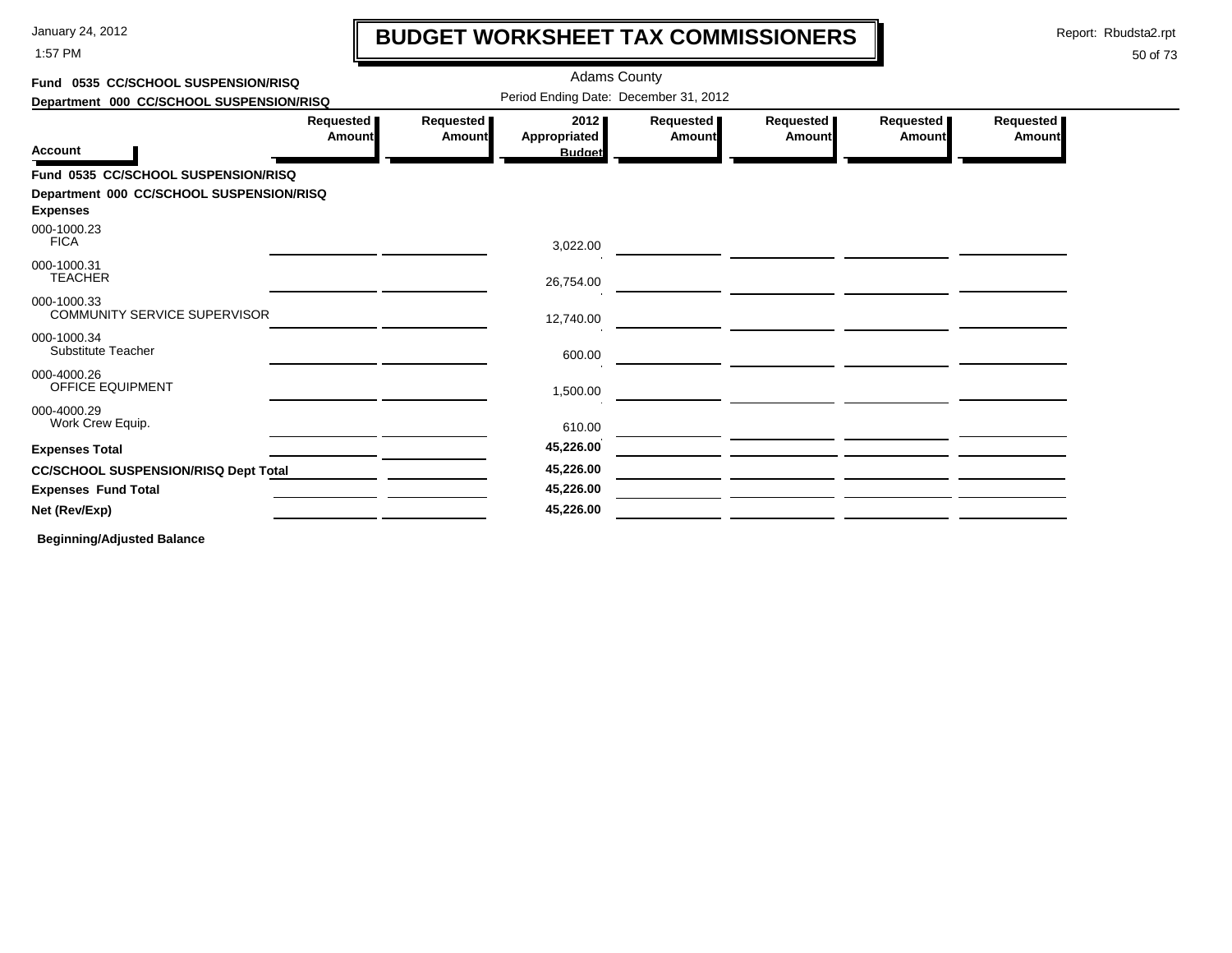# BUDGET WORKSHEET TAX COMMISSIONERS

January 24, 2012
1:57 PM

Report: Rbudsta2.rpt

Adams County

**Fund 0535 CC/SCHOOL SUSPENSION/RISQ**

**Department 000 CC/SCHOOL SUSPENSION/RISQ**

Period Ending Date: December 31, 2012

| Account | Requested Amount | Requested Amount | 2012 Appropriated Budget | Requested Amount | Requested Amount | Requested Amount | Requested Amount |
|---|---|---|---|---|---|---|---|
| **Fund 0535 CC/SCHOOL SUSPENSION/RISQ** | | | | | | | |
| **Department 000 CC/SCHOOL SUSPENSION/RISQ** | | | | | | | |
| **Expenses** | | | | | | | |
| 000-1000.23 FICA | | | 3,022.00 | | | | |
| 000-1000.31 TEACHER | | | 26,754.00 | | | | |
| 000-1000.33 COMMUNITY SERVICE SUPERVISOR | | | 12,740.00 | | | | |
| 000-1000.34 Substitute Teacher | | | 600.00 | | | | |
| 000-4000.26 OFFICE EQUIPMENT | | | 1,500.00 | | | | |
| 000-4000.29 Work Crew Equip. | | | 610.00 | | | | |
| **Expenses Total** | | | **45,226.00** | | | | |
| **CC/SCHOOL SUSPENSION/RISQ Dept Total** | | | **45,226.00** | | | | |
| **Expenses Fund Total** | | | **45,226.00** | | | | |
| **Net (Rev/Exp)** | | | **45,226.00** | | | | |

**Beginning/Adjusted Balance**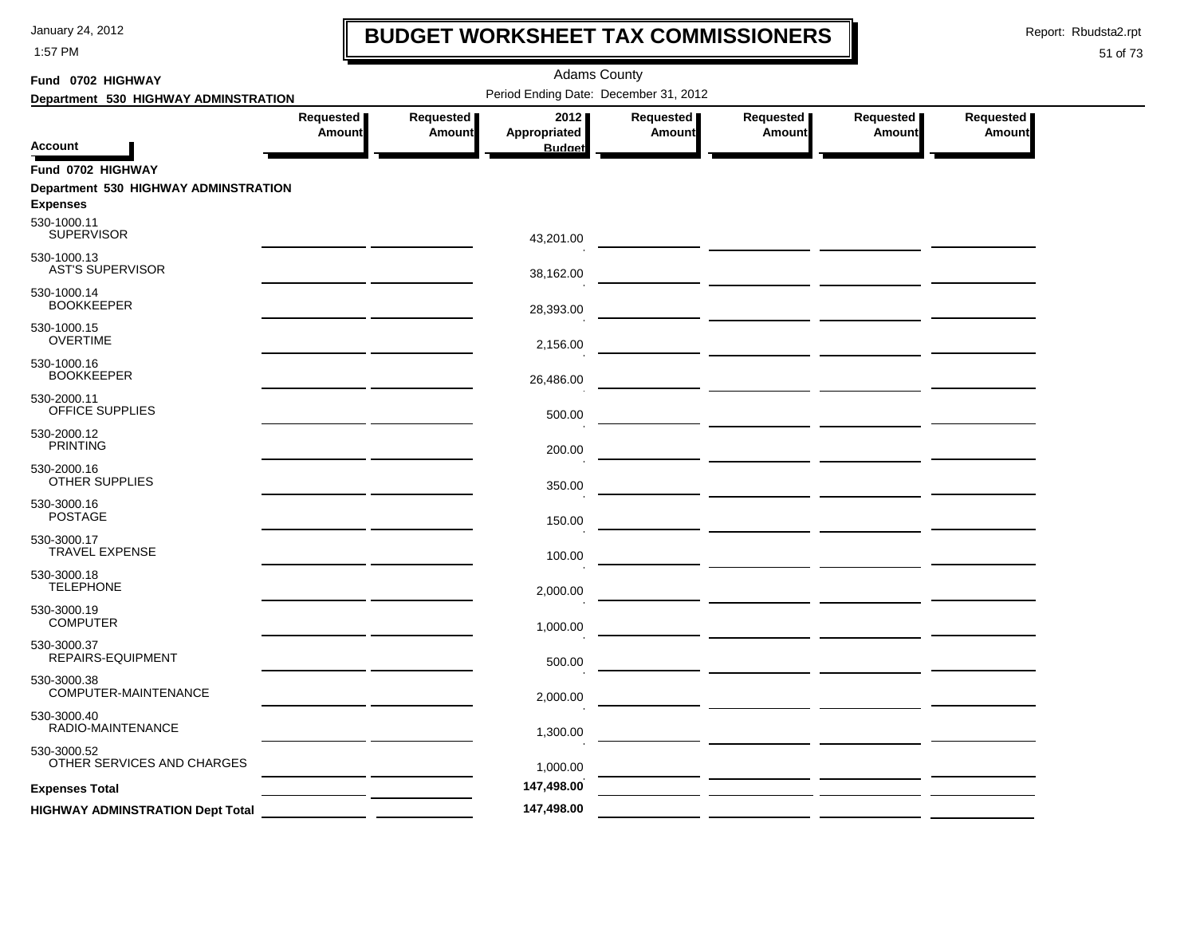# BUDGET WORKSHEET TAX COMMISSIONERS

January 24, 2012
1:57 PM

Report: Rbudsta2.rpt

Adams County

Period Ending Date: December 31, 2012

**Fund 0702 HIGHWAY**

**Department 530 HIGHWAY ADMINSTRATION**

| Account | Requested Amount | Requested Amount | 2012 Appropriated Budget | Requested Amount | Requested Amount | Requested Amount | Requested Amount |
|---|---|---|---|---|---|---|---|
| **Fund 0702 HIGHWAY** | | | | | | | |
| **Department 530 HIGHWAY ADMINSTRATION** | | | | | | | |
| **Expenses** | | | | | | | |
| 530-1000.11 SUPERVISOR | | | 43,201.00 | | | | |
| 530-1000.13 AST'S SUPERVISOR | | | 38,162.00 | | | | |
| 530-1000.14 BOOKKEEPER | | | 28,393.00 | | | | |
| 530-1000.15 OVERTIME | | | 2,156.00 | | | | |
| 530-1000.16 BOOKKEEPER | | | 26,486.00 | | | | |
| 530-2000.11 OFFICE SUPPLIES | | | 500.00 | | | | |
| 530-2000.12 PRINTING | | | 200.00 | | | | |
| 530-2000.16 OTHER SUPPLIES | | | 350.00 | | | | |
| 530-3000.16 POSTAGE | | | 150.00 | | | | |
| 530-3000.17 TRAVEL EXPENSE | | | 100.00 | | | | |
| 530-3000.18 TELEPHONE | | | 2,000.00 | | | | |
| 530-3000.19 COMPUTER | | | 1,000.00 | | | | |
| 530-3000.37 REPAIRS-EQUIPMENT | | | 500.00 | | | | |
| 530-3000.38 COMPUTER-MAINTENANCE | | | 2,000.00 | | | | |
| 530-3000.40 RADIO-MAINTENANCE | | | 1,300.00 | | | | |
| 530-3000.52 OTHER SERVICES AND CHARGES | | | 1,000.00 | | | | |
| **Expenses Total** | | | **147,498.00** | | | | |
| **HIGHWAY ADMINSTRATION Dept Total** | | | **147,498.00** | | | | |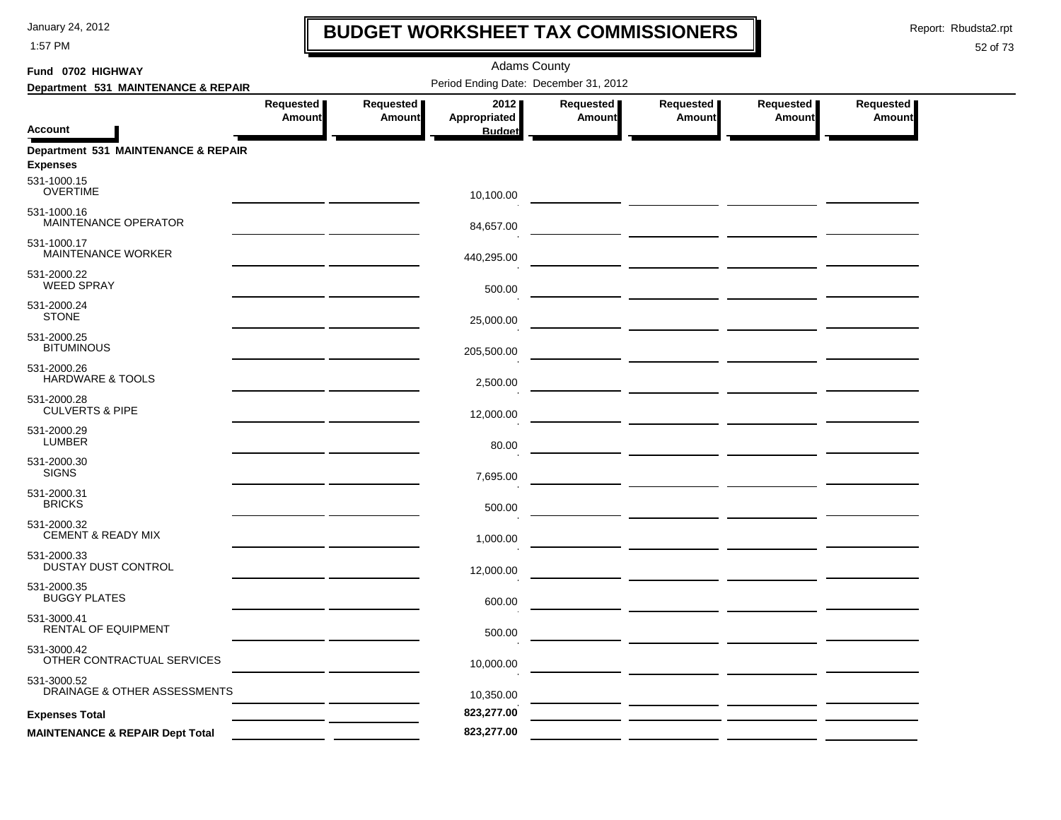# BUDGET WORKSHEET TAX COMMISSIONERS

January 24, 2012
1:57 PM

Report: Rbudsta2.rpt

Adams County

**Fund 0702 HIGHWAY**

**Department 531 MAINTENANCE & REPAIR**

Period Ending Date: December 31, 2012

| Account | Requested Amount | Requested Amount | 2012 Appropriated Budget | Requested Amount | Requested Amount | Requested Amount | Requested Amount |
|---|---|---|---|---|---|---|---|
| **Department 531 MAINTENANCE & REPAIR** | | | | | | | |
| **Expenses** | | | | | | | |
| 531-1000.15 OVERTIME | | | 10,100.00 | | | | |
| 531-1000.16 MAINTENANCE OPERATOR | | | 84,657.00 | | | | |
| 531-1000.17 MAINTENANCE WORKER | | | 440,295.00 | | | | |
| 531-2000.22 WEED SPRAY | | | 500.00 | | | | |
| 531-2000.24 STONE | | | 25,000.00 | | | | |
| 531-2000.25 BITUMINOUS | | | 205,500.00 | | | | |
| 531-2000.26 HARDWARE & TOOLS | | | 2,500.00 | | | | |
| 531-2000.28 CULVERTS & PIPE | | | 12,000.00 | | | | |
| 531-2000.29 LUMBER | | | 80.00 | | | | |
| 531-2000.30 SIGNS | | | 7,695.00 | | | | |
| 531-2000.31 BRICKS | | | 500.00 | | | | |
| 531-2000.32 CEMENT & READY MIX | | | 1,000.00 | | | | |
| 531-2000.33 DUSTAY DUST CONTROL | | | 12,000.00 | | | | |
| 531-2000.35 BUGGY PLATES | | | 600.00 | | | | |
| 531-3000.41 RENTAL OF EQUIPMENT | | | 500.00 | | | | |
| 531-3000.42 OTHER CONTRACTUAL SERVICES | | | 10,000.00 | | | | |
| 531-3000.52 DRAINAGE & OTHER ASSESSMENTS | | | 10,350.00 | | | | |
| **Expenses Total** | | | 823,277.00 | | | | |
| **MAINTENANCE & REPAIR Dept Total** | | | 823,277.00 | | | | |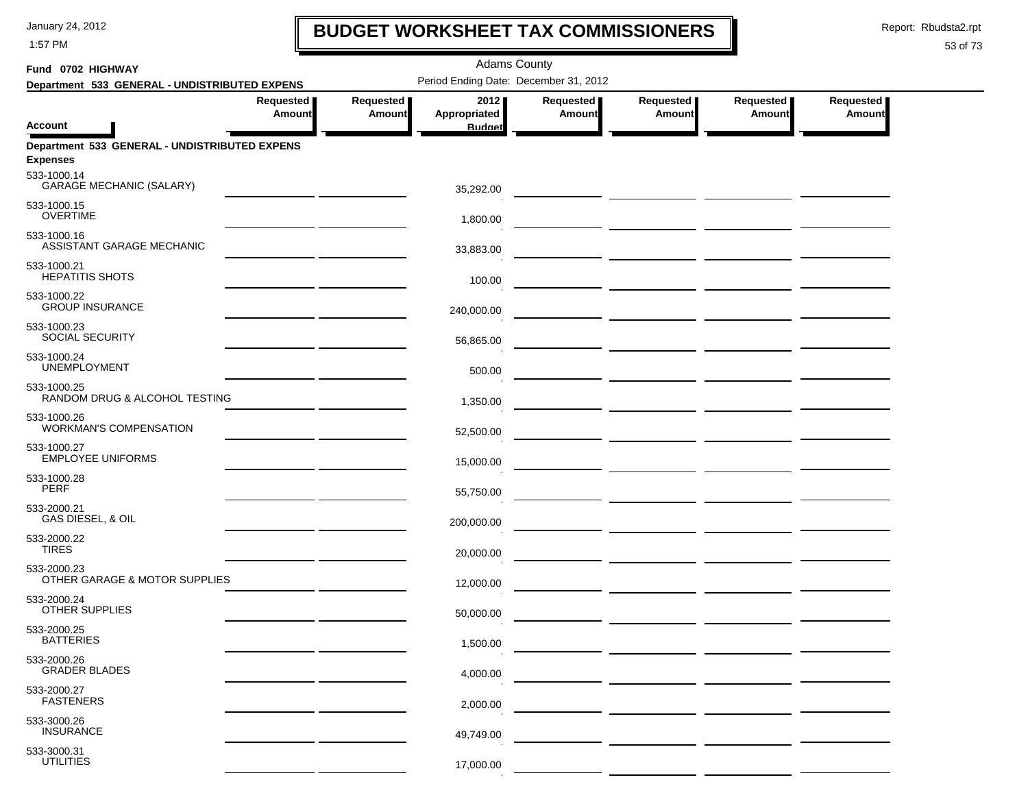# BUDGET WORKSHEET TAX COMMISSIONERS

January 24, 2012
1:57 PM

Report: Rbudsta2.rpt

Adams County

**Fund 0702 HIGHWAY**

**Department 533 GENERAL - UNDISTRIBUTED EXPENS**

Period Ending Date: December 31, 2012

| Account | Requested Amount | Requested Amount | 2012 Appropriated Budget | Requested Amount | Requested Amount | Requested Amount | Requested Amount |
|---|---|---|---|---|---|---|---|
| **Department 533 GENERAL - UNDISTRIBUTED EXPENS** | | | | | | | |
| **Expenses** | | | | | | | |
| 533-1000.14 GARAGE MECHANIC (SALARY) | | | 35,292.00 | | | | |
| 533-1000.15 OVERTIME | | | 1,800.00 | | | | |
| 533-1000.16 ASSISTANT GARAGE MECHANIC | | | 33,883.00 | | | | |
| 533-1000.21 HEPATITIS SHOTS | | | 100.00 | | | | |
| 533-1000.22 GROUP INSURANCE | | | 240,000.00 | | | | |
| 533-1000.23 SOCIAL SECURITY | | | 56,865.00 | | | | |
| 533-1000.24 UNEMPLOYMENT | | | 500.00 | | | | |
| 533-1000.25 RANDOM DRUG & ALCOHOL TESTING | | | 1,350.00 | | | | |
| 533-1000.26 WORKMAN'S COMPENSATION | | | 52,500.00 | | | | |
| 533-1000.27 EMPLOYEE UNIFORMS | | | 15,000.00 | | | | |
| 533-1000.28 PERF | | | 55,750.00 | | | | |
| 533-2000.21 GAS DIESEL, & OIL | | | 200,000.00 | | | | |
| 533-2000.22 TIRES | | | 20,000.00 | | | | |
| 533-2000.23 OTHER GARAGE & MOTOR SUPPLIES | | | 12,000.00 | | | | |
| 533-2000.24 OTHER SUPPLIES | | | 50,000.00 | | | | |
| 533-2000.25 BATTERIES | | | 1,500.00 | | | | |
| 533-2000.26 GRADER BLADES | | | 4,000.00 | | | | |
| 533-2000.27 FASTENERS | | | 2,000.00 | | | | |
| 533-3000.26 INSURANCE | | | 49,749.00 | | | | |
| 533-3000.31 UTILITIES | | | 17,000.00 | | | | |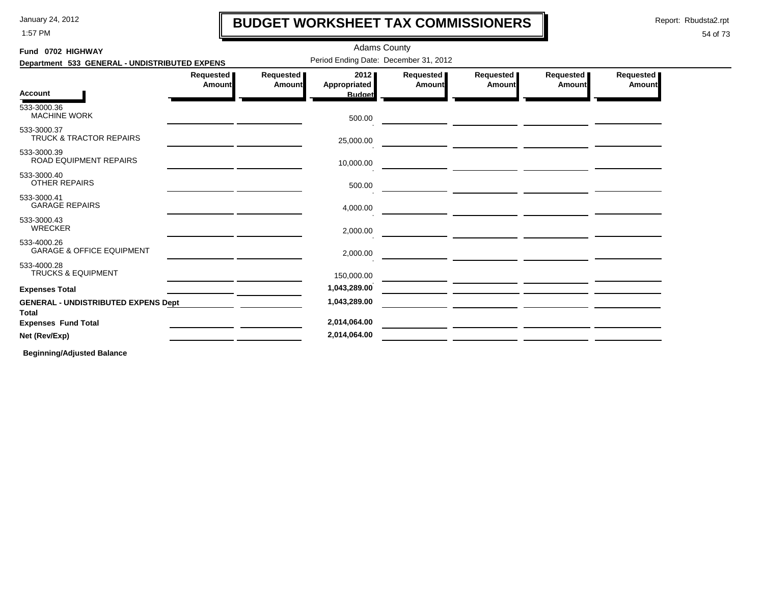# BUDGET WORKSHEET TAX COMMISSIONERS

January 24, 2012
1:57 PM

Report: Rbudsta2.rpt

Adams County

**Fund 0702 HIGHWAY**

**Department 533 GENERAL - UNDISTRIBUTED EXPENS**

Period Ending Date: December 31, 2012

| Account | Requested Amount | Requested Amount | 2012 Appropriated Budget | Requested Amount | Requested Amount | Requested Amount | Requested Amount |
|---|---|---|---|---|---|---|---|
| 533-3000.36 MACHINE WORK | | | 500.00 | | | | |
| 533-3000.37 TRUCK & TRACTOR REPAIRS | | | 25,000.00 | | | | |
| 533-3000.39 ROAD EQUIPMENT REPAIRS | | | 10,000.00 | | | | |
| 533-3000.40 OTHER REPAIRS | | | 500.00 | | | | |
| 533-3000.41 GARAGE REPAIRS | | | 4,000.00 | | | | |
| 533-3000.43 WRECKER | | | 2,000.00 | | | | |
| 533-4000.26 GARAGE & OFFICE EQUIPMENT | | | 2,000.00 | | | | |
| 533-4000.28 TRUCKS & EQUIPMENT | | | 150,000.00 | | | | |
| **Expenses Total** | | | **1,043,289.00** | | | | |
| **GENERAL - UNDISTRIBUTED EXPENS Dept Total** | | | **1,043,289.00** | | | | |
| **Expenses Fund Total** | | | **2,014,064.00** | | | | |
| **Net (Rev/Exp)** | | | **2,014,064.00** | | | | |

**Beginning/Adjusted Balance**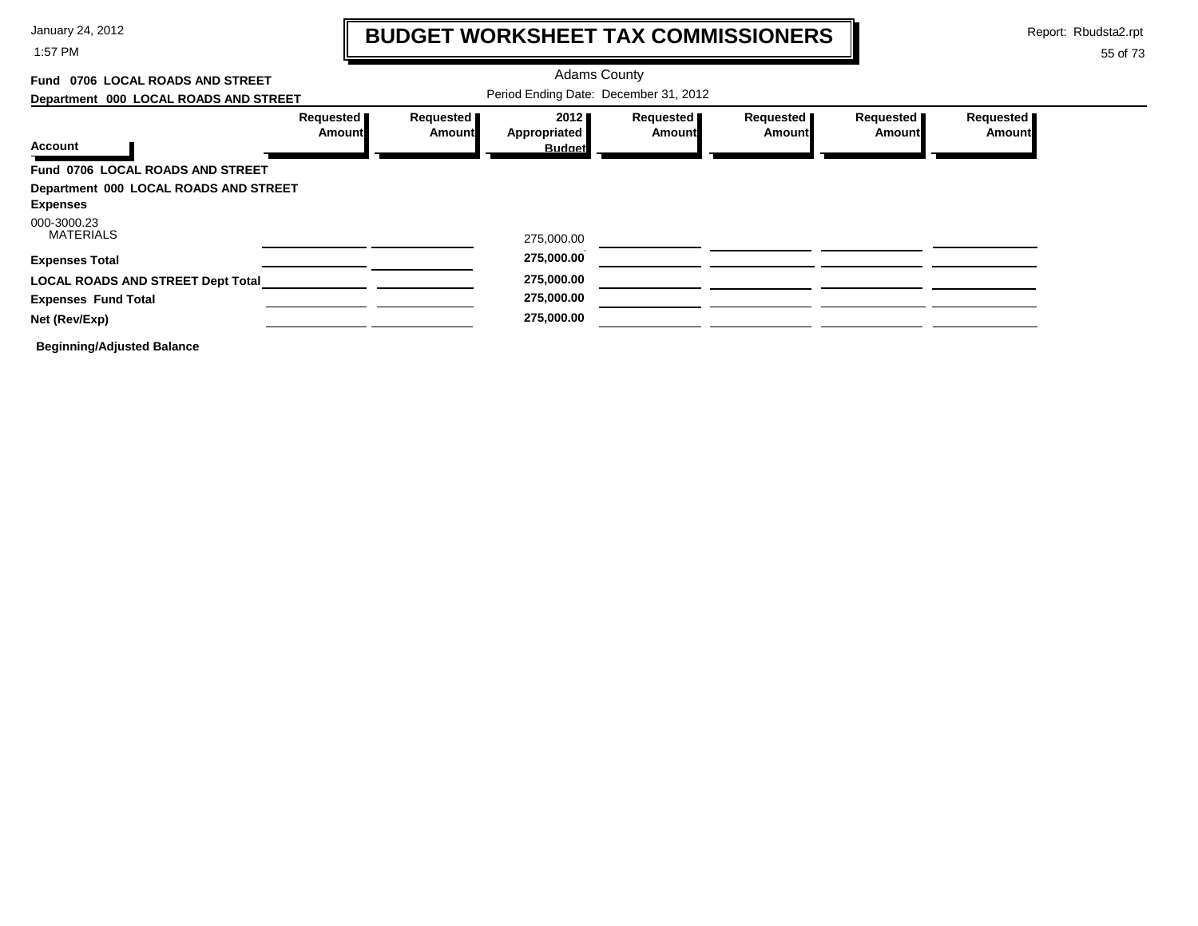# BUDGET WORKSHEET TAX COMMISSIONERS

January 24, 2012
1:57 PM

Report: Rbudsta2.rpt

Adams County

**Fund 0706 LOCAL ROADS AND STREET**
**Department 000 LOCAL ROADS AND STREET**

Period Ending Date: December 31, 2012

| Account | Requested Amount | Requested Amount | 2012 Appropriated Budget | Requested Amount | Requested Amount | Requested Amount | Requested Amount |
|---|---|---|---|---|---|---|---|
| **Fund 0706 LOCAL ROADS AND STREET** | | | | | | | |
| **Department 000 LOCAL ROADS AND STREET** | | | | | | | |
| **Expenses** | | | | | | | |
| 000-3000.23 MATERIALS | | | 275,000.00 | | | | |
| **Expenses Total** | | | **275,000.00** | | | | |
| **LOCAL ROADS AND STREET Dept Total** | | | **275,000.00** | | | | |
| **Expenses Fund Total** | | | **275,000.00** | | | | |
| **Net (Rev/Exp)** | | | **275,000.00** | | | | |

**Beginning/Adjusted Balance**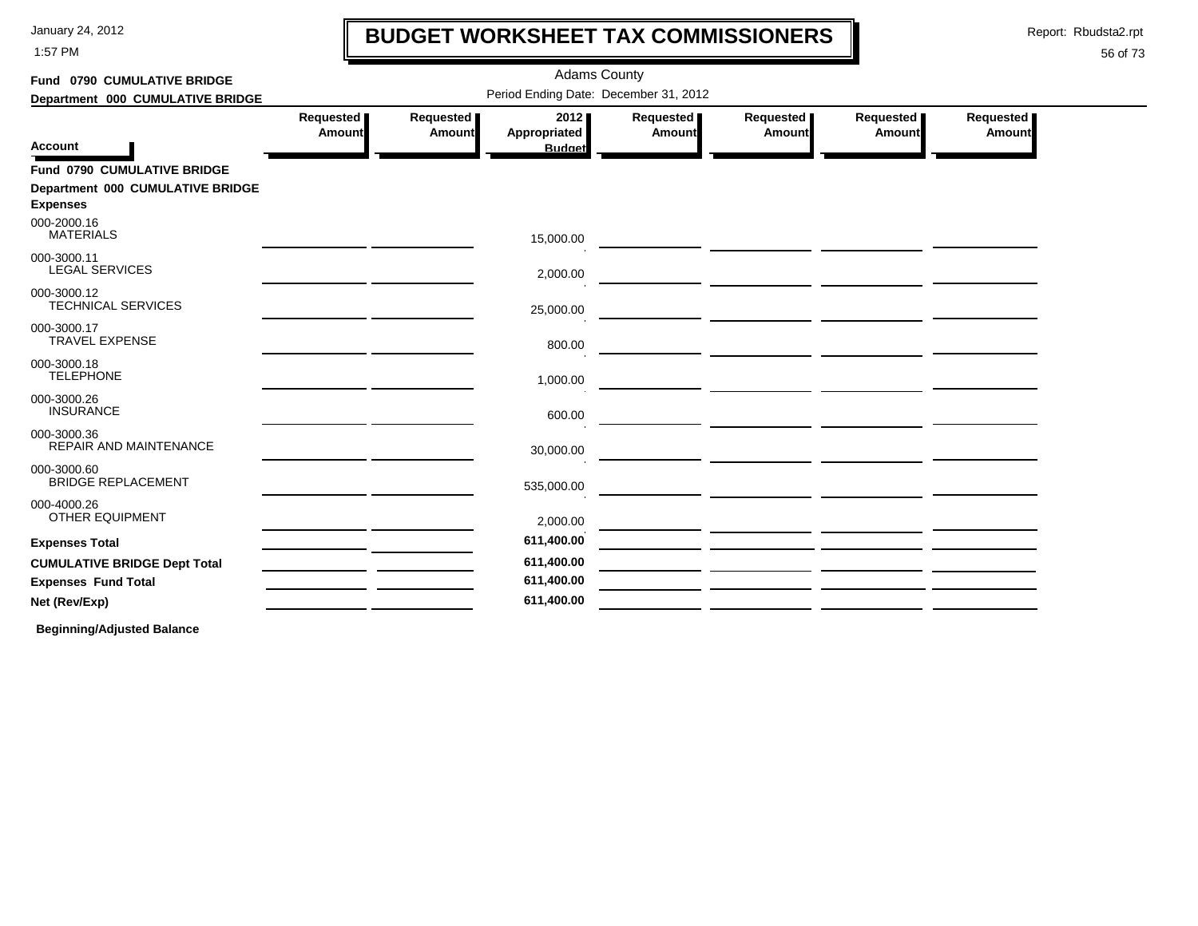# BUDGET WORKSHEET TAX COMMISSIONERS

January 24, 2012
1:57 PM

Report: Rbudsta2.rpt

Adams County

Period Ending Date: December 31, 2012

**Fund 0790 CUMULATIVE BRIDGE**
**Department 000 CUMULATIVE BRIDGE**

| Account | Requested Amount | Requested Amount | 2012 Appropriated Budget | Requested Amount | Requested Amount | Requested Amount | Requested Amount |
|---|---|---|---|---|---|---|---|
| **Fund 0790 CUMULATIVE BRIDGE** | | | | | | | |
| **Department 000 CUMULATIVE BRIDGE** | | | | | | | |
| **Expenses** | | | | | | | |
| 000-2000.16 MATERIALS | | | 15,000.00 | | | | |
| 000-3000.11 LEGAL SERVICES | | | 2,000.00 | | | | |
| 000-3000.12 TECHNICAL SERVICES | | | 25,000.00 | | | | |
| 000-3000.17 TRAVEL EXPENSE | | | 800.00 | | | | |
| 000-3000.18 TELEPHONE | | | 1,000.00 | | | | |
| 000-3000.26 INSURANCE | | | 600.00 | | | | |
| 000-3000.36 REPAIR AND MAINTENANCE | | | 30,000.00 | | | | |
| 000-3000.60 BRIDGE REPLACEMENT | | | 535,000.00 | | | | |
| 000-4000.26 OTHER EQUIPMENT | | | 2,000.00 | | | | |
| **Expenses Total** | | | **611,400.00** | | | | |
| **CUMULATIVE BRIDGE Dept Total** | | | **611,400.00** | | | | |
| **Expenses Fund Total** | | | **611,400.00** | | | | |
| **Net (Rev/Exp)** | | | **611,400.00** | | | | |

**Beginning/Adjusted Balance**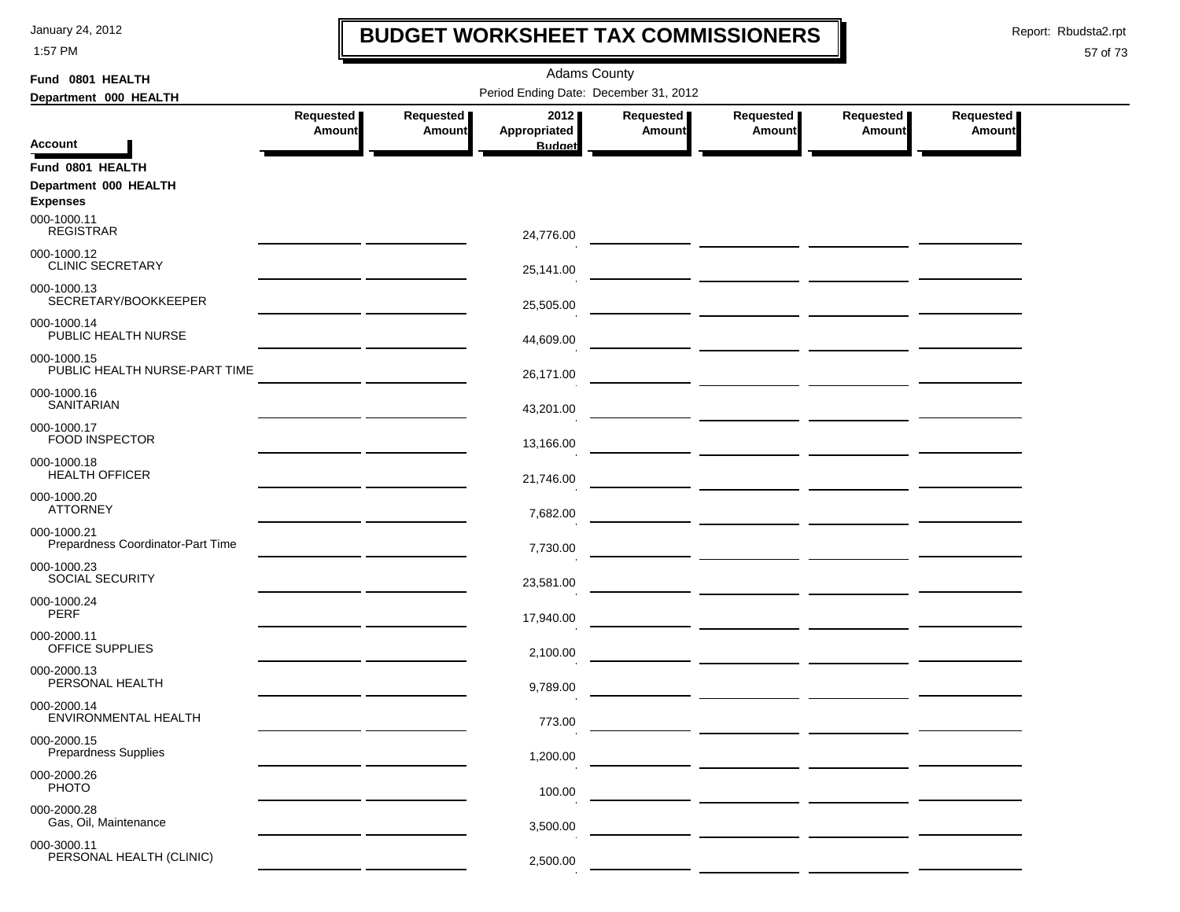# BUDGET WORKSHEET TAX COMMISSIONERS

Adams County

Period Ending Date: December 31, 2012

**Fund 0801 HEALTH**

**Department 000 HEALTH**

| Account | Requested Amount | Requested Amount | 2012 Appropriated Budget | Requested Amount | Requested Amount | Requested Amount | Requested Amount |
|---|---|---|---|---|---|---|---|
| **Fund 0801 HEALTH** | | | | | | | |
| **Department 000 HEALTH** | | | | | | | |
| **Expenses** | | | | | | | |
| 000-1000.11 REGISTRAR | | | 24,776.00 | | | | |
| 000-1000.12 CLINIC SECRETARY | | | 25,141.00 | | | | |
| 000-1000.13 SECRETARY/BOOKKEEPER | | | 25,505.00 | | | | |
| 000-1000.14 PUBLIC HEALTH NURSE | | | 44,609.00 | | | | |
| 000-1000.15 PUBLIC HEALTH NURSE-PART TIME | | | 26,171.00 | | | | |
| 000-1000.16 SANITARIAN | | | 43,201.00 | | | | |
| 000-1000.17 FOOD INSPECTOR | | | 13,166.00 | | | | |
| 000-1000.18 HEALTH OFFICER | | | 21,746.00 | | | | |
| 000-1000.20 ATTORNEY | | | 7,682.00 | | | | |
| 000-1000.21 Prepardness Coordinator-Part Time | | | 7,730.00 | | | | |
| 000-1000.23 SOCIAL SECURITY | | | 23,581.00 | | | | |
| 000-1000.24 PERF | | | 17,940.00 | | | | |
| 000-2000.11 OFFICE SUPPLIES | | | 2,100.00 | | | | |
| 000-2000.13 PERSONAL HEALTH | | | 9,789.00 | | | | |
| 000-2000.14 ENVIRONMENTAL HEALTH | | | 773.00 | | | | |
| 000-2000.15 Prepardness Supplies | | | 1,200.00 | | | | |
| 000-2000.26 PHOTO | | | 100.00 | | | | |
| 000-2000.28 Gas, Oil, Maintenance | | | 3,500.00 | | | | |
| 000-3000.11 PERSONAL HEALTH (CLINIC) | | | 2,500.00 | | | | |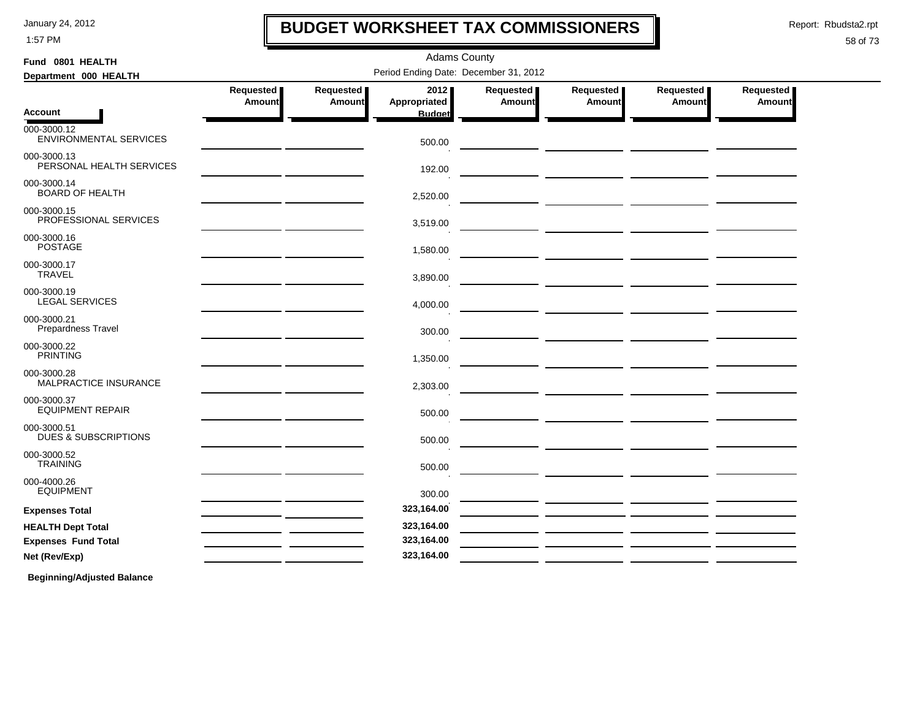# BUDGET WORKSHEET TAX COMMISSIONERS

January 24, 2012
1:57 PM

Report: Rbudsta2.rpt

Adams County

**Fund 0801 HEALTH**
**Department 000 HEALTH**

Period Ending Date: December 31, 2012

| Account | Requested Amount | Requested Amount | 2012 Appropriated Budget | Requested Amount | Requested Amount | Requested Amount | Requested Amount |
|---|---|---|---|---|---|---|---|
| 000-3000.12 ENVIRONMENTAL SERVICES | | | 500.00 | | | | |
| 000-3000.13 PERSONAL HEALTH SERVICES | | | 192.00 | | | | |
| 000-3000.14 BOARD OF HEALTH | | | 2,520.00 | | | | |
| 000-3000.15 PROFESSIONAL SERVICES | | | 3,519.00 | | | | |
| 000-3000.16 POSTAGE | | | 1,580.00 | | | | |
| 000-3000.17 TRAVEL | | | 3,890.00 | | | | |
| 000-3000.19 LEGAL SERVICES | | | 4,000.00 | | | | |
| 000-3000.21 Prepardness Travel | | | 300.00 | | | | |
| 000-3000.22 PRINTING | | | 1,350.00 | | | | |
| 000-3000.28 MALPRACTICE INSURANCE | | | 2,303.00 | | | | |
| 000-3000.37 EQUIPMENT REPAIR | | | 500.00 | | | | |
| 000-3000.51 DUES & SUBSCRIPTIONS | | | 500.00 | | | | |
| 000-3000.52 TRAINING | | | 500.00 | | | | |
| 000-4000.26 EQUIPMENT | | | 300.00 | | | | |
| **Expenses Total** | | | **323,164.00** | | | | |
| **HEALTH Dept Total** | | | **323,164.00** | | | | |
| **Expenses Fund Total** | | | **323,164.00** | | | | |
| **Net (Rev/Exp)** | | | **323,164.00** | | | | |

**Beginning/Adjusted Balance**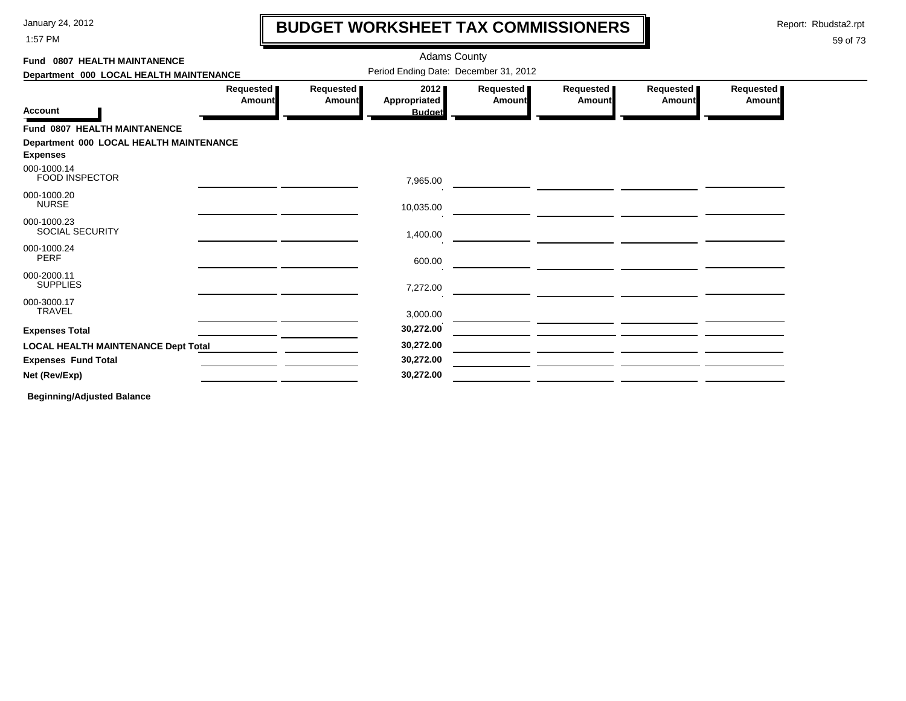# BUDGET WORKSHEET TAX COMMISSIONERS

January 24, 2012
1:57 PM

Report: Rbudsta2.rpt

Adams County

Period Ending Date: December 31, 2012

**Fund 0807 HEALTH MAINTANENCE**

**Department 000 LOCAL HEALTH MAINTENANCE**

| Account | Requested Amount | Requested Amount | 2012 Appropriated Budget | Requested Amount | Requested Amount | Requested Amount | Requested Amount |
|---|---|---|---|---|---|---|---|
| **Fund 0807 HEALTH MAINTANENCE** | | | | | | | |
| **Department 000 LOCAL HEALTH MAINTENANCE** | | | | | | | |
| **Expenses** | | | | | | | |
| 000-1000.14 FOOD INSPECTOR | | | 7,965.00 | | | | |
| 000-1000.20 NURSE | | | 10,035.00 | | | | |
| 000-1000.23 SOCIAL SECURITY | | | 1,400.00 | | | | |
| 000-1000.24 PERF | | | 600.00 | | | | |
| 000-2000.11 SUPPLIES | | | 7,272.00 | | | | |
| 000-3000.17 TRAVEL | | | 3,000.00 | | | | |
| **Expenses Total** | | | **30,272.00** | | | | |
| **LOCAL HEALTH MAINTENANCE Dept Total** | | | **30,272.00** | | | | |
| **Expenses Fund Total** | | | **30,272.00** | | | | |
| **Net (Rev/Exp)** | | | **30,272.00** | | | | |

**Beginning/Adjusted Balance**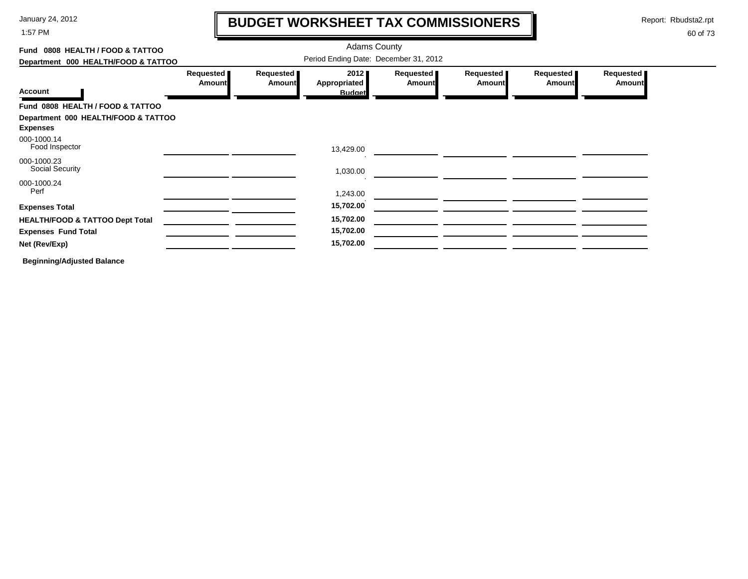# BUDGET WORKSHEET TAX COMMISSIONERS

January 24, 2012
1:57 PM

Report: Rbudsta2.rpt

Adams County

Period Ending Date: December 31, 2012

**Fund 0808 HEALTH / FOOD & TATTOO**
**Department 000 HEALTH/FOOD & TATTOO**

| Account | Requested Amount | Requested Amount | 2012 Appropriated Budget | Requested Amount | Requested Amount | Requested Amount | Requested Amount |
|---|---|---|---|---|---|---|---|
| **Fund 0808 HEALTH / FOOD & TATTOO** | | | | | | | |
| **Department 000 HEALTH/FOOD & TATTOO** | | | | | | | |
| **Expenses** | | | | | | | |
| 000-1000.14 Food Inspector | | | 13,429.00 | | | | |
| 000-1000.23 Social Security | | | 1,030.00 | | | | |
| 000-1000.24 Perf | | | 1,243.00 | | | | |
| **Expenses Total** | | | **15,702.00** | | | | |
| **HEALTH/FOOD & TATTOO Dept Total** | | | **15,702.00** | | | | |
| **Expenses Fund Total** | | | **15,702.00** | | | | |
| **Net (Rev/Exp)** | | | **15,702.00** | | | | |

**Beginning/Adjusted Balance**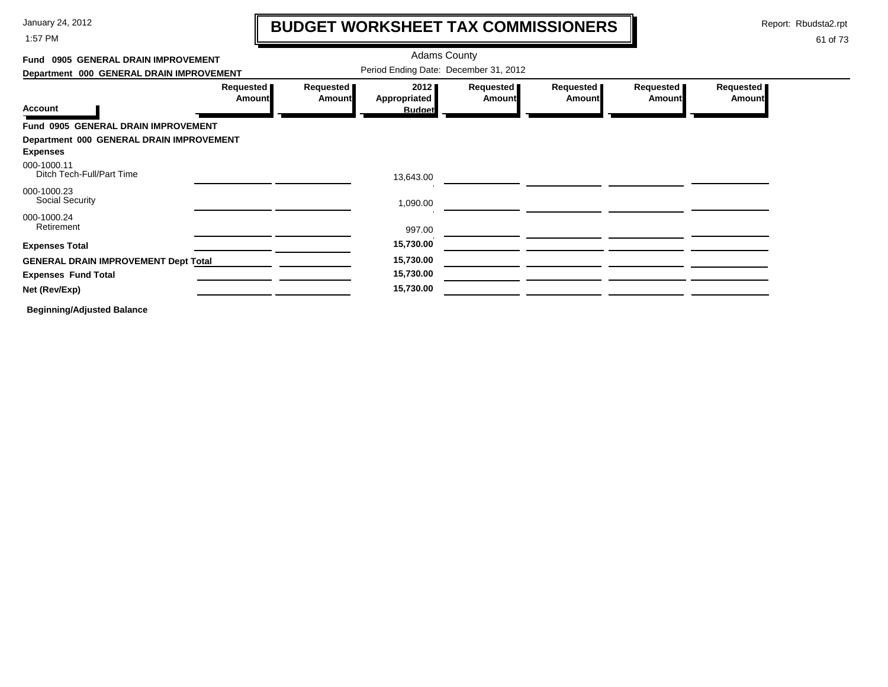# BUDGET WORKSHEET TAX COMMISSIONERS

January 24, 2012
1:57 PM

Report: Rbudsta2.rpt

Adams County

**Fund 0905 GENERAL DRAIN IMPROVEMENT**

**Department 000 GENERAL DRAIN IMPROVEMENT**

Period Ending Date: December 31, 2012

| Account | Requested Amount | Requested Amount | 2012 Appropriated Budget | Requested Amount | Requested Amount | Requested Amount | Requested Amount |
|---|---|---|---|---|---|---|---|
| **Fund 0905 GENERAL DRAIN IMPROVEMENT** | | | | | | | |
| **Department 000 GENERAL DRAIN IMPROVEMENT** | | | | | | | |
| **Expenses** | | | | | | | |
| 000-1000.11 Ditch Tech-Full/Part Time | | | 13,643.00 | | | | |
| 000-1000.23 Social Security | | | 1,090.00 | | | | |
| 000-1000.24 Retirement | | | 997.00 | | | | |
| **Expenses Total** | | | **15,730.00** | | | | |
| **GENERAL DRAIN IMPROVEMENT Dept Total** | | | **15,730.00** | | | | |
| **Expenses Fund Total** | | | **15,730.00** | | | | |
| **Net (Rev/Exp)** | | | **15,730.00** | | | | |

**Beginning/Adjusted Balance**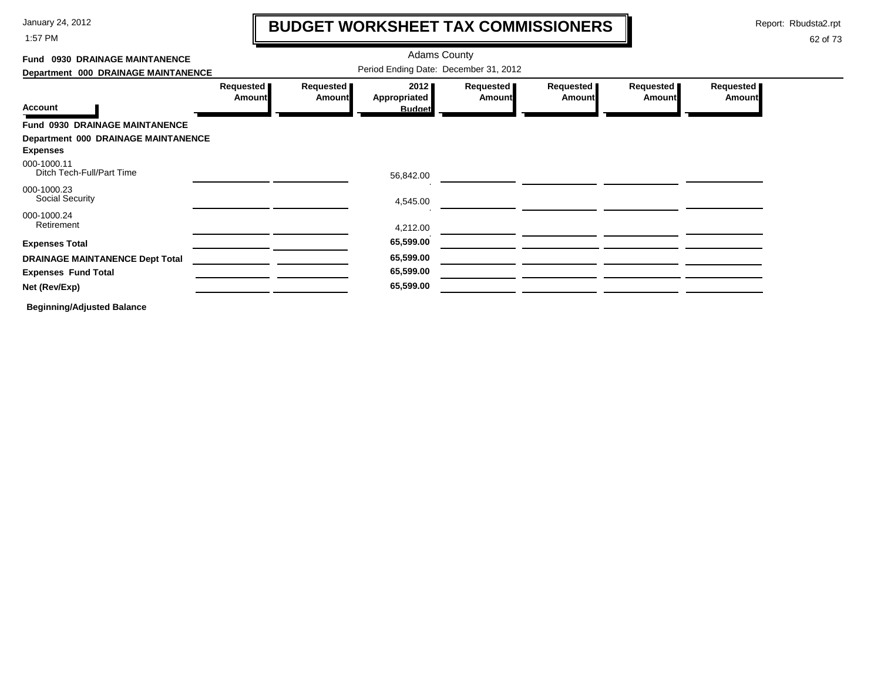# BUDGET WORKSHEET TAX COMMISSIONERS

January 24, 2012
1:57 PM

Report: Rbudsta2.rpt

Adams County

**Fund 0930 DRAINAGE MAINTANENCE**
**Department 000 DRAINAGE MAINTANENCE**

Period Ending Date: December 31, 2012

| Account | Requested Amount | Requested Amount | 2012 Appropriated Budget | Requested Amount | Requested Amount | Requested Amount | Requested Amount |
|---|---|---|---|---|---|---|---|
| **Fund 0930 DRAINAGE MAINTANENCE** | | | | | | | |
| **Department 000 DRAINAGE MAINTANENCE** | | | | | | | |
| **Expenses** | | | | | | | |
| 000-1000.11 Ditch Tech-Full/Part Time | | | 56,842.00 | | | | |
| 000-1000.23 Social Security | | | 4,545.00 | | | | |
| 000-1000.24 Retirement | | | 4,212.00 | | | | |
| **Expenses Total** | | | **65,599.00** | | | | |
| **DRAINAGE MAINTANENCE Dept Total** | | | **65,599.00** | | | | |
| **Expenses Fund Total** | | | **65,599.00** | | | | |
| **Net (Rev/Exp)** | | | **65,599.00** | | | | |

**Beginning/Adjusted Balance**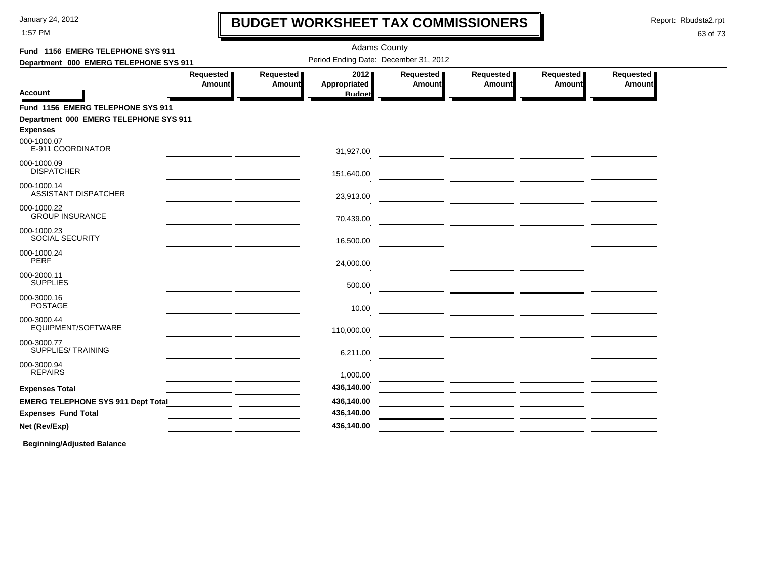# BUDGET WORKSHEET TAX COMMISSIONERS

Adams County

Period Ending Date: December 31, 2012

January 24, 2012
1:57 PM

Report: Rbudsta2.rpt

**Fund 1156 EMERG TELEPHONE SYS 911**
**Department 000 EMERG TELEPHONE SYS 911**

| Account | Requested Amount | Requested Amount | 2012 Appropriated Budget | Requested Amount | Requested Amount | Requested Amount | Requested Amount |
|---|---|---|---|---|---|---|---|
| **Fund 1156 EMERG TELEPHONE SYS 911** | | | | | | | |
| **Department 000 EMERG TELEPHONE SYS 911** | | | | | | | |
| **Expenses** | | | | | | | |
| 000-1000.07 E-911 COORDINATOR | | | 31,927.00 | | | | |
| 000-1000.09 DISPATCHER | | | 151,640.00 | | | | |
| 000-1000.14 ASSISTANT DISPATCHER | | | 23,913.00 | | | | |
| 000-1000.22 GROUP INSURANCE | | | 70,439.00 | | | | |
| 000-1000.23 SOCIAL SECURITY | | | 16,500.00 | | | | |
| 000-1000.24 PERF | | | 24,000.00 | | | | |
| 000-2000.11 SUPPLIES | | | 500.00 | | | | |
| 000-3000.16 POSTAGE | | | 10.00 | | | | |
| 000-3000.44 EQUIPMENT/SOFTWARE | | | 110,000.00 | | | | |
| 000-3000.77 SUPPLIES/ TRAINING | | | 6,211.00 | | | | |
| 000-3000.94 REPAIRS | | | 1,000.00 | | | | |
| **Expenses Total** | | | **436,140.00** | | | | |
| **EMERG TELEPHONE SYS 911 Dept Total** | | | **436,140.00** | | | | |
| **Expenses Fund Total** | | | **436,140.00** | | | | |
| **Net (Rev/Exp)** | | | **436,140.00** | | | | |

**Beginning/Adjusted Balance**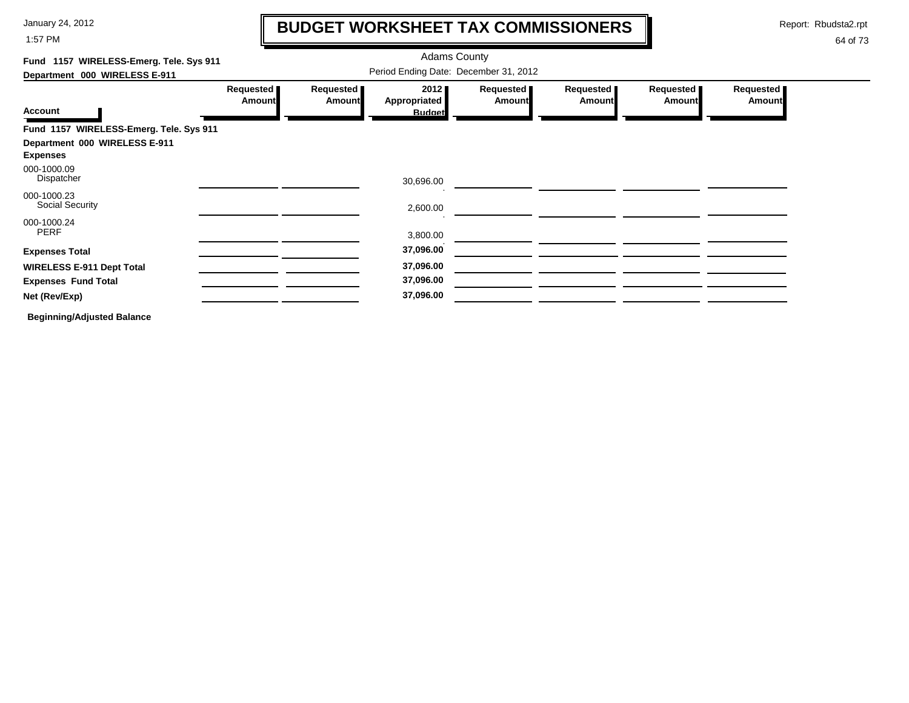# BUDGET WORKSHEET TAX COMMISSIONERS

Adams County

Period Ending Date: December 31, 2012

**Fund 1157 WIRELESS-Emerg. Tele. Sys 911**

**Department 000 WIRELESS E-911**

| Account | Requested Amount | Requested Amount | 2012 Appropriated Budget | Requested Amount | Requested Amount | Requested Amount | Requested Amount |
|---|---|---|---|---|---|---|---|
| **Fund 1157 WIRELESS-Emerg. Tele. Sys 911** | | | | | | | |
| **Department 000 WIRELESS E-911** | | | | | | | |
| **Expenses** | | | | | | | |
| 000-1000.09 Dispatcher | | | 30,696.00 | | | | |
| 000-1000.23 Social Security | | | 2,600.00 | | | | |
| 000-1000.24 PERF | | | 3,800.00 | | | | |
| **Expenses Total** | | | **37,096.00** | | | | |
| **WIRELESS E-911 Dept Total** | | | **37,096.00** | | | | |
| **Expenses Fund Total** | | | **37,096.00** | | | | |
| **Net (Rev/Exp)** | | | **37,096.00** | | | | |

**Beginning/Adjusted Balance**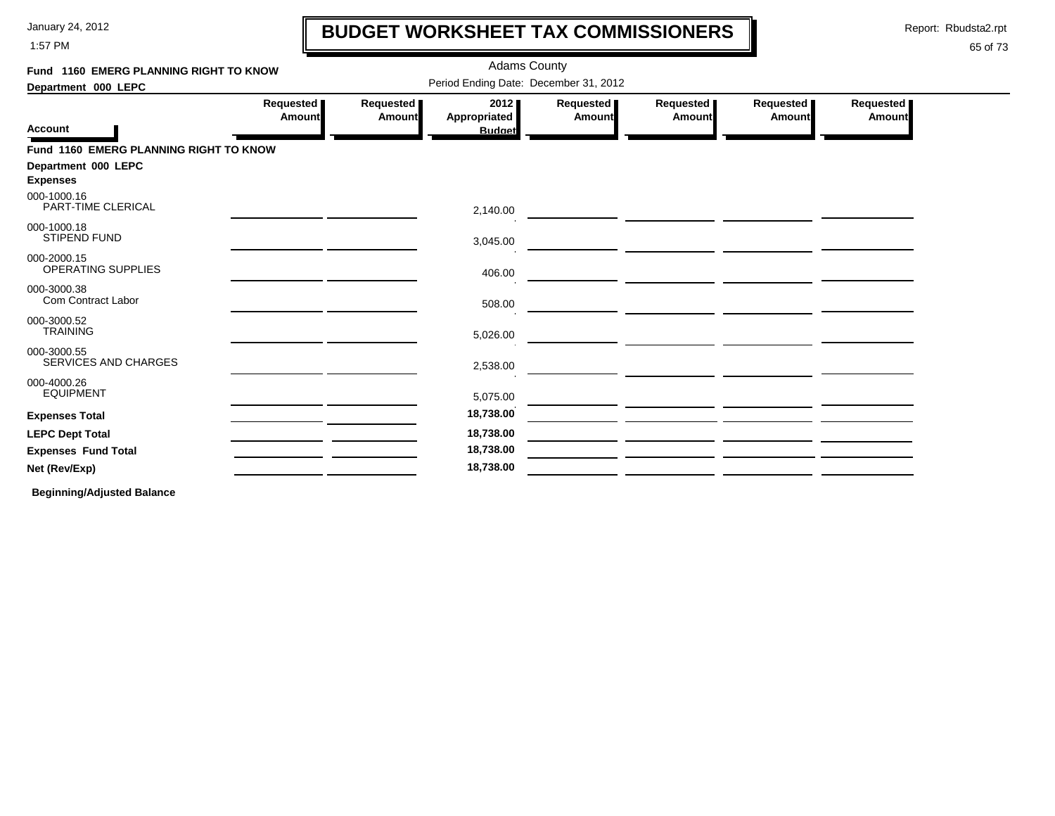# BUDGET WORKSHEET TAX COMMISSIONERS

January 24, 2012
1:57 PM

Report: Rbudsta2.rpt

Adams County
Period Ending Date: December 31, 2012

**Fund 1160 EMERG PLANNING RIGHT TO KNOW**
**Department 000 LEPC**

| Account | Requested Amount | Requested Amount | 2012 Appropriated Budget | Requested Amount | Requested Amount | Requested Amount | Requested Amount |
|---|---|---|---|---|---|---|---|
| **Fund 1160 EMERG PLANNING RIGHT TO KNOW** | | | | | | | |
| **Department 000 LEPC** | | | | | | | |
| **Expenses** | | | | | | | |
| 000-1000.16 PART-TIME CLERICAL | | | 2,140.00 | | | | |
| 000-1000.18 STIPEND FUND | | | 3,045.00 | | | | |
| 000-2000.15 OPERATING SUPPLIES | | | 406.00 | | | | |
| 000-3000.38 Com Contract Labor | | | 508.00 | | | | |
| 000-3000.52 TRAINING | | | 5,026.00 | | | | |
| 000-3000.55 SERVICES AND CHARGES | | | 2,538.00 | | | | |
| 000-4000.26 EQUIPMENT | | | 5,075.00 | | | | |
| **Expenses Total** | | | **18,738.00** | | | | |
| **LEPC Dept Total** | | | **18,738.00** | | | | |
| **Expenses Fund Total** | | | **18,738.00** | | | | |
| **Net (Rev/Exp)** | | | **18,738.00** | | | | |

**Beginning/Adjusted Balance**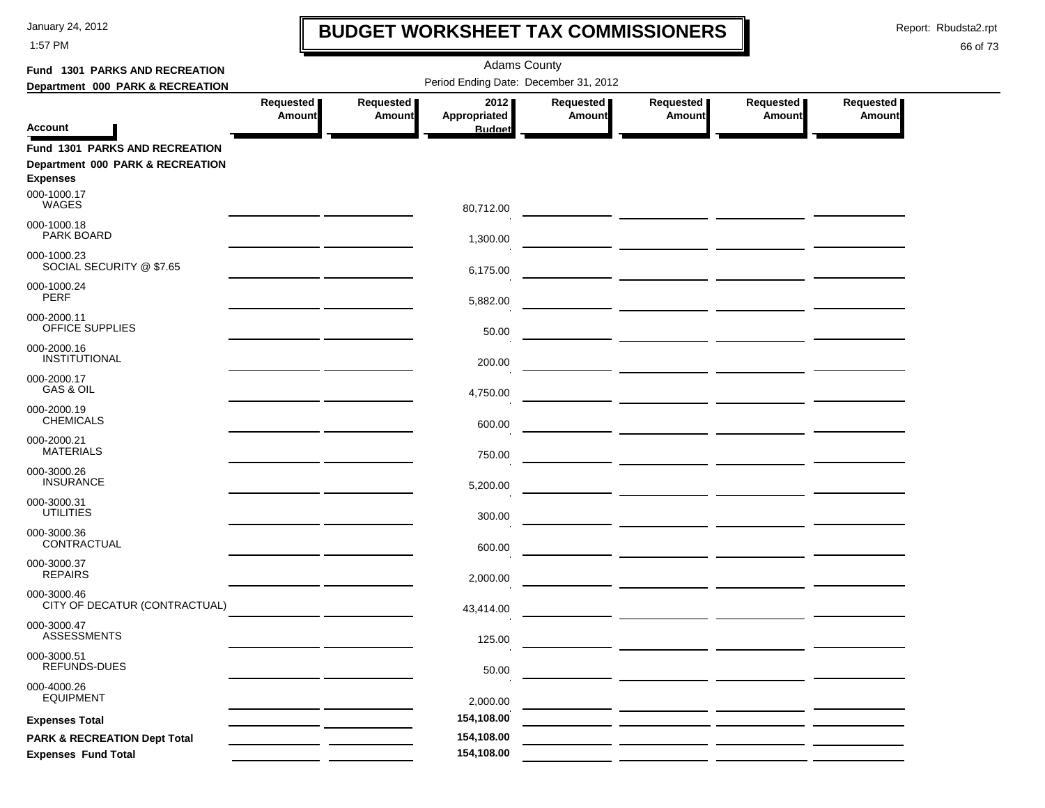# BUDGET WORKSHEET TAX COMMISSIONERS

Adams County

Period Ending Date: December 31, 2012

**Fund 1301 PARKS AND RECREATION**
**Department 000 PARK & RECREATION**

| Account | Requested Amount | Requested Amount | 2012 Appropriated Budget | Requested Amount | Requested Amount | Requested Amount | Requested Amount |
|---|---|---|---|---|---|---|---|
| **Fund 1301 PARKS AND RECREATION** | | | | | | | |
| **Department 000 PARK & RECREATION** | | | | | | | |
| **Expenses** | | | | | | | |
| 000-1000.17 WAGES | | | 80,712.00 | | | | |
| 000-1000.18 PARK BOARD | | | 1,300.00 | | | | |
| 000-1000.23 SOCIAL SECURITY @ $7.65 | | | 6,175.00 | | | | |
| 000-1000.24 PERF | | | 5,882.00 | | | | |
| 000-2000.11 OFFICE SUPPLIES | | | 50.00 | | | | |
| 000-2000.16 INSTITUTIONAL | | | 200.00 | | | | |
| 000-2000.17 GAS & OIL | | | 4,750.00 | | | | |
| 000-2000.19 CHEMICALS | | | 600.00 | | | | |
| 000-2000.21 MATERIALS | | | 750.00 | | | | |
| 000-3000.26 INSURANCE | | | 5,200.00 | | | | |
| 000-3000.31 UTILITIES | | | 300.00 | | | | |
| 000-3000.36 CONTRACTUAL | | | 600.00 | | | | |
| 000-3000.37 REPAIRS | | | 2,000.00 | | | | |
| 000-3000.46 CITY OF DECATUR (CONTRACTUAL) | | | 43,414.00 | | | | |
| 000-3000.47 ASSESSMENTS | | | 125.00 | | | | |
| 000-3000.51 REFUNDS-DUES | | | 50.00 | | | | |
| 000-4000.26 EQUIPMENT | | | 2,000.00 | | | | |
| **Expenses Total** | | | **154,108.00** | | | | |
| **PARK & RECREATION Dept Total** | | | **154,108.00** | | | | |
| **Expenses Fund Total** | | | **154,108.00** | | | | |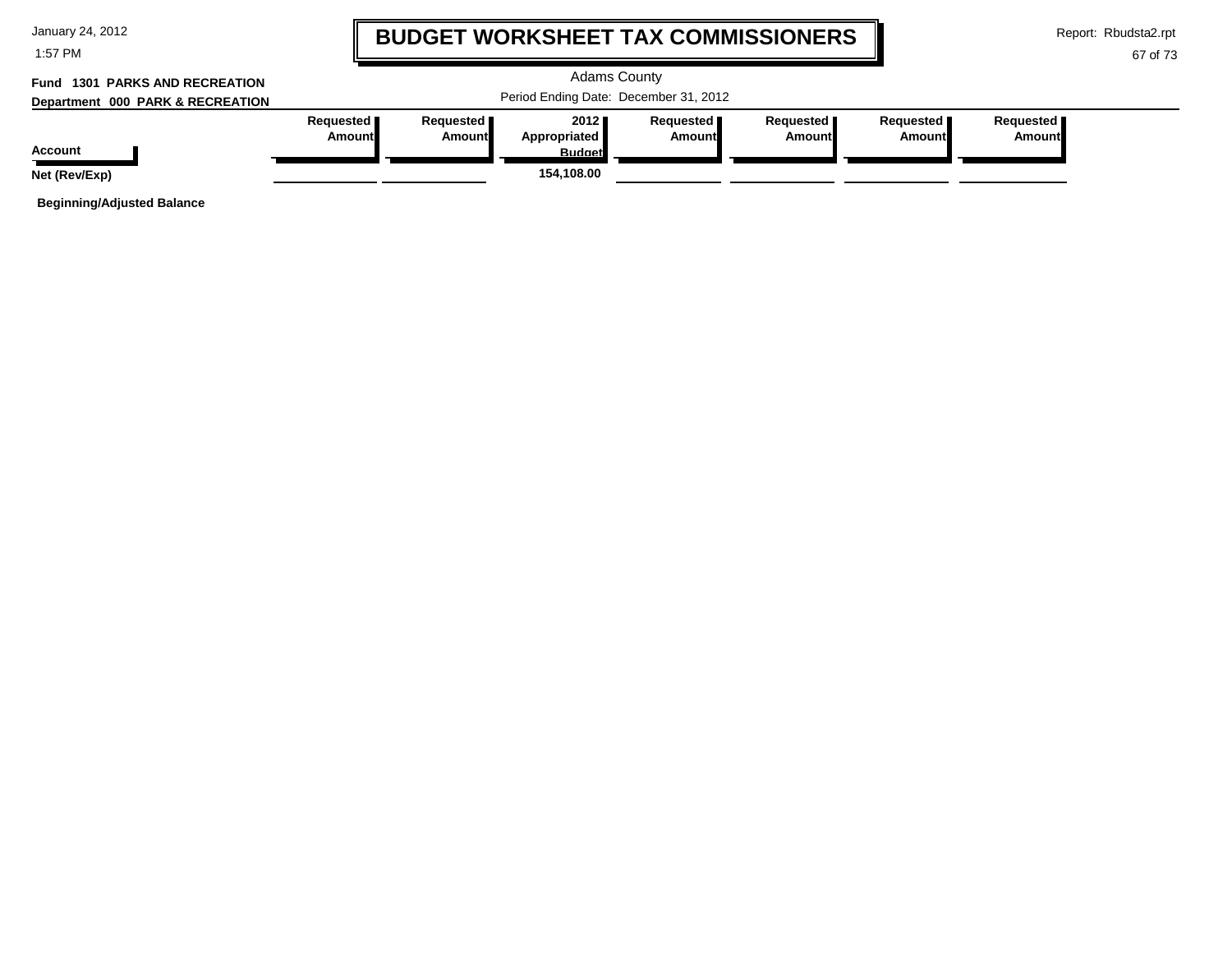# BUDGET WORKSHEET TAX COMMISSIONERS

Adams County

Period Ending Date: December 31, 2012

**Fund 1301 PARKS AND RECREATION**

**Department 000 PARK & RECREATION**

| Account | Requested Amount | Requested Amount | 2012 Appropriated Budget | Requested Amount | Requested Amount | Requested Amount | Requested Amount |
|---|---|---|---|---|---|---|---|
| **Net (Rev/Exp)** | | | **154,108.00** | | | | |

**Beginning/Adjusted Balance**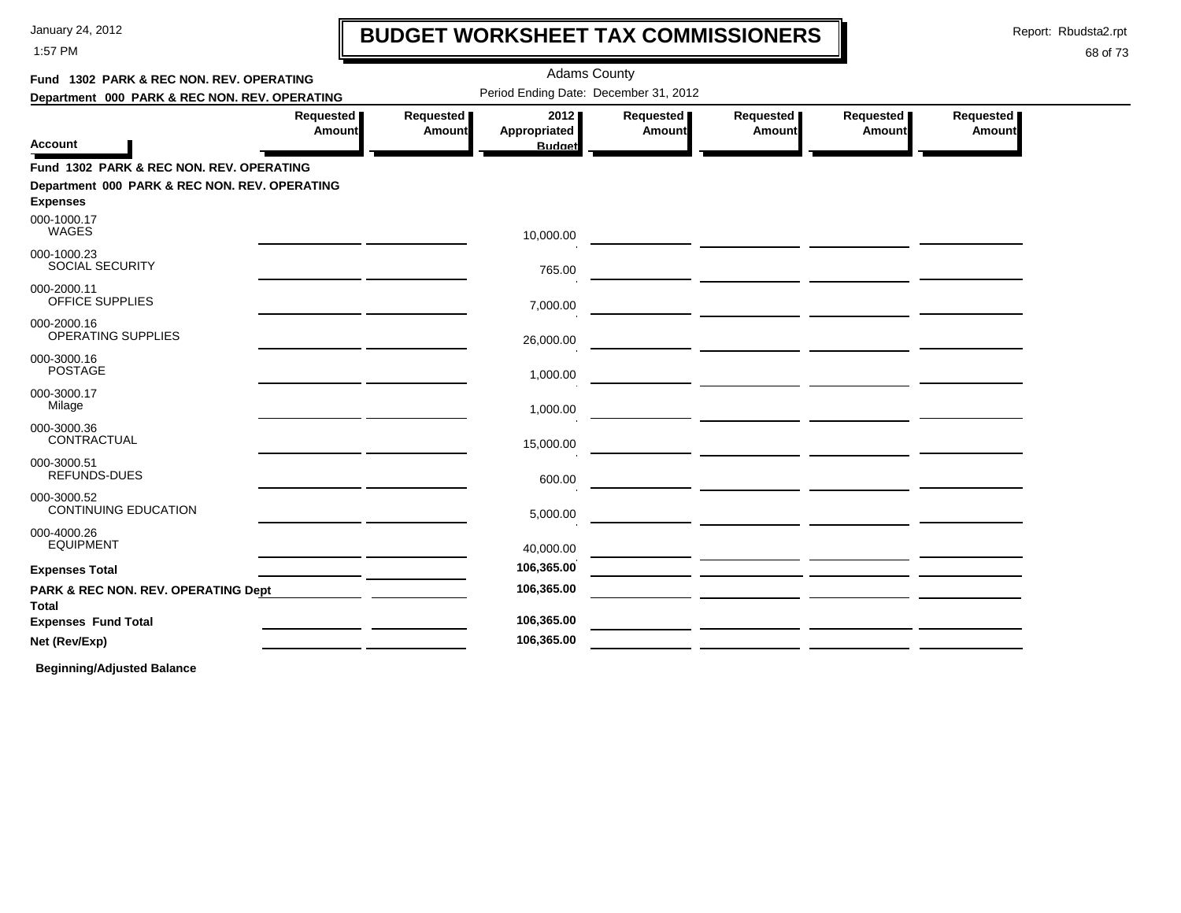# BUDGET WORKSHEET TAX COMMISSIONERS

January 24, 2012
1:57 PM

Report: Rbudsta2.rpt

Adams County

Period Ending Date: December 31, 2012

**Fund 1302 PARK & REC NON. REV. OPERATING**
**Department 000 PARK & REC NON. REV. OPERATING**

| Account | Requested Amount | Requested Amount | 2012 Appropriated Budget | Requested Amount | Requested Amount | Requested Amount | Requested Amount |
|---|---|---|---|---|---|---|---|
| **Fund 1302 PARK & REC NON. REV. OPERATING** | | | | | | | |
| **Department 000 PARK & REC NON. REV. OPERATING** | | | | | | | |
| **Expenses** | | | | | | | |
| 000-1000.17 WAGES | | | 10,000.00 | | | | |
| 000-1000.23 SOCIAL SECURITY | | | 765.00 | | | | |
| 000-2000.11 OFFICE SUPPLIES | | | 7,000.00 | | | | |
| 000-2000.16 OPERATING SUPPLIES | | | 26,000.00 | | | | |
| 000-3000.16 POSTAGE | | | 1,000.00 | | | | |
| 000-3000.17 Milage | | | 1,000.00 | | | | |
| 000-3000.36 CONTRACTUAL | | | 15,000.00 | | | | |
| 000-3000.51 REFUNDS-DUES | | | 600.00 | | | | |
| 000-3000.52 CONTINUING EDUCATION | | | 5,000.00 | | | | |
| 000-4000.26 EQUIPMENT | | | 40,000.00 | | | | |
| **Expenses Total** | | | **106,365.00** | | | | |
| **PARK & REC NON. REV. OPERATING Dept Total** | | | **106,365.00** | | | | |
| **Expenses Fund Total** | | | **106,365.00** | | | | |
| **Net (Rev/Exp)** | | | **106,365.00** | | | | |

**Beginning/Adjusted Balance**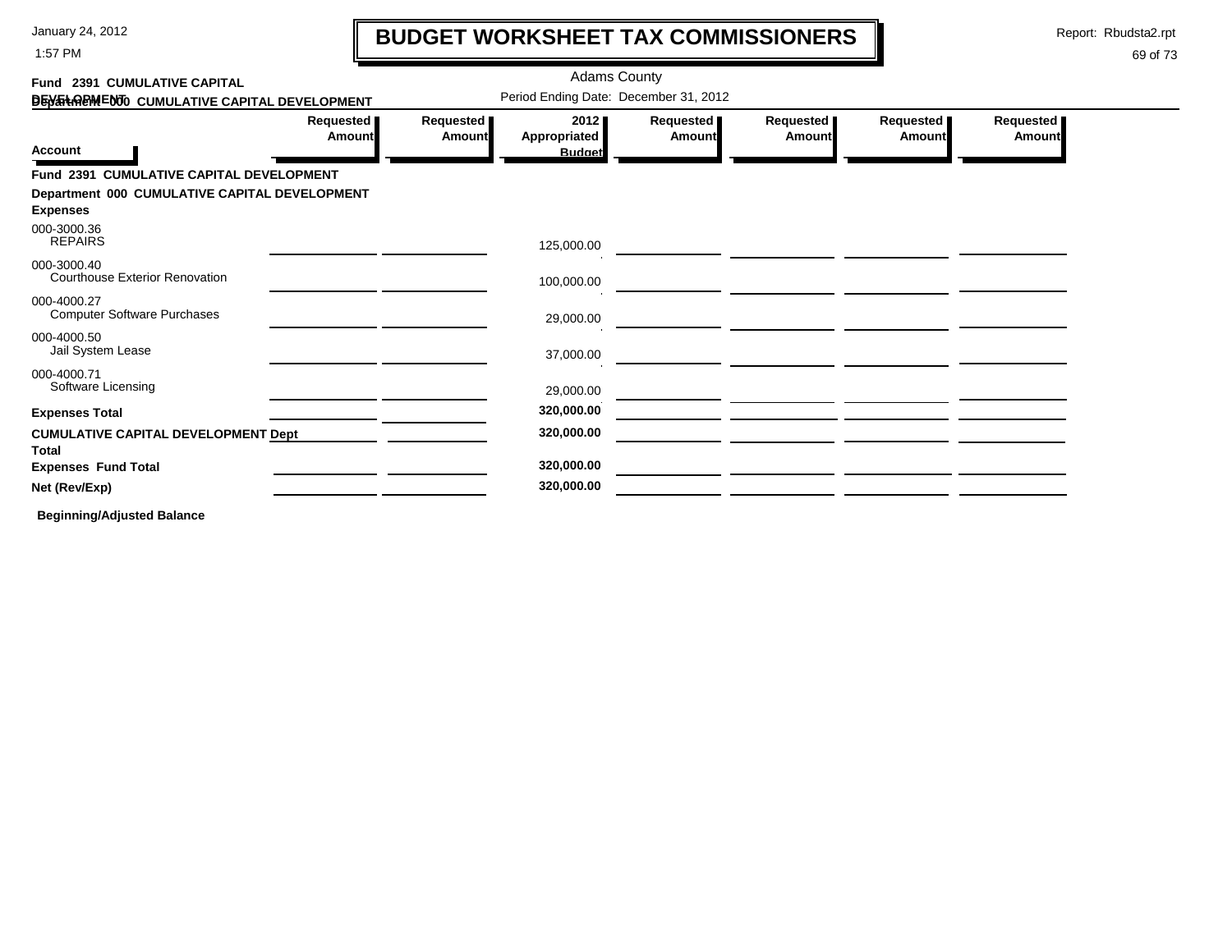# BUDGET WORKSHEET TAX COMMISSIONERS

January 24, 2012
1:57 PM

Report: Rbudsta2.rpt

Adams County

Period Ending Date: December 31, 2012

**Fund 2391 CUMULATIVE CAPITAL DEVELOPMENT**
**Department 000 CUMULATIVE CAPITAL DEVELOPMENT**

| Account | Requested Amount | Requested Amount | 2012 Appropriated Budget | Requested Amount | Requested Amount | Requested Amount | Requested Amount |
|---|---|---|---|---|---|---|---|
| **Fund 2391 CUMULATIVE CAPITAL DEVELOPMENT** | | | | | | | |
| **Department 000 CUMULATIVE CAPITAL DEVELOPMENT** | | | | | | | |
| **Expenses** | | | | | | | |
| 000-3000.36 REPAIRS | | | 125,000.00 | | | | |
| 000-3000.40 Courthouse Exterior Renovation | | | 100,000.00 | | | | |
| 000-4000.27 Computer Software Purchases | | | 29,000.00 | | | | |
| 000-4000.50 Jail System Lease | | | 37,000.00 | | | | |
| 000-4000.71 Software Licensing | | | 29,000.00 | | | | |
| **Expenses Total** | | | **320,000.00** | | | | |
| **CUMULATIVE CAPITAL DEVELOPMENT Dept Total** | | | **320,000.00** | | | | |
| **Expenses Fund Total** | | | **320,000.00** | | | | |
| **Net (Rev/Exp)** | | | **320,000.00** | | | | |

**Beginning/Adjusted Balance**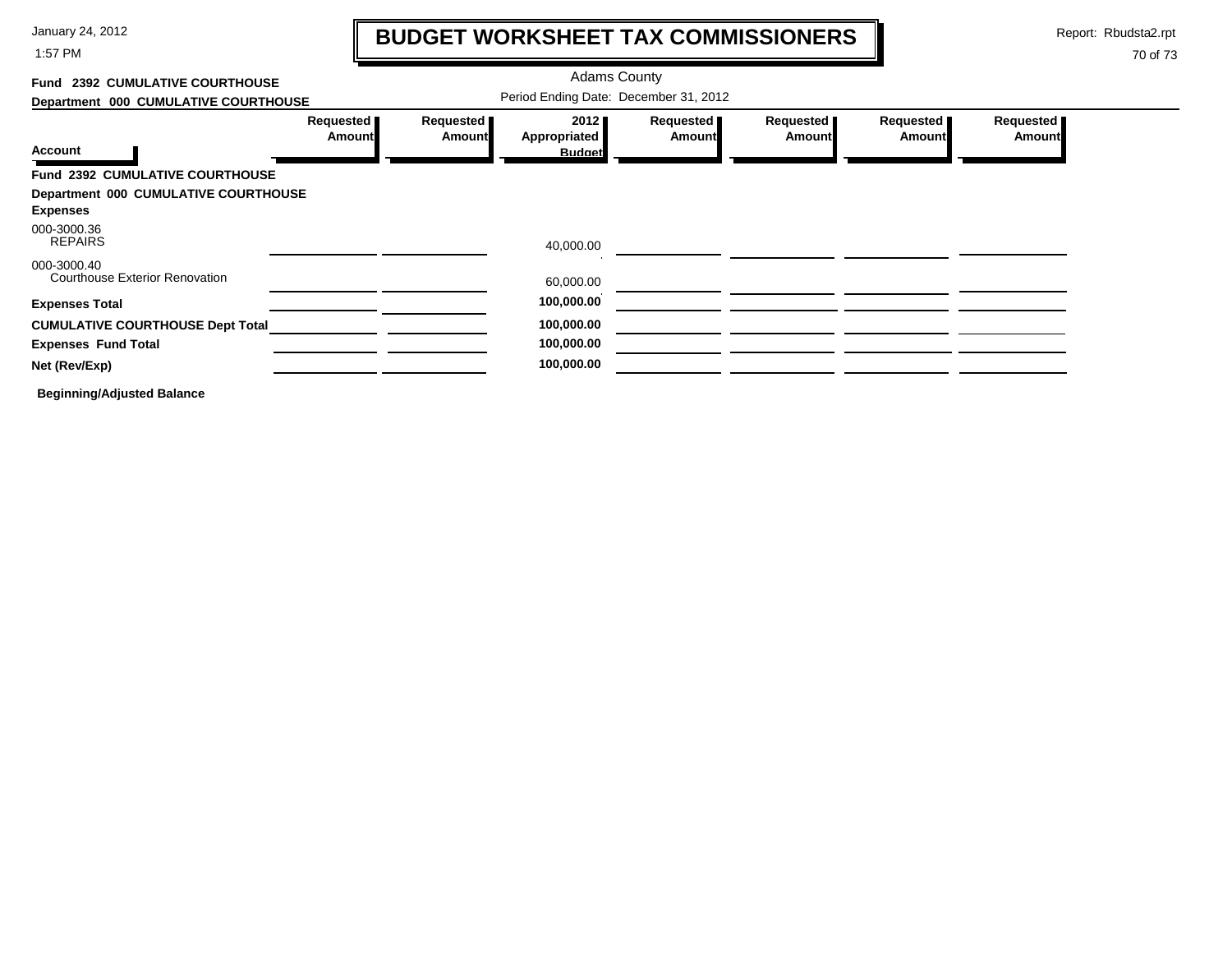# BUDGET WORKSHEET TAX COMMISSIONERS

January 24, 2012
1:57 PM

Report: Rbudsta2.rpt

Adams County

Period Ending Date: December 31, 2012

**Fund 2392 CUMULATIVE COURTHOUSE**

**Department 000 CUMULATIVE COURTHOUSE**

| Account | Requested Amount | Requested Amount | 2012 Appropriated Budget | Requested Amount | Requested Amount | Requested Amount | Requested Amount |
|---|---|---|---|---|---|---|---|
| **Fund 2392 CUMULATIVE COURTHOUSE** | | | | | | | |
| **Department 000 CUMULATIVE COURTHOUSE** | | | | | | | |
| **Expenses** | | | | | | | |
| 000-3000.36 REPAIRS | | | 40,000.00 | | | | |
| 000-3000.40 Courthouse Exterior Renovation | | | 60,000.00 | | | | |
| **Expenses Total** | | | **100,000.00** | | | | |
| **CUMULATIVE COURTHOUSE Dept Total** | | | **100,000.00** | | | | |
| **Expenses Fund Total** | | | **100,000.00** | | | | |
| **Net (Rev/Exp)** | | | **100,000.00** | | | | |

**Beginning/Adjusted Balance**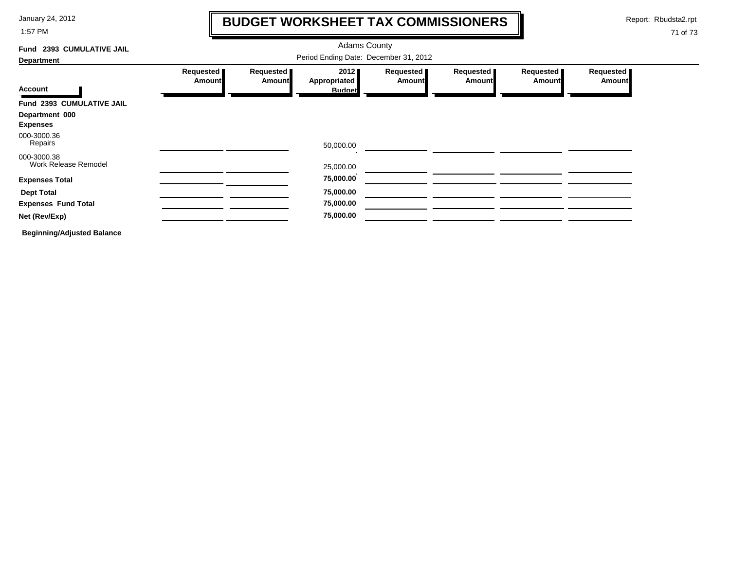# BUDGET WORKSHEET TAX COMMISSIONERS

January 24, 2012
1:57 PM

Report: Rbudsta2.rpt

Adams County

Period Ending Date: December 31, 2012

**Fund 2393 CUMULATIVE JAIL**

**Department**

| Account | Requested Amount | Requested Amount | 2012 Appropriated Budget | Requested Amount | Requested Amount | Requested Amount | Requested Amount |
|---|---|---|---|---|---|---|---|
| **Fund 2393 CUMULATIVE JAIL** | | | | | | | |
| **Department 000** | | | | | | | |
| **Expenses** | | | | | | | |
| 000-3000.36 Repairs | | | 50,000.00 | | | | |
| 000-3000.38 Work Release Remodel | | | 25,000.00 | | | | |
| **Expenses Total** | | | **75,000.00** | | | | |
| **Dept Total** | | | **75,000.00** | | | | |
| **Expenses Fund Total** | | | **75,000.00** | | | | |
| **Net (Rev/Exp)** | | | **75,000.00** | | | | |

**Beginning/Adjusted Balance**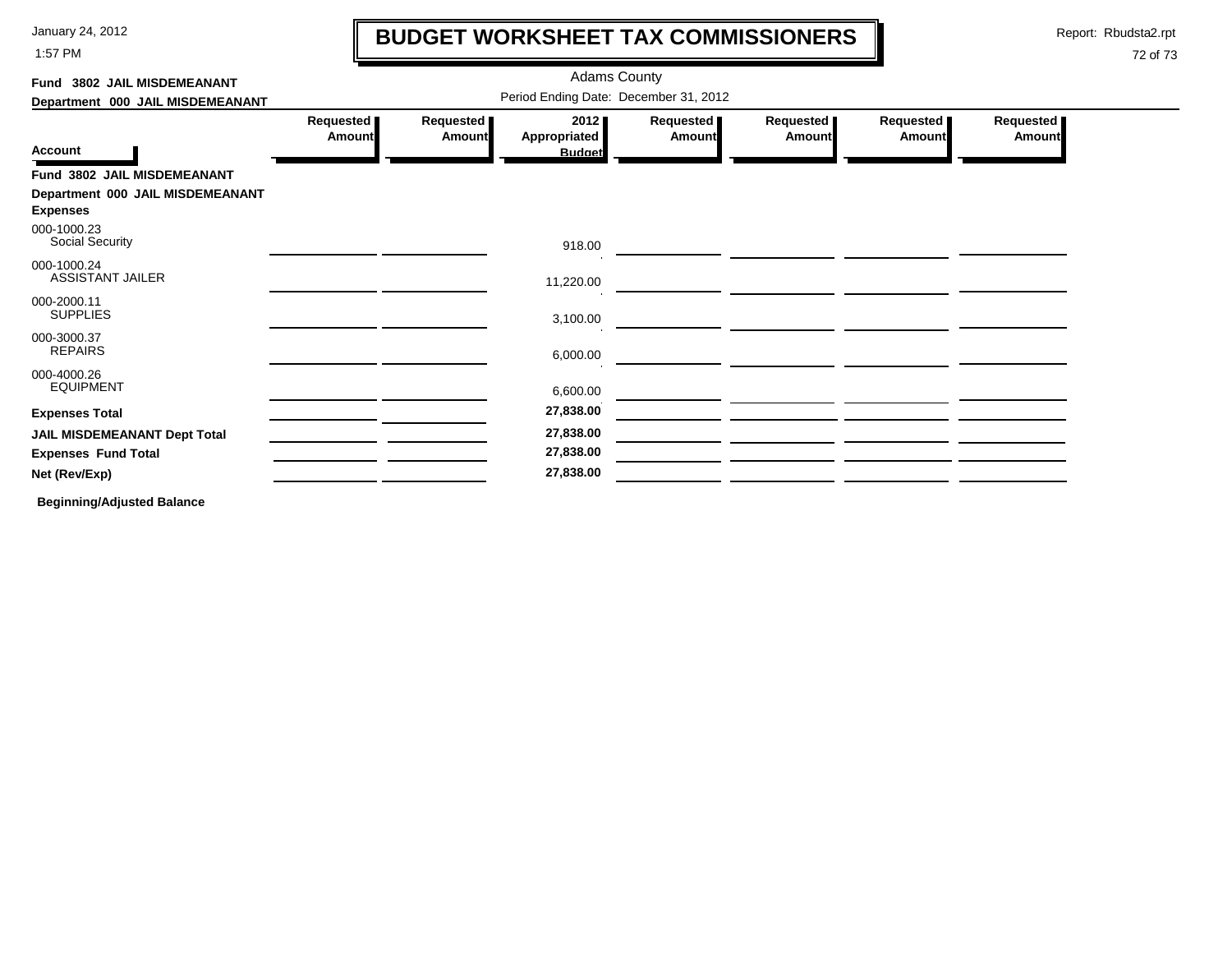# BUDGET WORKSHEET TAX COMMISSIONERS

Adams County

Period Ending Date: December 31, 2012

**Fund 3802 JAIL MISDEMEANANT**

**Department 000 JAIL MISDEMEANANT**

| Account | Requested Amount | Requested Amount | 2012 Appropriated Budget | Requested Amount | Requested Amount | Requested Amount | Requested Amount |
|---|---|---|---|---|---|---|---|
| **Fund 3802 JAIL MISDEMEANANT** | | | | | | | |
| **Department 000 JAIL MISDEMEANANT** | | | | | | | |
| **Expenses** | | | | | | | |
| 000-1000.23 Social Security | | | 918.00 | | | | |
| 000-1000.24 ASSISTANT JAILER | | | 11,220.00 | | | | |
| 000-2000.11 SUPPLIES | | | 3,100.00 | | | | |
| 000-3000.37 REPAIRS | | | 6,000.00 | | | | |
| 000-4000.26 EQUIPMENT | | | 6,600.00 | | | | |
| **Expenses Total** | | | **27,838.00** | | | | |
| **JAIL MISDEMEANANT Dept Total** | | | **27,838.00** | | | | |
| **Expenses Fund Total** | | | **27,838.00** | | | | |
| **Net (Rev/Exp)** | | | **27,838.00** | | | | |

**Beginning/Adjusted Balance**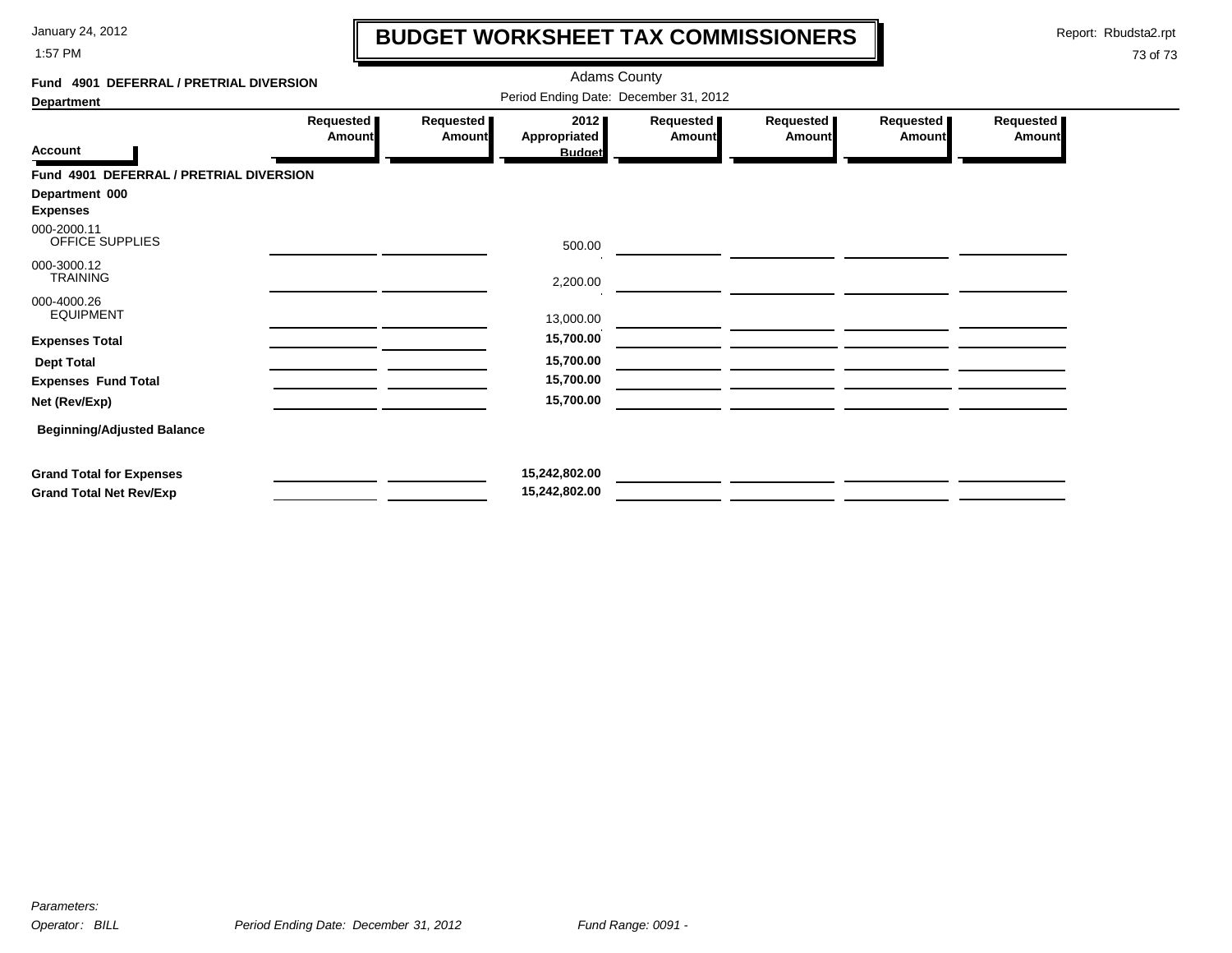# BUDGET WORKSHEET TAX COMMISSIONERS

Adams County

Period Ending Date: December 31, 2012

January 24, 2012
1:57 PM

Report: Rbudsta2.rpt

**Fund 4901 DEFERRAL / PRETRIAL DIVERSION**

**Department**

| Account | Requested Amount | Requested Amount | 2012 Appropriated Budget | Requested Amount | Requested Amount | Requested Amount | Requested Amount |
|---|---|---|---|---|---|---|---|
| **Fund 4901 DEFERRAL / PRETRIAL DIVERSION** | | | | | | | |
| **Department 000** | | | | | | | |
| **Expenses** | | | | | | | |
| 000-2000.11 OFFICE SUPPLIES | | | 500.00 | | | | |
| 000-3000.12 TRAINING | | | 2,200.00 | | | | |
| 000-4000.26 EQUIPMENT | | | 13,000.00 | | | | |
| **Expenses Total** | | | **15,700.00** | | | | |
| **Dept Total** | | | **15,700.00** | | | | |
| **Expenses Fund Total** | | | **15,700.00** | | | | |
| **Net (Rev/Exp)** | | | **15,700.00** | | | | |
| **Beginning/Adjusted Balance** | | | | | | | |
| **Grand Total for Expenses** | | | **15,242,802.00** | | | | |
| **Grand Total Net Rev/Exp** | | | **15,242,802.00** | | | | |

*Parameters:*
*Operator: BILL* *Period Ending Date: December 31, 2012* *Fund Range: 0091 -*